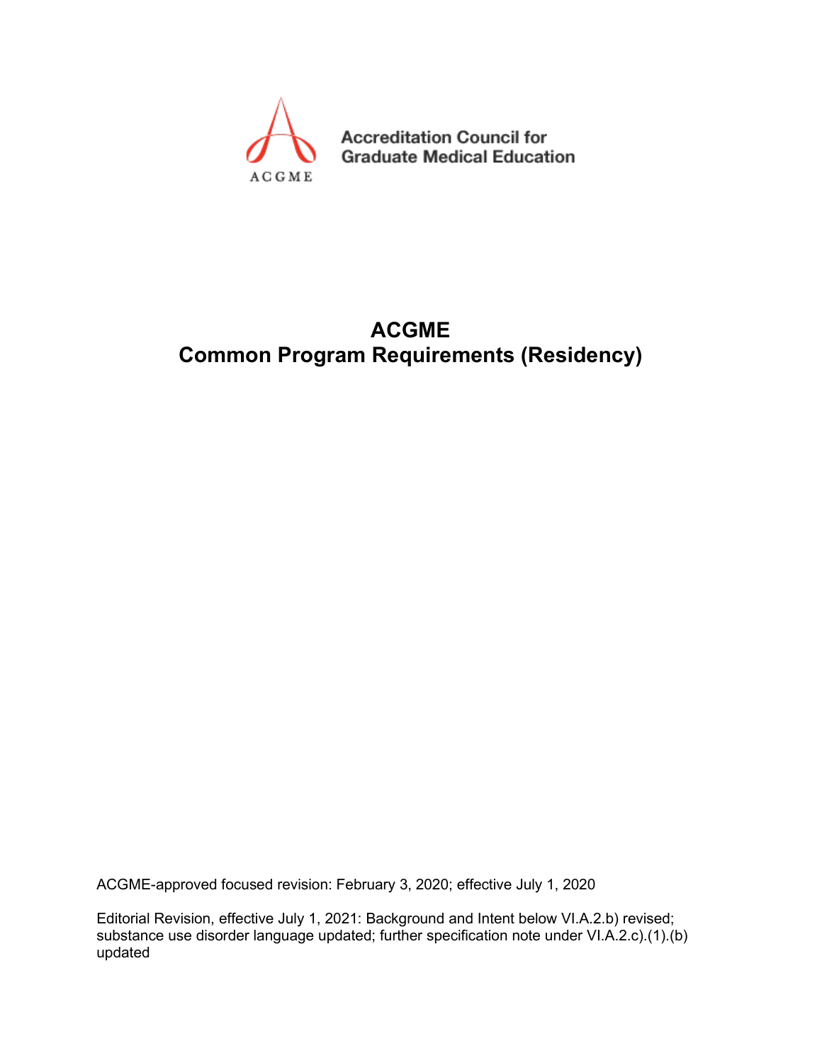ACGME

Accreditation Council for Graduate Medical Education

# ACGME
# Common Program Requirements (Residency)

ACGME-approved focused revision: February 3, 2020; effective July 1, 2020

Editorial Revision, effective July 1, 2021: Background and Intent below VI.A.2.b) revised; substance use disorder language updated; further specification note under VI.A.2.c).(1).(b) updated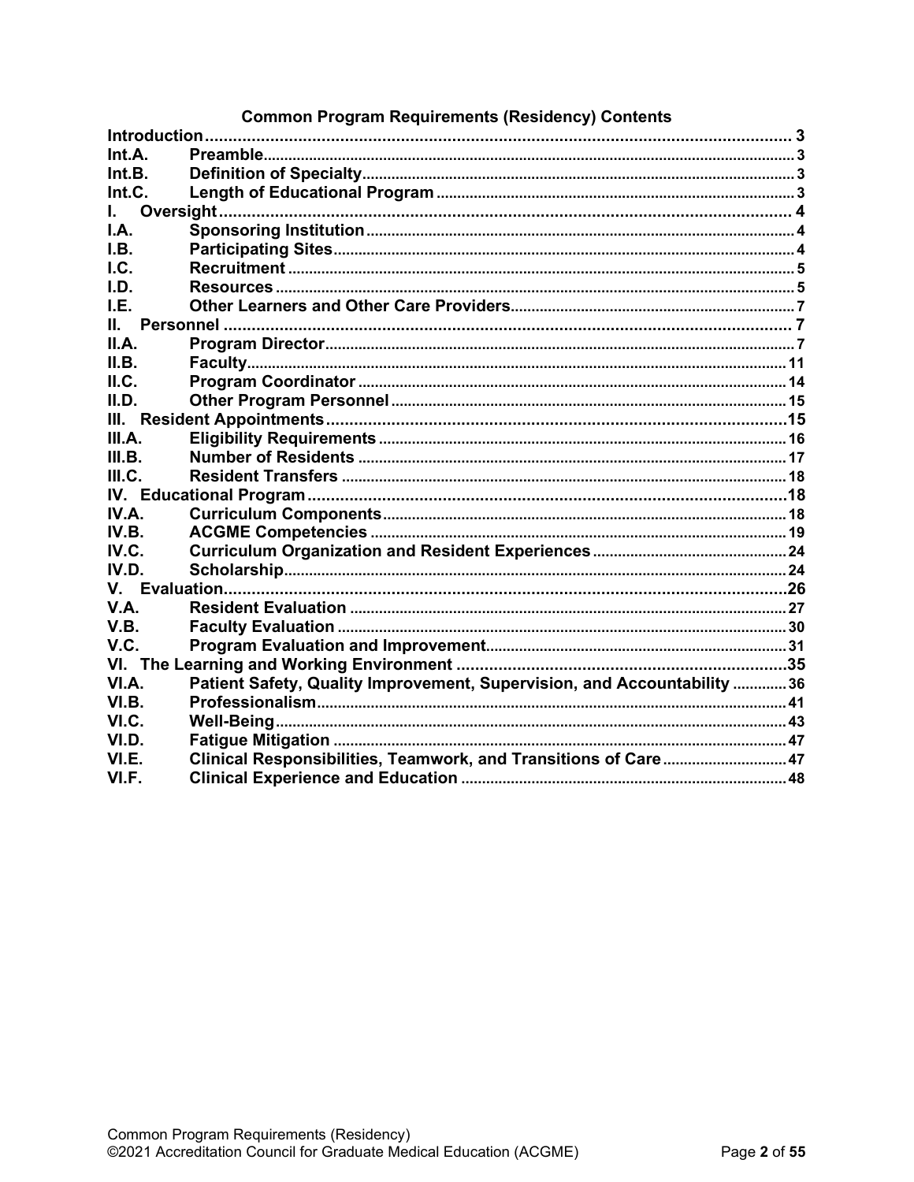## Common Program Requirements (Residency) Contents

**Introduction** .......... 3
- **Int.A. Preamble** .......... 3
- **Int.B. Definition of Specialty** .......... 3
- **Int.C. Length of Educational Program** .......... 3

**I. Oversight** .......... 4
- **I.A. Sponsoring Institution** .......... 4
- **I.B. Participating Sites** .......... 4
- **I.C. Recruitment** .......... 5
- **I.D. Resources** .......... 5
- **I.E. Other Learners and Other Care Providers** .......... 7

**II. Personnel** .......... 7
- **II.A. Program Director** .......... 7
- **II.B. Faculty** .......... 11
- **II.C. Program Coordinator** .......... 14
- **II.D. Other Program Personnel** .......... 15

**III. Resident Appointments** .......... 15
- **III.A. Eligibility Requirements** .......... 16
- **III.B. Number of Residents** .......... 17
- **III.C. Resident Transfers** .......... 18

**IV. Educational Program** .......... 18
- **IV.A. Curriculum Components** .......... 18
- **IV.B. ACGME Competencies** .......... 19
- **IV.C. Curriculum Organization and Resident Experiences** .......... 24
- **IV.D. Scholarship** .......... 24

**V. Evaluation** .......... 26
- **V.A. Resident Evaluation** .......... 27
- **V.B. Faculty Evaluation** .......... 30
- **V.C. Program Evaluation and Improvement** .......... 31

**VI. The Learning and Working Environment** .......... 35
- **VI.A. Patient Safety, Quality Improvement, Supervision, and Accountability** .......... 36
- **VI.B. Professionalism** .......... 41
- **VI.C. Well-Being** .......... 43
- **VI.D. Fatigue Mitigation** .......... 47
- **VI.E. Clinical Responsibilities, Teamwork, and Transitions of Care** .......... 47
- **VI.F. Clinical Experience and Education** .......... 48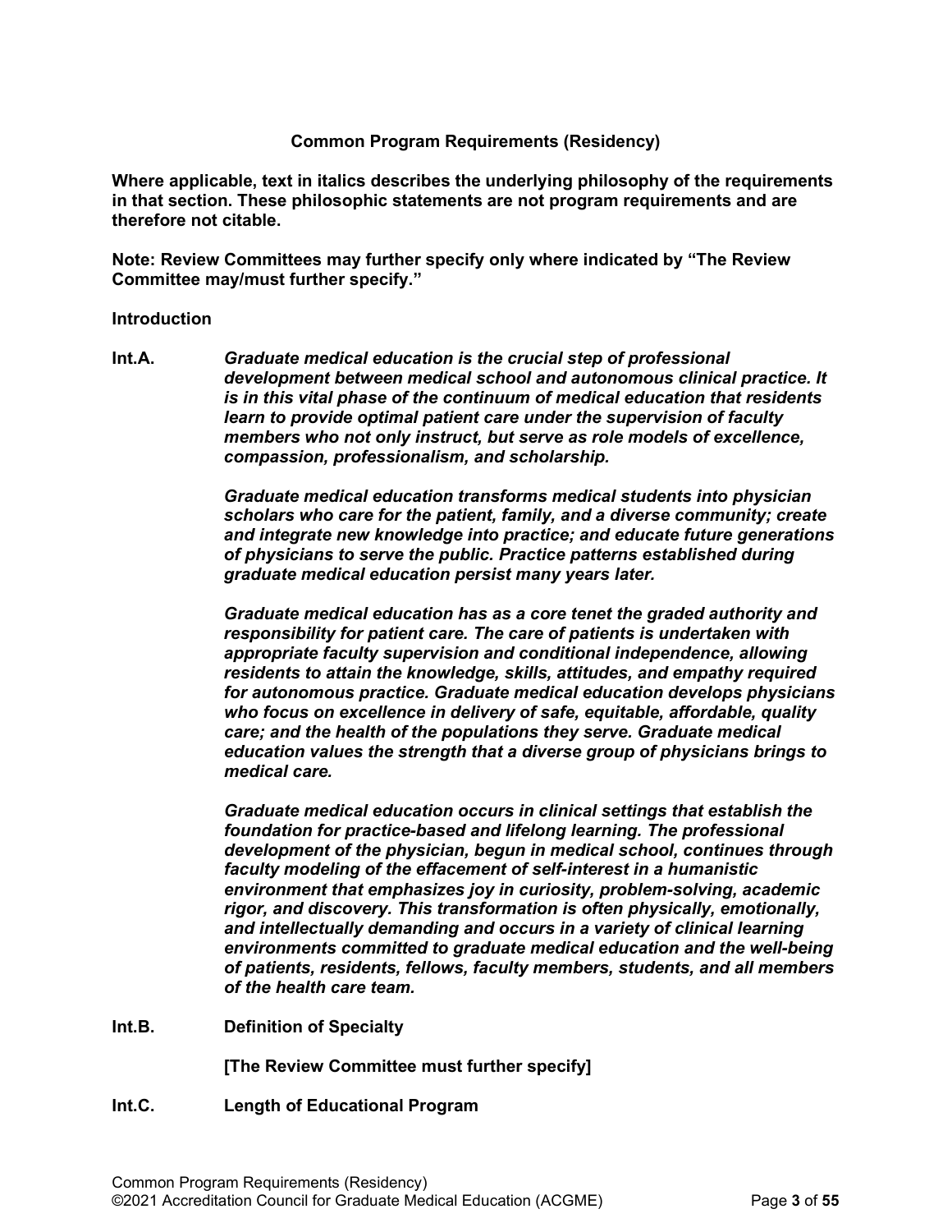## Common Program Requirements (Residency)

**Where applicable, text in italics describes the underlying philosophy of the requirements in that section. These philosophic statements are not program requirements and are therefore not citable.**

**Note: Review Committees may further specify only where indicated by "The Review Committee may/must further specify."**

**Introduction**

**Int.A.** ***Graduate medical education is the crucial step of professional development between medical school and autonomous clinical practice. It is in this vital phase of the continuum of medical education that residents learn to provide optimal patient care under the supervision of faculty members who not only instruct, but serve as role models of excellence, compassion, professionalism, and scholarship.***

***Graduate medical education transforms medical students into physician scholars who care for the patient, family, and a diverse community; create and integrate new knowledge into practice; and educate future generations of physicians to serve the public. Practice patterns established during graduate medical education persist many years later.***

***Graduate medical education has as a core tenet the graded authority and responsibility for patient care. The care of patients is undertaken with appropriate faculty supervision and conditional independence, allowing residents to attain the knowledge, skills, attitudes, and empathy required for autonomous practice. Graduate medical education develops physicians who focus on excellence in delivery of safe, equitable, affordable, quality care; and the health of the populations they serve. Graduate medical education values the strength that a diverse group of physicians brings to medical care.***

***Graduate medical education occurs in clinical settings that establish the foundation for practice-based and lifelong learning. The professional development of the physician, begun in medical school, continues through faculty modeling of the effacement of self-interest in a humanistic environment that emphasizes joy in curiosity, problem-solving, academic rigor, and discovery. This transformation is often physically, emotionally, and intellectually demanding and occurs in a variety of clinical learning environments committed to graduate medical education and the well-being of patients, residents, fellows, faculty members, students, and all members of the health care team.***

**Int.B.** **Definition of Specialty**

**[The Review Committee must further specify]**

**Int.C.** **Length of Educational Program**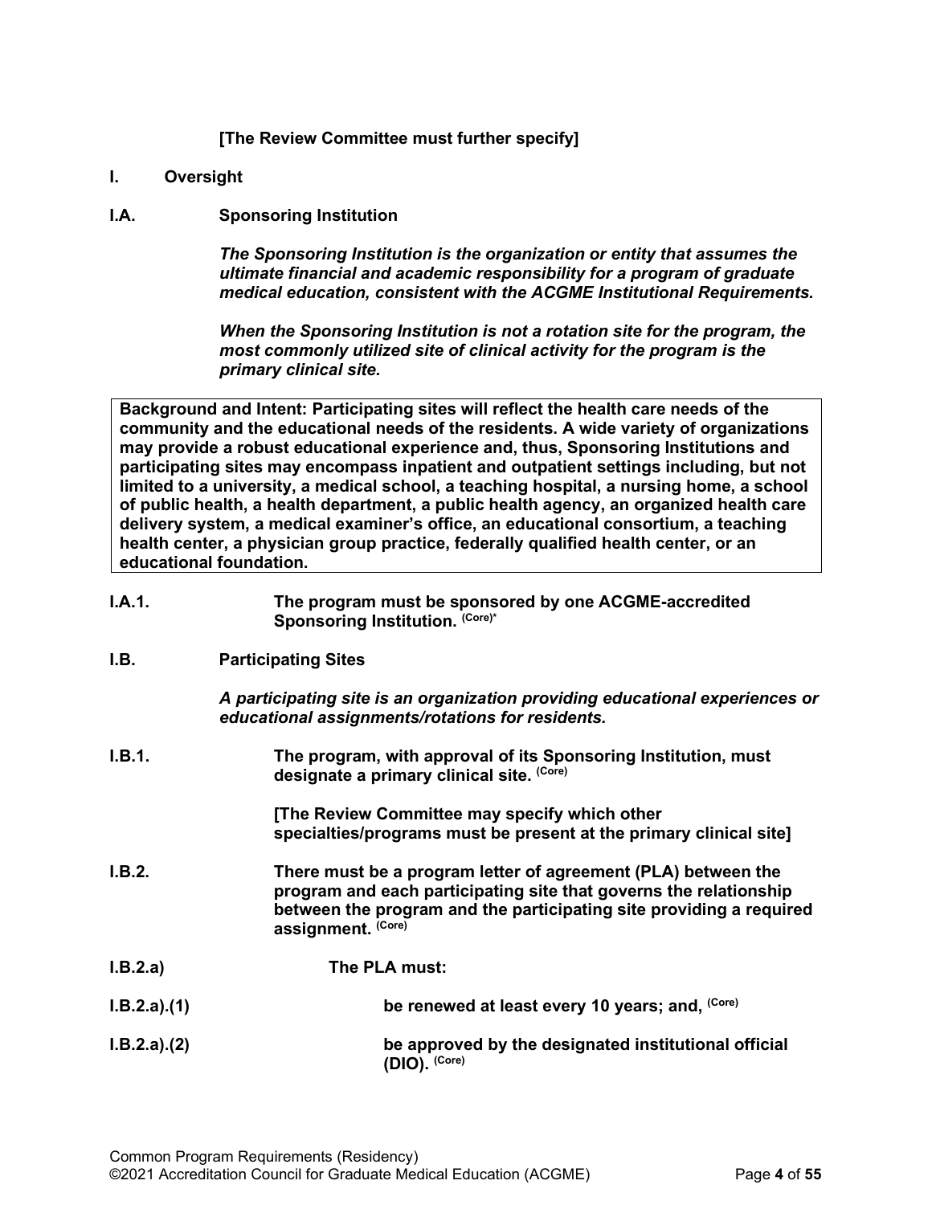**[The Review Committee must further specify]**

**I. Oversight**

**I.A. Sponsoring Institution**

***The Sponsoring Institution is the organization or entity that assumes the ultimate financial and academic responsibility for a program of graduate medical education, consistent with the ACGME Institutional Requirements.***

***When the Sponsoring Institution is not a rotation site for the program, the most commonly utilized site of clinical activity for the program is the primary clinical site.***

> **Background and Intent: Participating sites will reflect the health care needs of the community and the educational needs of the residents. A wide variety of organizations may provide a robust educational experience and, thus, Sponsoring Institutions and participating sites may encompass inpatient and outpatient settings including, but not limited to a university, a medical school, a teaching hospital, a nursing home, a school of public health, a health department, a public health agency, an organized health care delivery system, a medical examiner's office, an educational consortium, a teaching health center, a physician group practice, federally qualified health center, or an educational foundation.**

**I.A.1.** **The program must be sponsored by one ACGME-accredited Sponsoring Institution.** (Core)*

**I.B. Participating Sites**

***A participating site is an organization providing educational experiences or educational assignments/rotations for residents.***

**I.B.1.** **The program, with approval of its Sponsoring Institution, must designate a primary clinical site.** (Core)

**[The Review Committee may specify which other specialties/programs must be present at the primary clinical site]**

**I.B.2.** **There must be a program letter of agreement (PLA) between the program and each participating site that governs the relationship between the program and the participating site providing a required assignment.** (Core)

**I.B.2.a)** **The PLA must:**

**I.B.2.a).(1)** **be renewed at least every 10 years; and,** (Core)

**I.B.2.a).(2)** **be approved by the designated institutional official (DIO).** (Core)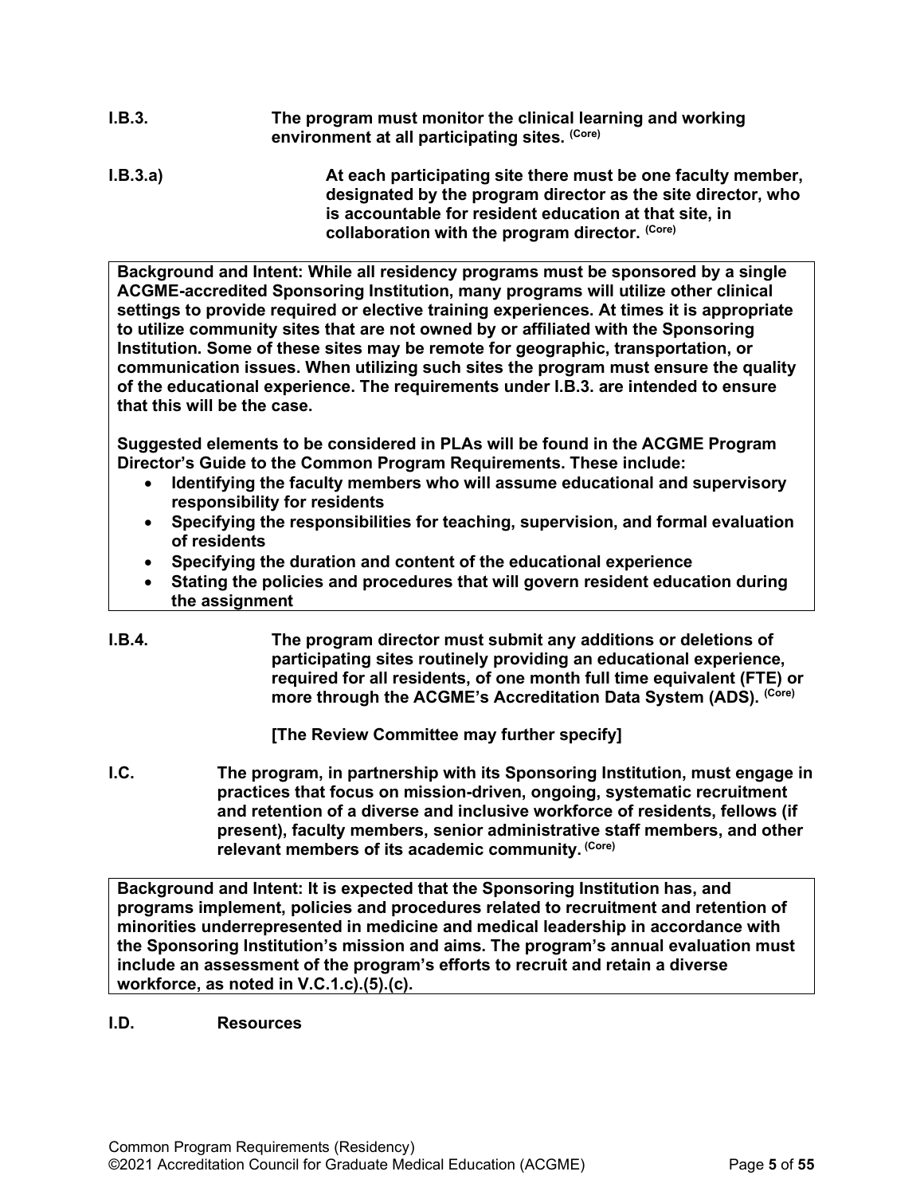**I.B.3.** **The program must monitor the clinical learning and working environment at all participating sites.** **(Core)**

**I.B.3.a)** **At each participating site there must be one faculty member, designated by the program director as the site director, who is accountable for resident education at that site, in collaboration with the program director.** **(Core)**

> **Background and Intent: While all residency programs must be sponsored by a single ACGME-accredited Sponsoring Institution, many programs will utilize other clinical settings to provide required or elective training experiences. At times it is appropriate to utilize community sites that are not owned by or affiliated with the Sponsoring Institution. Some of these sites may be remote for geographic, transportation, or communication issues. When utilizing such sites the program must ensure the quality of the educational experience. The requirements under I.B.3. are intended to ensure that this will be the case.**
>
> **Suggested elements to be considered in PLAs will be found in the ACGME Program Director's Guide to the Common Program Requirements. These include:**
>
> - **Identifying the faculty members who will assume educational and supervisory responsibility for residents**
> - **Specifying the responsibilities for teaching, supervision, and formal evaluation of residents**
> - **Specifying the duration and content of the educational experience**
> - **Stating the policies and procedures that will govern resident education during the assignment**

**I.B.4.** **The program director must submit any additions or deletions of participating sites routinely providing an educational experience, required for all residents, of one month full time equivalent (FTE) or more through the ACGME's Accreditation Data System (ADS).** **(Core)**

**[The Review Committee may further specify]**

**I.C.** **The program, in partnership with its Sponsoring Institution, must engage in practices that focus on mission-driven, ongoing, systematic recruitment and retention of a diverse and inclusive workforce of residents, fellows (if present), faculty members, senior administrative staff members, and other relevant members of its academic community.** **(Core)**

> **Background and Intent: It is expected that the Sponsoring Institution has, and programs implement, policies and procedures related to recruitment and retention of minorities underrepresented in medicine and medical leadership in accordance with the Sponsoring Institution's mission and aims. The program's annual evaluation must include an assessment of the program's efforts to recruit and retain a diverse workforce, as noted in V.C.1.c).(5).(c).**

**I.D.** **Resources**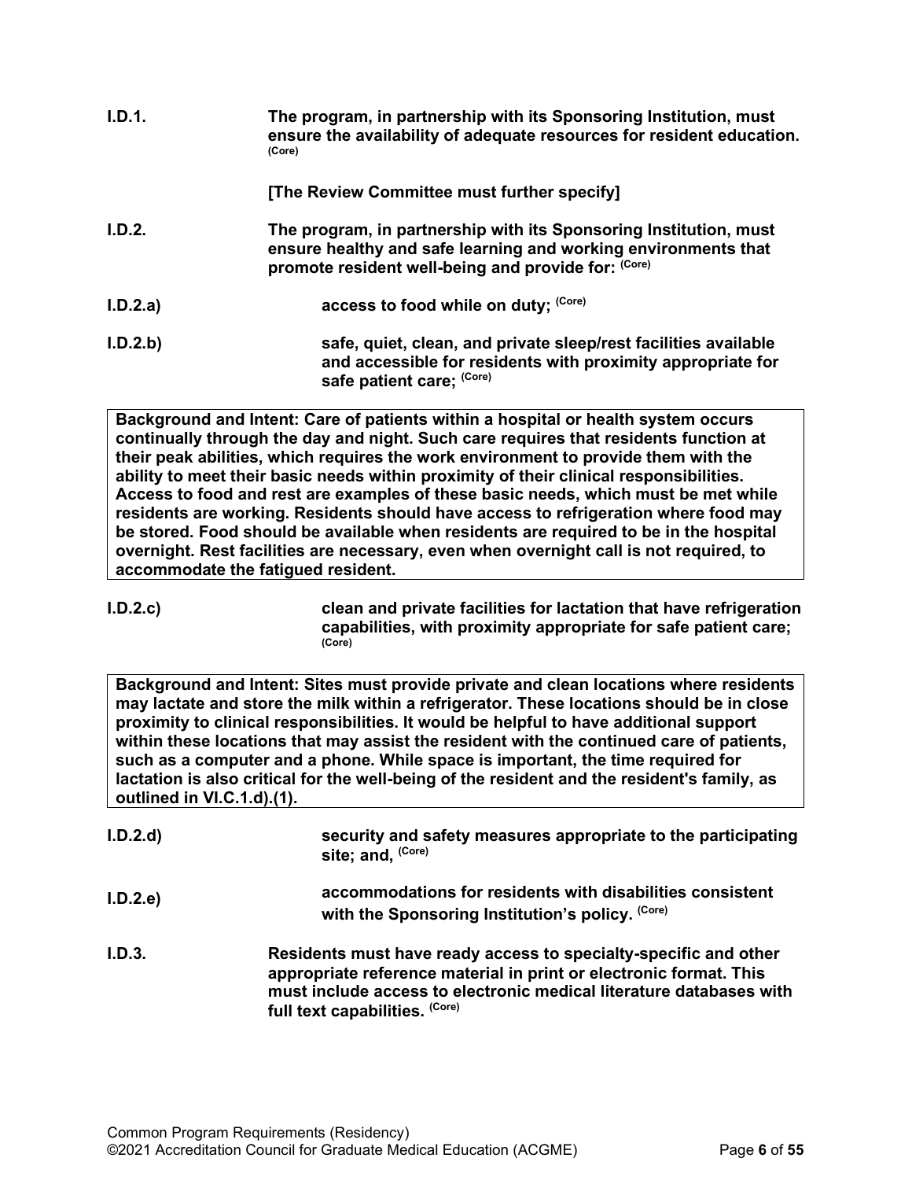**I.D.1.** **The program, in partnership with its Sponsoring Institution, must ensure the availability of adequate resources for resident education.** (Core)

**[The Review Committee must further specify]**

**I.D.2.** **The program, in partnership with its Sponsoring Institution, must ensure healthy and safe learning and working environments that promote resident well-being and provide for:** (Core)

**I.D.2.a)** **access to food while on duty;** (Core)

**I.D.2.b)** **safe, quiet, clean, and private sleep/rest facilities available and accessible for residents with proximity appropriate for safe patient care;** (Core)

> **Background and Intent: Care of patients within a hospital or health system occurs continually through the day and night. Such care requires that residents function at their peak abilities, which requires the work environment to provide them with the ability to meet their basic needs within proximity of their clinical responsibilities. Access to food and rest are examples of these basic needs, which must be met while residents are working. Residents should have access to refrigeration where food may be stored. Food should be available when residents are required to be in the hospital overnight. Rest facilities are necessary, even when overnight call is not required, to accommodate the fatigued resident.**

**I.D.2.c)** **clean and private facilities for lactation that have refrigeration capabilities, with proximity appropriate for safe patient care;** (Core)

> **Background and Intent: Sites must provide private and clean locations where residents may lactate and store the milk within a refrigerator. These locations should be in close proximity to clinical responsibilities. It would be helpful to have additional support within these locations that may assist the resident with the continued care of patients, such as a computer and a phone. While space is important, the time required for lactation is also critical for the well-being of the resident and the resident's family, as outlined in VI.C.1.d).(1).**

**I.D.2.d)** **security and safety measures appropriate to the participating site; and,** (Core)

**I.D.2.e)** **accommodations for residents with disabilities consistent with the Sponsoring Institution's policy.** (Core)

**I.D.3.** **Residents must have ready access to specialty-specific and other appropriate reference material in print or electronic format. This must include access to electronic medical literature databases with full text capabilities.** (Core)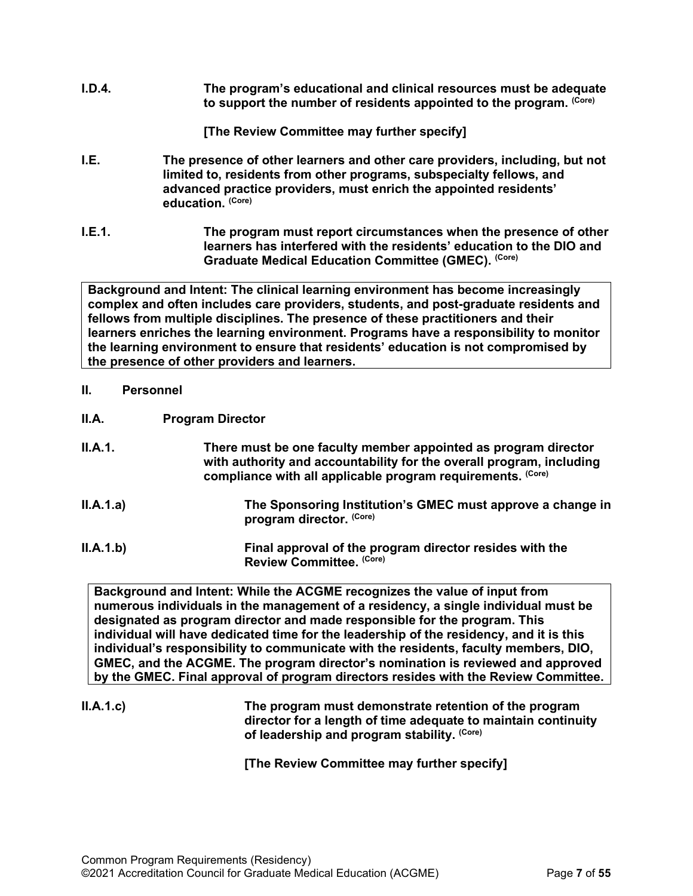**I.D.4.** **The program's educational and clinical resources must be adequate to support the number of residents appointed to the program.** (Core)

**[The Review Committee may further specify]**

**I.E.** **The presence of other learners and other care providers, including, but not limited to, residents from other programs, subspecialty fellows, and advanced practice providers, must enrich the appointed residents' education.** (Core)

**I.E.1.** **The program must report circumstances when the presence of other learners has interfered with the residents' education to the DIO and Graduate Medical Education Committee (GMEC).** (Core)

> **Background and Intent: The clinical learning environment has become increasingly complex and often includes care providers, students, and post-graduate residents and fellows from multiple disciplines. The presence of these practitioners and their learners enriches the learning environment. Programs have a responsibility to monitor the learning environment to ensure that residents' education is not compromised by the presence of other providers and learners.**

## II. Personnel

### II.A. Program Director

**II.A.1.** **There must be one faculty member appointed as program director with authority and accountability for the overall program, including compliance with all applicable program requirements.** (Core)

**II.A.1.a)** **The Sponsoring Institution's GMEC must approve a change in program director.** (Core)

**II.A.1.b)** **Final approval of the program director resides with the Review Committee.** (Core)

> **Background and Intent: While the ACGME recognizes the value of input from numerous individuals in the management of a residency, a single individual must be designated as program director and made responsible for the program. This individual will have dedicated time for the leadership of the residency, and it is this individual's responsibility to communicate with the residents, faculty members, DIO, GMEC, and the ACGME. The program director's nomination is reviewed and approved by the GMEC. Final approval of program directors resides with the Review Committee.**

**II.A.1.c)** **The program must demonstrate retention of the program director for a length of time adequate to maintain continuity of leadership and program stability.** (Core)

**[The Review Committee may further specify]**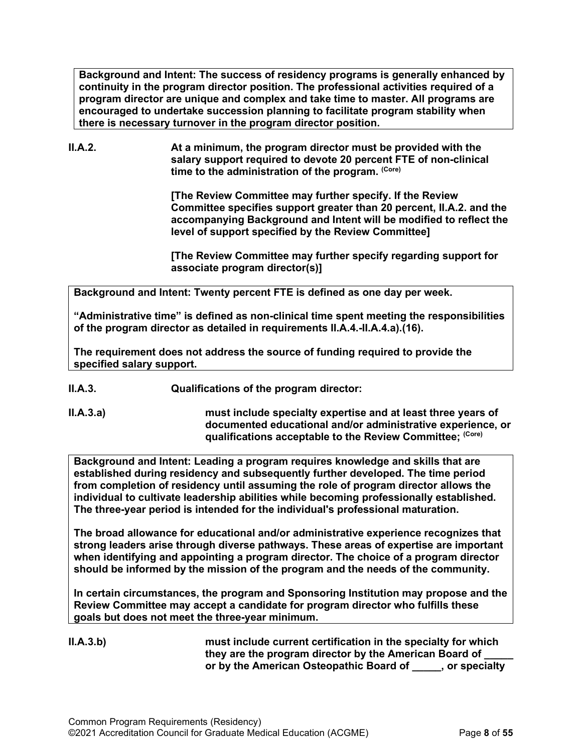**Background and Intent: The success of residency programs is generally enhanced by continuity in the program director position. The professional activities required of a program director are unique and complex and take time to master. All programs are encouraged to undertake succession planning to facilitate program stability when there is necessary turnover in the program director position.**

**II.A.2.** **At a minimum, the program director must be provided with the salary support required to devote 20 percent FTE of non-clinical time to the administration of the program.** **(Core)**

**[The Review Committee may further specify. If the Review Committee specifies support greater than 20 percent, II.A.2. and the accompanying Background and Intent will be modified to reflect the level of support specified by the Review Committee]**

**[The Review Committee may further specify regarding support for associate program director(s)]**

**Background and Intent: Twenty percent FTE is defined as one day per week.**

**"Administrative time" is defined as non-clinical time spent meeting the responsibilities of the program director as detailed in requirements II.A.4.-II.A.4.a).(16).**

**The requirement does not address the source of funding required to provide the specified salary support.**

**II.A.3.** **Qualifications of the program director:**

**II.A.3.a)** **must include specialty expertise and at least three years of documented educational and/or administrative experience, or qualifications acceptable to the Review Committee;** **(Core)**

**Background and Intent: Leading a program requires knowledge and skills that are established during residency and subsequently further developed. The time period from completion of residency until assuming the role of program director allows the individual to cultivate leadership abilities while becoming professionally established. The three-year period is intended for the individual's professional maturation.**

**The broad allowance for educational and/or administrative experience recognizes that strong leaders arise through diverse pathways. These areas of expertise are important when identifying and appointing a program director. The choice of a program director should be informed by the mission of the program and the needs of the community.**

**In certain circumstances, the program and Sponsoring Institution may propose and the Review Committee may accept a candidate for program director who fulfills these goals but does not meet the three-year minimum.**

**II.A.3.b)** **must include current certification in the specialty for which they are the program director by the American Board of _____ or by the American Osteopathic Board of _____, or specialty**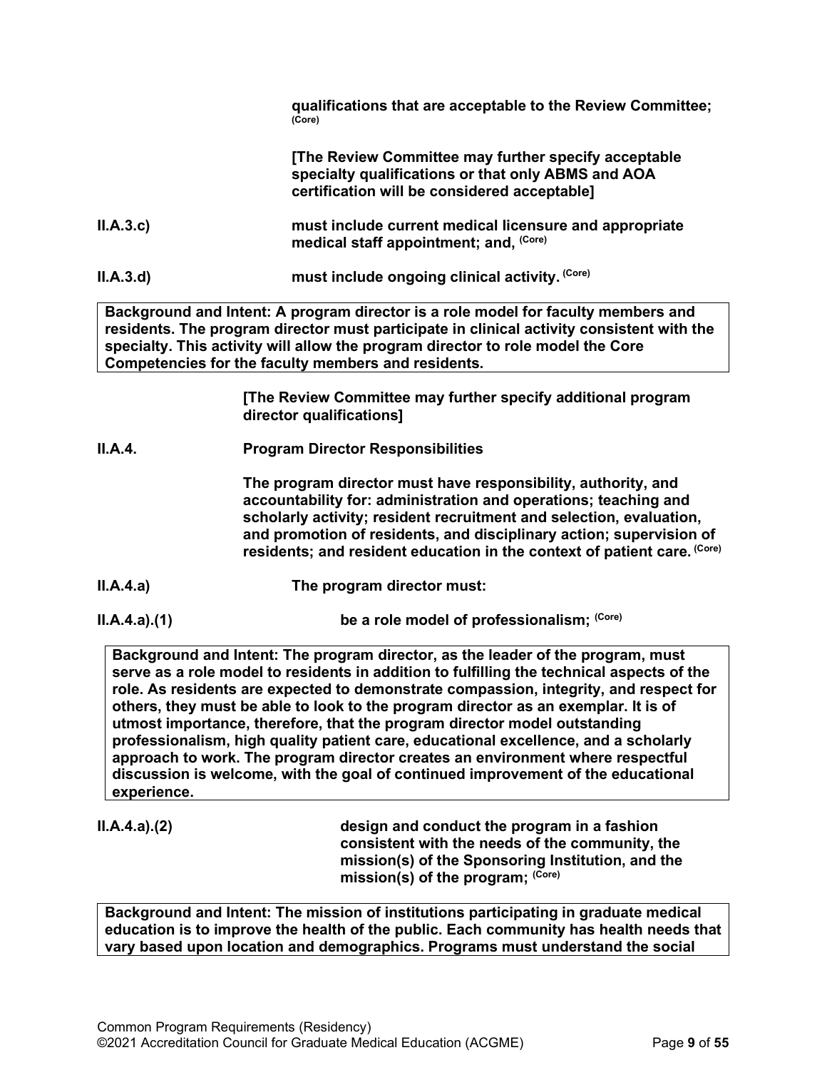**qualifications that are acceptable to the Review Committee;** (Core)

**[The Review Committee may further specify acceptable specialty qualifications or that only ABMS and AOA certification will be considered acceptable]**

**II.A.3.c)** **must include current medical licensure and appropriate medical staff appointment; and,** (Core)

**II.A.3.d)** **must include ongoing clinical activity.** (Core)

> **Background and Intent: A program director is a role model for faculty members and residents. The program director must participate in clinical activity consistent with the specialty. This activity will allow the program director to role model the Core Competencies for the faculty members and residents.**

**[The Review Committee may further specify additional program director qualifications]**

**II.A.4.** **Program Director Responsibilities**

**The program director must have responsibility, authority, and accountability for: administration and operations; teaching and scholarly activity; resident recruitment and selection, evaluation, and promotion of residents, and disciplinary action; supervision of residents; and resident education in the context of patient care.** (Core)

**II.A.4.a)** **The program director must:**

**II.A.4.a).(1)** **be a role model of professionalism;** (Core)

> **Background and Intent: The program director, as the leader of the program, must serve as a role model to residents in addition to fulfilling the technical aspects of the role. As residents are expected to demonstrate compassion, integrity, and respect for others, they must be able to look to the program director as an exemplar. It is of utmost importance, therefore, that the program director model outstanding professionalism, high quality patient care, educational excellence, and a scholarly approach to work. The program director creates an environment where respectful discussion is welcome, with the goal of continued improvement of the educational experience.**

**II.A.4.a).(2)** **design and conduct the program in a fashion consistent with the needs of the community, the mission(s) of the Sponsoring Institution, and the mission(s) of the program;** (Core)

> **Background and Intent: The mission of institutions participating in graduate medical education is to improve the health of the public. Each community has health needs that vary based upon location and demographics. Programs must understand the social**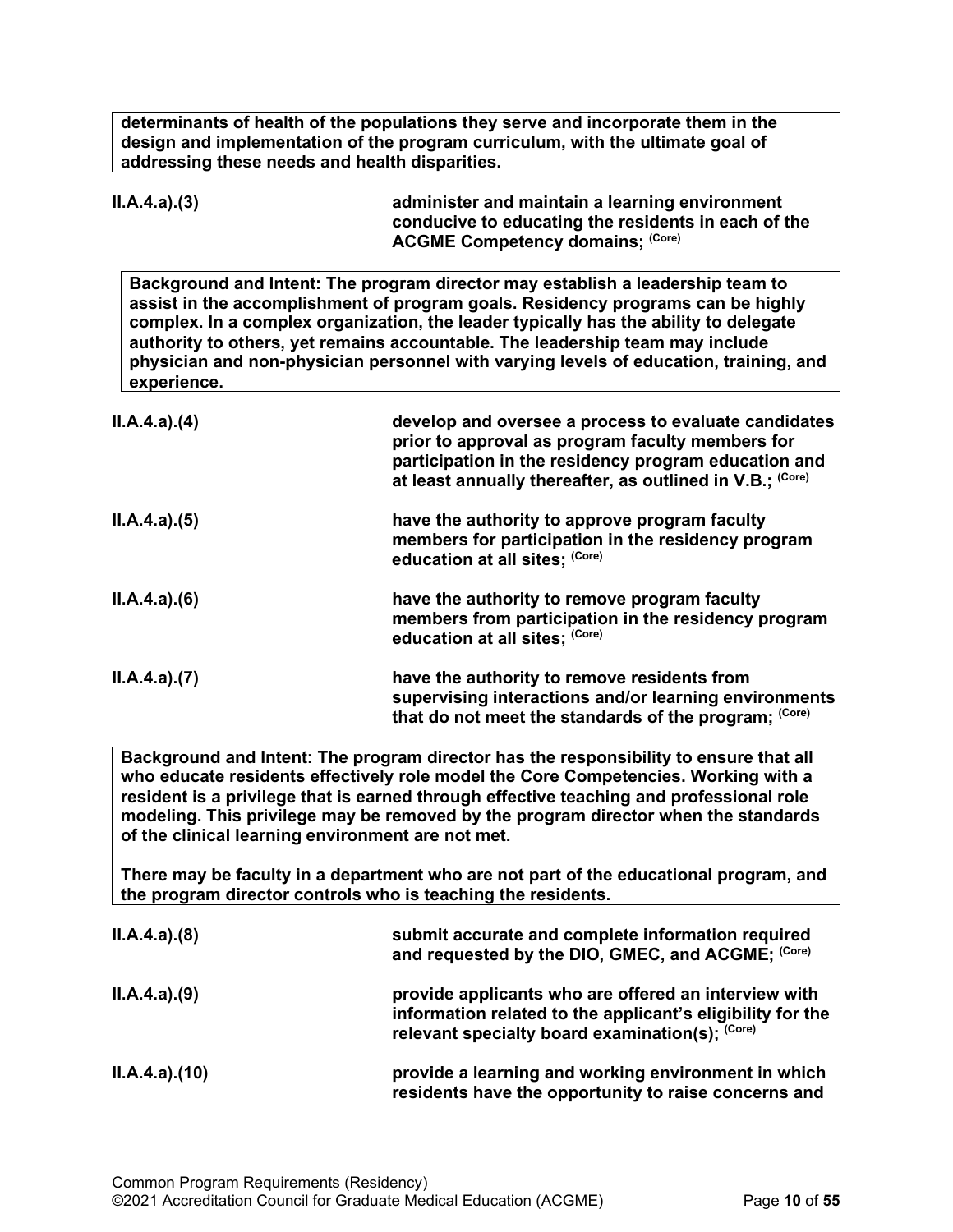**determinants of health of the populations they serve and incorporate them in the design and implementation of the program curriculum, with the ultimate goal of addressing these needs and health disparities.**

**II.A.4.a).(3)** **administer and maintain a learning environment conducive to educating the residents in each of the ACGME Competency domains;** (Core)

**Background and Intent: The program director may establish a leadership team to assist in the accomplishment of program goals. Residency programs can be highly complex. In a complex organization, the leader typically has the ability to delegate authority to others, yet remains accountable. The leadership team may include physician and non-physician personnel with varying levels of education, training, and experience.**

**II.A.4.a).(4)** **develop and oversee a process to evaluate candidates prior to approval as program faculty members for participation in the residency program education and at least annually thereafter, as outlined in V.B.;** (Core)

**II.A.4.a).(5)** **have the authority to approve program faculty members for participation in the residency program education at all sites;** (Core)

**II.A.4.a).(6)** **have the authority to remove program faculty members from participation in the residency program education at all sites;** (Core)

**II.A.4.a).(7)** **have the authority to remove residents from supervising interactions and/or learning environments that do not meet the standards of the program;** (Core)

**Background and Intent: The program director has the responsibility to ensure that all who educate residents effectively role model the Core Competencies. Working with a resident is a privilege that is earned through effective teaching and professional role modeling. This privilege may be removed by the program director when the standards of the clinical learning environment are not met.**

**There may be faculty in a department who are not part of the educational program, and the program director controls who is teaching the residents.**

**II.A.4.a).(8)** **submit accurate and complete information required and requested by the DIO, GMEC, and ACGME;** (Core)

**II.A.4.a).(9)** **provide applicants who are offered an interview with information related to the applicant's eligibility for the relevant specialty board examination(s);** (Core)

**II.A.4.a).(10)** **provide a learning and working environment in which residents have the opportunity to raise concerns and**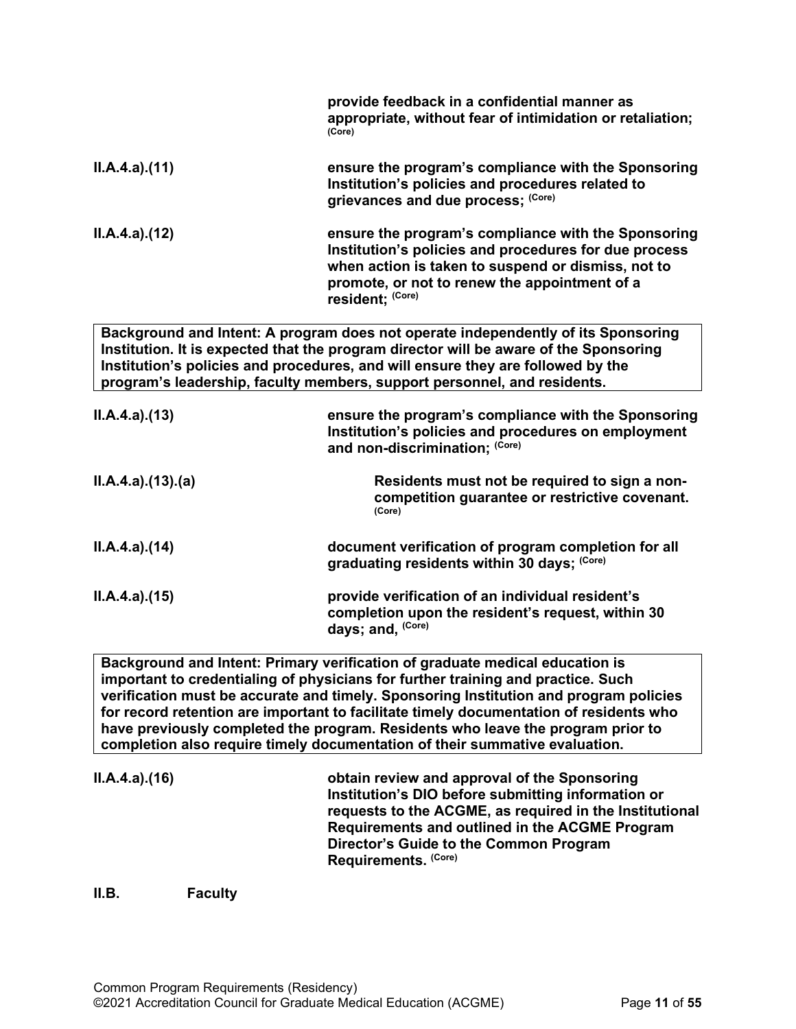**provide feedback in a confidential manner as appropriate, without fear of intimidation or retaliation;** (Core)

**II.A.4.a).(11)** **ensure the program's compliance with the Sponsoring Institution's policies and procedures related to grievances and due process;** (Core)

**II.A.4.a).(12)** **ensure the program's compliance with the Sponsoring Institution's policies and procedures for due process when action is taken to suspend or dismiss, not to promote, or not to renew the appointment of a resident;** (Core)

| Background and Intent: A program does not operate independently of its Sponsoring Institution. It is expected that the program director will be aware of the Sponsoring Institution's policies and procedures, and will ensure they are followed by the program's leadership, faculty members, support personnel, and residents. |
|---|

**II.A.4.a).(13)** **ensure the program's compliance with the Sponsoring Institution's policies and procedures on employment and non-discrimination;** (Core)

**II.A.4.a).(13).(a)** **Residents must not be required to sign a non-competition guarantee or restrictive covenant.** (Core)

**II.A.4.a).(14)** **document verification of program completion for all graduating residents within 30 days;** (Core)

**II.A.4.a).(15)** **provide verification of an individual resident's completion upon the resident's request, within 30 days; and,** (Core)

| Background and Intent: Primary verification of graduate medical education is important to credentialing of physicians for further training and practice. Such verification must be accurate and timely. Sponsoring Institution and program policies for record retention are important to facilitate timely documentation of residents who have previously completed the program. Residents who leave the program prior to completion also require timely documentation of their summative evaluation. |
|---|

**II.A.4.a).(16)** **obtain review and approval of the Sponsoring Institution's DIO before submitting information or requests to the ACGME, as required in the Institutional Requirements and outlined in the ACGME Program Director's Guide to the Common Program Requirements.** (Core)

## II.B. Faculty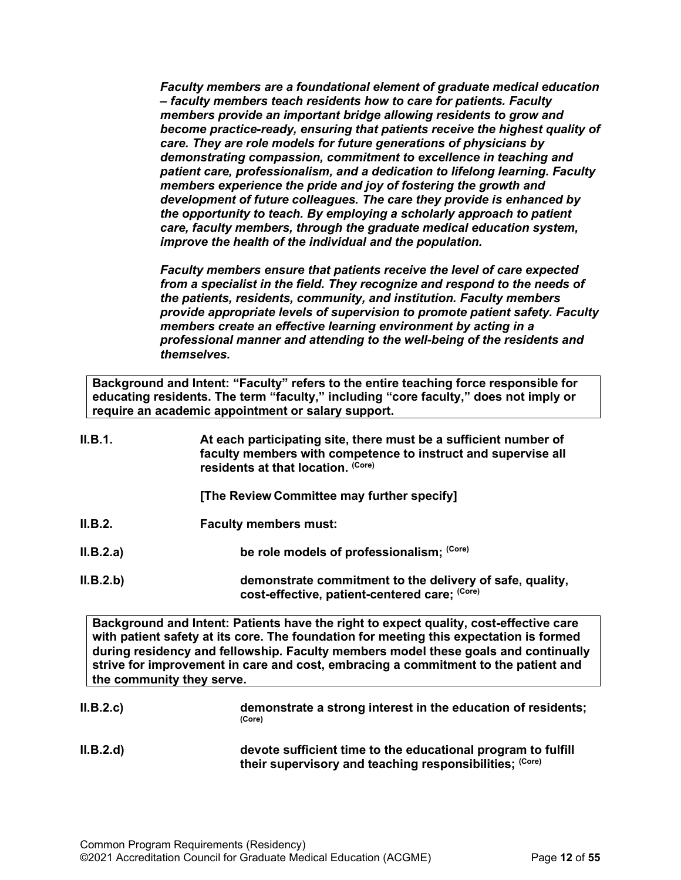*Faculty members are a foundational element of graduate medical education – faculty members teach residents how to care for patients. Faculty members provide an important bridge allowing residents to grow and become practice-ready, ensuring that patients receive the highest quality of care. They are role models for future generations of physicians by demonstrating compassion, commitment to excellence in teaching and patient care, professionalism, and a dedication to lifelong learning. Faculty members experience the pride and joy of fostering the growth and development of future colleagues. The care they provide is enhanced by the opportunity to teach. By employing a scholarly approach to patient care, faculty members, through the graduate medical education system, improve the health of the individual and the population.*

*Faculty members ensure that patients receive the level of care expected from a specialist in the field. They recognize and respond to the needs of the patients, residents, community, and institution. Faculty members provide appropriate levels of supervision to promote patient safety. Faculty members create an effective learning environment by acting in a professional manner and attending to the well-being of the residents and themselves.*

**Background and Intent: "Faculty" refers to the entire teaching force responsible for educating residents. The term "faculty," including "core faculty," does not imply or require an academic appointment or salary support.**

**II.B.1.** **At each participating site, there must be a sufficient number of faculty members with competence to instruct and supervise all residents at that location.** (Core)

**[The Review Committee may further specify]**

**II.B.2.** **Faculty members must:**

**II.B.2.a)** **be role models of professionalism;** (Core)

**II.B.2.b)** **demonstrate commitment to the delivery of safe, quality, cost-effective, patient-centered care;** (Core)

**Background and Intent: Patients have the right to expect quality, cost-effective care with patient safety at its core. The foundation for meeting this expectation is formed during residency and fellowship. Faculty members model these goals and continually strive for improvement in care and cost, embracing a commitment to the patient and the community they serve.**

**II.B.2.c)** **demonstrate a strong interest in the education of residents;** (Core)

**II.B.2.d)** **devote sufficient time to the educational program to fulfill their supervisory and teaching responsibilities;** (Core)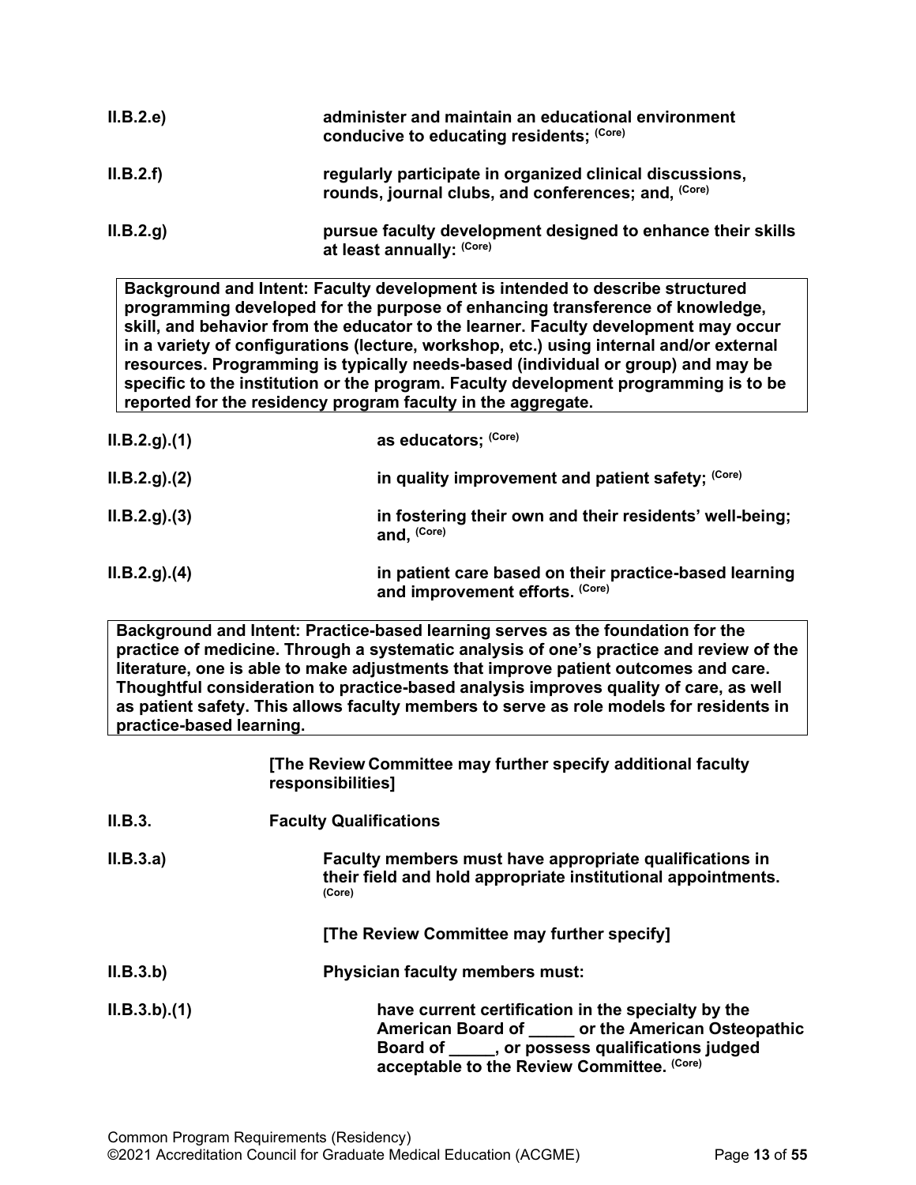**II.B.2.e)** **administer and maintain an educational environment conducive to educating residents;** (Core)

**II.B.2.f)** **regularly participate in organized clinical discussions, rounds, journal clubs, and conferences; and,** (Core)

**II.B.2.g)** **pursue faculty development designed to enhance their skills at least annually:** (Core)

> **Background and Intent: Faculty development is intended to describe structured programming developed for the purpose of enhancing transference of knowledge, skill, and behavior from the educator to the learner. Faculty development may occur in a variety of configurations (lecture, workshop, etc.) using internal and/or external resources. Programming is typically needs-based (individual or group) and may be specific to the institution or the program. Faculty development programming is to be reported for the residency program faculty in the aggregate.**

**II.B.2.g).(1)** **as educators;** (Core)

**II.B.2.g).(2)** **in quality improvement and patient safety;** (Core)

**II.B.2.g).(3)** **in fostering their own and their residents' well-being; and,** (Core)

**II.B.2.g).(4)** **in patient care based on their practice-based learning and improvement efforts.** (Core)

> **Background and Intent: Practice-based learning serves as the foundation for the practice of medicine. Through a systematic analysis of one's practice and review of the literature, one is able to make adjustments that improve patient outcomes and care. Thoughtful consideration to practice-based analysis improves quality of care, as well as patient safety. This allows faculty members to serve as role models for residents in practice-based learning.**

**[The Review Committee may further specify additional faculty responsibilities]**

**II.B.3.** **Faculty Qualifications**

**II.B.3.a)** **Faculty members must have appropriate qualifications in their field and hold appropriate institutional appointments.** (Core)

**[The Review Committee may further specify]**

**II.B.3.b)** **Physician faculty members must:**

**II.B.3.b).(1)** **have current certification in the specialty by the American Board of _____ or the American Osteopathic Board of _____, or possess qualifications judged acceptable to the Review Committee.** (Core)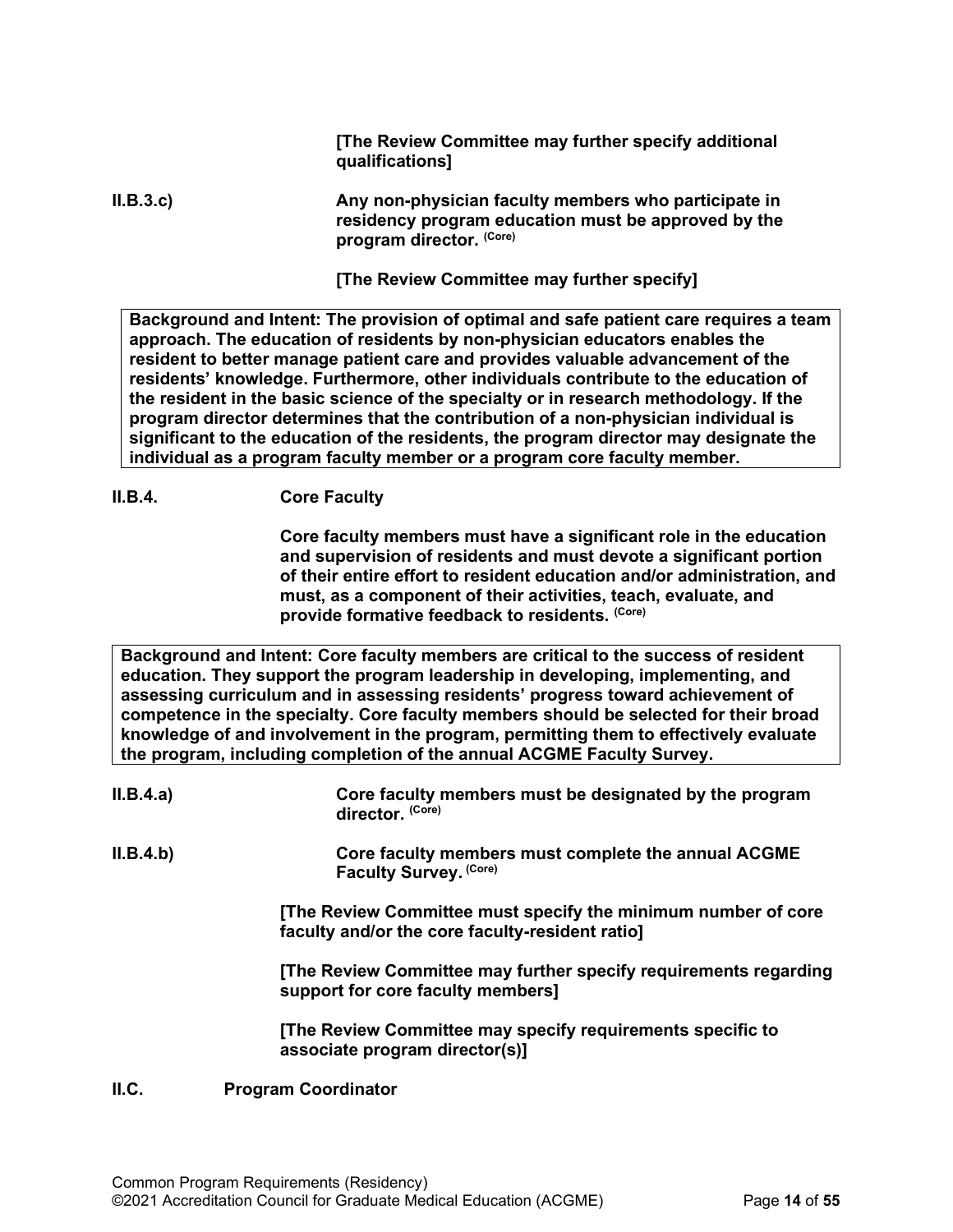**[The Review Committee may further specify additional qualifications]**

**II.B.3.c)** **Any non-physician faculty members who participate in residency program education must be approved by the program director.** **(Core)**

**[The Review Committee may further specify]**

**Background and Intent: The provision of optimal and safe patient care requires a team approach. The education of residents by non-physician educators enables the resident to better manage patient care and provides valuable advancement of the residents' knowledge. Furthermore, other individuals contribute to the education of the resident in the basic science of the specialty or in research methodology. If the program director determines that the contribution of a non-physician individual is significant to the education of the residents, the program director may designate the individual as a program faculty member or a program core faculty member.**

**II.B.4.** **Core Faculty**

**Core faculty members must have a significant role in the education and supervision of residents and must devote a significant portion of their entire effort to resident education and/or administration, and must, as a component of their activities, teach, evaluate, and provide formative feedback to residents.** **(Core)**

**Background and Intent: Core faculty members are critical to the success of resident education. They support the program leadership in developing, implementing, and assessing curriculum and in assessing residents' progress toward achievement of competence in the specialty. Core faculty members should be selected for their broad knowledge of and involvement in the program, permitting them to effectively evaluate the program, including completion of the annual ACGME Faculty Survey.**

**II.B.4.a)** **Core faculty members must be designated by the program director.** **(Core)**

**II.B.4.b)** **Core faculty members must complete the annual ACGME Faculty Survey.** **(Core)**

**[The Review Committee must specify the minimum number of core faculty and/or the core faculty-resident ratio]**

**[The Review Committee may further specify requirements regarding support for core faculty members]**

**[The Review Committee may specify requirements specific to associate program director(s)]**

**II.C.** **Program Coordinator**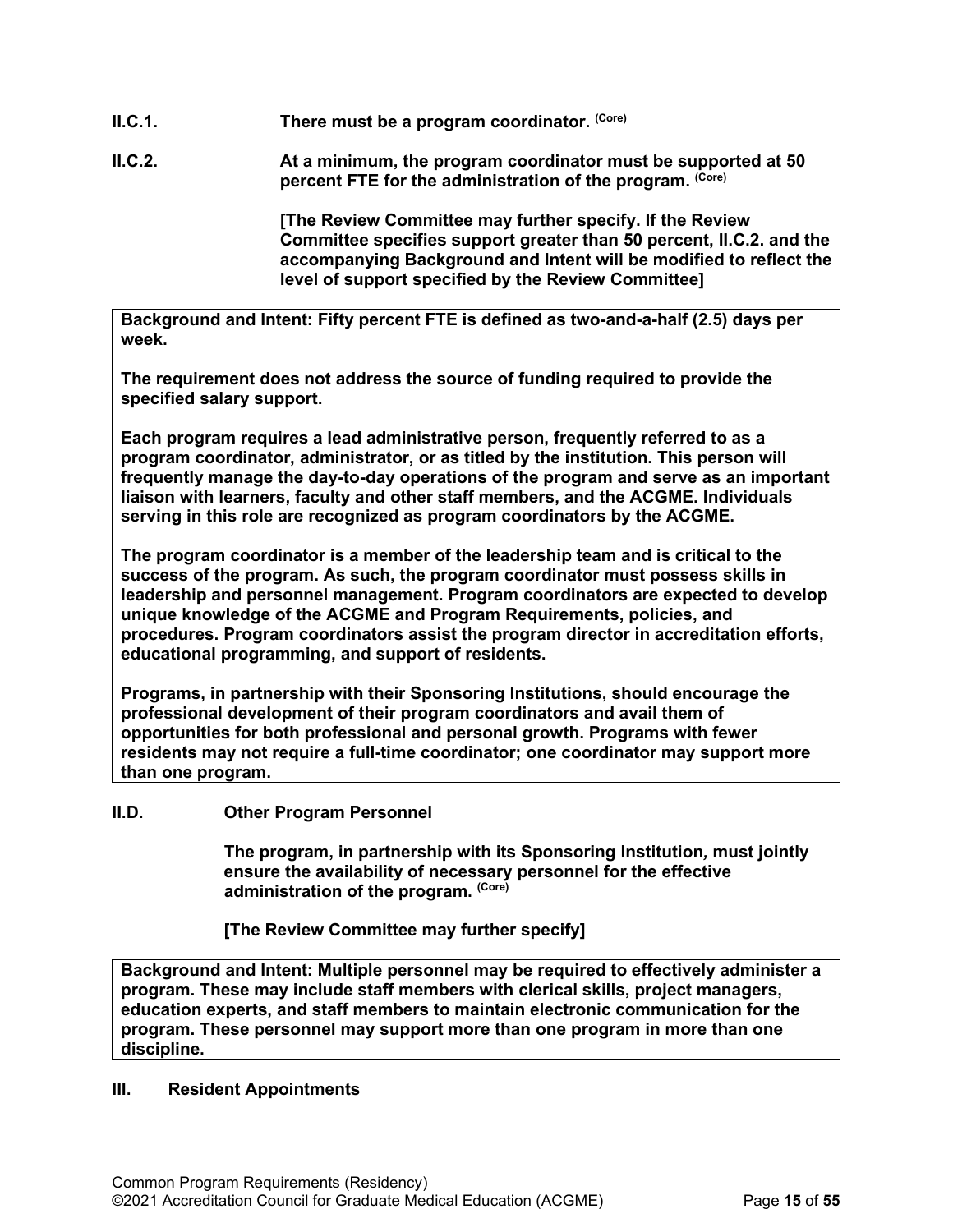**II.C.1.** **There must be a program coordinator.** (Core)

**II.C.2.** **At a minimum, the program coordinator must be supported at 50 percent FTE for the administration of the program.** (Core)

**[The Review Committee may further specify. If the Review Committee specifies support greater than 50 percent, II.C.2. and the accompanying Background and Intent will be modified to reflect the level of support specified by the Review Committee]**

> **Background and Intent: Fifty percent FTE is defined as two-and-a-half (2.5) days per week.**
>
> **The requirement does not address the source of funding required to provide the specified salary support.**
>
> **Each program requires a lead administrative person, frequently referred to as a program coordinator, administrator, or as titled by the institution. This person will frequently manage the day-to-day operations of the program and serve as an important liaison with learners, faculty and other staff members, and the ACGME. Individuals serving in this role are recognized as program coordinators by the ACGME.**
>
> **The program coordinator is a member of the leadership team and is critical to the success of the program. As such, the program coordinator must possess skills in leadership and personnel management. Program coordinators are expected to develop unique knowledge of the ACGME and Program Requirements, policies, and procedures. Program coordinators assist the program director in accreditation efforts, educational programming, and support of residents.**
>
> **Programs, in partnership with their Sponsoring Institutions, should encourage the professional development of their program coordinators and avail them of opportunities for both professional and personal growth. Programs with fewer residents may not require a full-time coordinator; one coordinator may support more than one program.**

**II.D.** **Other Program Personnel**

**The program, in partnership with its Sponsoring Institution, must jointly ensure the availability of necessary personnel for the effective administration of the program.** (Core)

**[The Review Committee may further specify]**

> **Background and Intent: Multiple personnel may be required to effectively administer a program. These may include staff members with clerical skills, project managers, education experts, and staff members to maintain electronic communication for the program. These personnel may support more than one program in more than one discipline.**

## III. Resident Appointments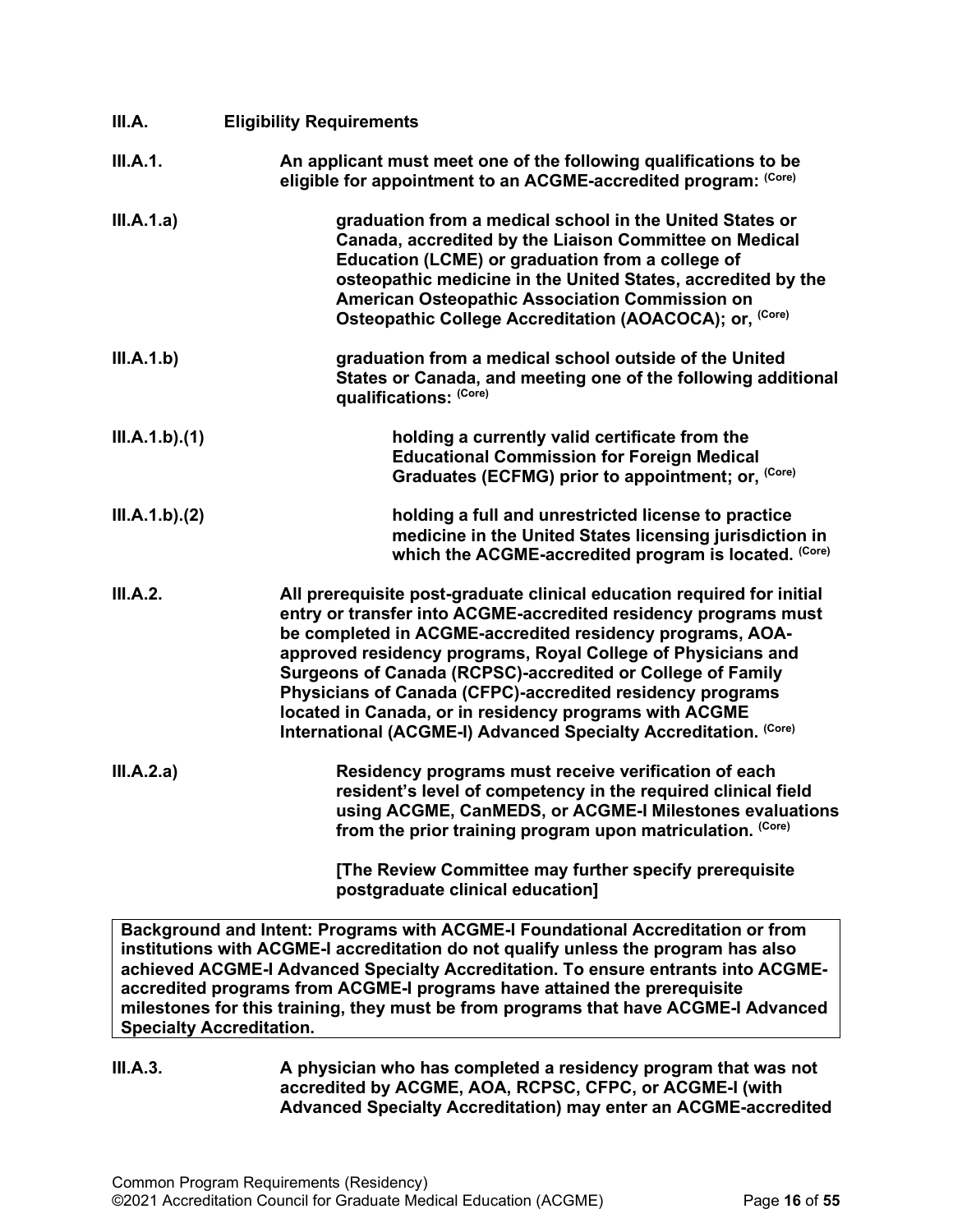**III.A. Eligibility Requirements**

**III.A.1. An applicant must meet one of the following qualifications to be eligible for appointment to an ACGME-accredited program:** **(Core)**

**III.A.1.a) graduation from a medical school in the United States or Canada, accredited by the Liaison Committee on Medical Education (LCME) or graduation from a college of osteopathic medicine in the United States, accredited by the American Osteopathic Association Commission on Osteopathic College Accreditation (AOACOCA); or,** **(Core)**

**III.A.1.b) graduation from a medical school outside of the United States or Canada, and meeting one of the following additional qualifications:** **(Core)**

**III.A.1.b).(1) holding a currently valid certificate from the Educational Commission for Foreign Medical Graduates (ECFMG) prior to appointment; or,** **(Core)**

**III.A.1.b).(2) holding a full and unrestricted license to practice medicine in the United States licensing jurisdiction in which the ACGME-accredited program is located.** **(Core)**

**III.A.2. All prerequisite post-graduate clinical education required for initial entry or transfer into ACGME-accredited residency programs must be completed in ACGME-accredited residency programs, AOA-approved residency programs, Royal College of Physicians and Surgeons of Canada (RCPSC)-accredited or College of Family Physicians of Canada (CFPC)-accredited residency programs located in Canada, or in residency programs with ACGME International (ACGME-I) Advanced Specialty Accreditation.** **(Core)**

**III.A.2.a) Residency programs must receive verification of each resident's level of competency in the required clinical field using ACGME, CanMEDS, or ACGME-I Milestones evaluations from the prior training program upon matriculation.** **(Core)**

**[The Review Committee may further specify prerequisite postgraduate clinical education]**

> **Background and Intent: Programs with ACGME-I Foundational Accreditation or from institutions with ACGME-I accreditation do not qualify unless the program has also achieved ACGME-I Advanced Specialty Accreditation. To ensure entrants into ACGME-accredited programs from ACGME-I programs have attained the prerequisite milestones for this training, they must be from programs that have ACGME-I Advanced Specialty Accreditation.**

**III.A.3. A physician who has completed a residency program that was not accredited by ACGME, AOA, RCPSC, CFPC, or ACGME-I (with Advanced Specialty Accreditation) may enter an ACGME-accredited**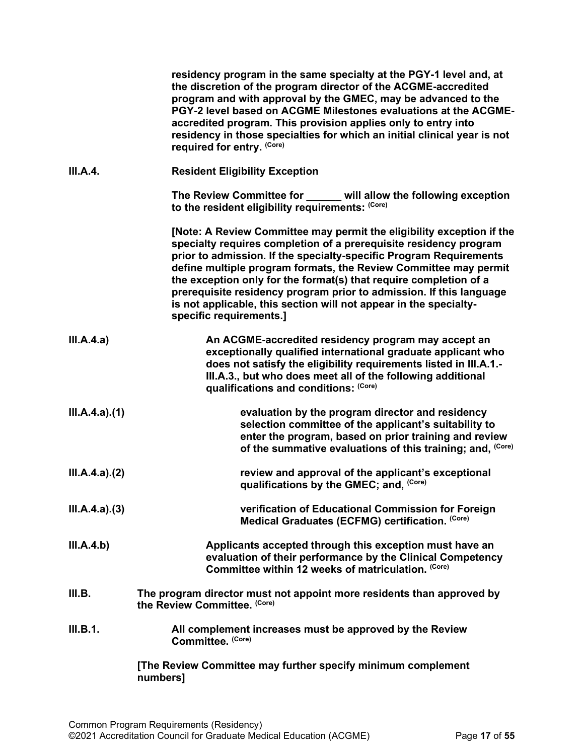**residency program in the same specialty at the PGY-1 level and, at the discretion of the program director of the ACGME-accredited program and with approval by the GMEC, may be advanced to the PGY-2 level based on ACGME Milestones evaluations at the ACGME-accredited program. This provision applies only to entry into residency in those specialties for which an initial clinical year is not required for entry.** (Core)

**III.A.4.** **Resident Eligibility Exception**

**The Review Committee for ______ will allow the following exception to the resident eligibility requirements:** (Core)

**[Note: A Review Committee may permit the eligibility exception if the specialty requires completion of a prerequisite residency program prior to admission. If the specialty-specific Program Requirements define multiple program formats, the Review Committee may permit the exception only for the format(s) that require completion of a prerequisite residency program prior to admission. If this language is not applicable, this section will not appear in the specialty-specific requirements.]**

**III.A.4.a)** **An ACGME-accredited residency program may accept an exceptionally qualified international graduate applicant who does not satisfy the eligibility requirements listed in III.A.1.-III.A.3., but who does meet all of the following additional qualifications and conditions:** (Core)

**III.A.4.a).(1)** **evaluation by the program director and residency selection committee of the applicant's suitability to enter the program, based on prior training and review of the summative evaluations of this training; and,** (Core)

**III.A.4.a).(2)** **review and approval of the applicant's exceptional qualifications by the GMEC; and,** (Core)

**III.A.4.a).(3)** **verification of Educational Commission for Foreign Medical Graduates (ECFMG) certification.** (Core)

**III.A.4.b)** **Applicants accepted through this exception must have an evaluation of their performance by the Clinical Competency Committee within 12 weeks of matriculation.** (Core)

**III.B.** **The program director must not appoint more residents than approved by the Review Committee.** (Core)

**III.B.1.** **All complement increases must be approved by the Review Committee.** (Core)

**[The Review Committee may further specify minimum complement numbers]**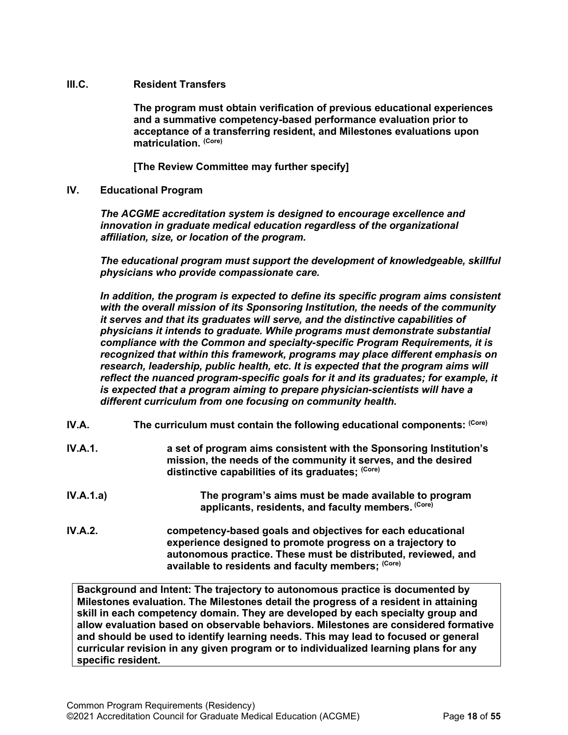**III.C. Resident Transfers**

**The program must obtain verification of previous educational experiences and a summative competency-based performance evaluation prior to acceptance of a transferring resident, and Milestones evaluations upon matriculation.** (Core)

**[The Review Committee may further specify]**

**IV. Educational Program**

***The ACGME accreditation system is designed to encourage excellence and innovation in graduate medical education regardless of the organizational affiliation, size, or location of the program.***

***The educational program must support the development of knowledgeable, skillful physicians who provide compassionate care.***

***In addition, the program is expected to define its specific program aims consistent with the overall mission of its Sponsoring Institution, the needs of the community it serves and that its graduates will serve, and the distinctive capabilities of physicians it intends to graduate. While programs must demonstrate substantial compliance with the Common and specialty-specific Program Requirements, it is recognized that within this framework, programs may place different emphasis on research, leadership, public health, etc. It is expected that the program aims will reflect the nuanced program-specific goals for it and its graduates; for example, it is expected that a program aiming to prepare physician-scientists will have a different curriculum from one focusing on community health.***

**IV.A. The curriculum must contain the following educational components:** (Core)

**IV.A.1. a set of program aims consistent with the Sponsoring Institution's mission, the needs of the community it serves, and the desired distinctive capabilities of its graduates;** (Core)

**IV.A.1.a) The program's aims must be made available to program applicants, residents, and faculty members.** (Core)

**IV.A.2. competency-based goals and objectives for each educational experience designed to promote progress on a trajectory to autonomous practice. These must be distributed, reviewed, and available to residents and faculty members;** (Core)

**Background and Intent: The trajectory to autonomous practice is documented by Milestones evaluation. The Milestones detail the progress of a resident in attaining skill in each competency domain. They are developed by each specialty group and allow evaluation based on observable behaviors. Milestones are considered formative and should be used to identify learning needs. This may lead to focused or general curricular revision in any given program or to individualized learning plans for any specific resident.**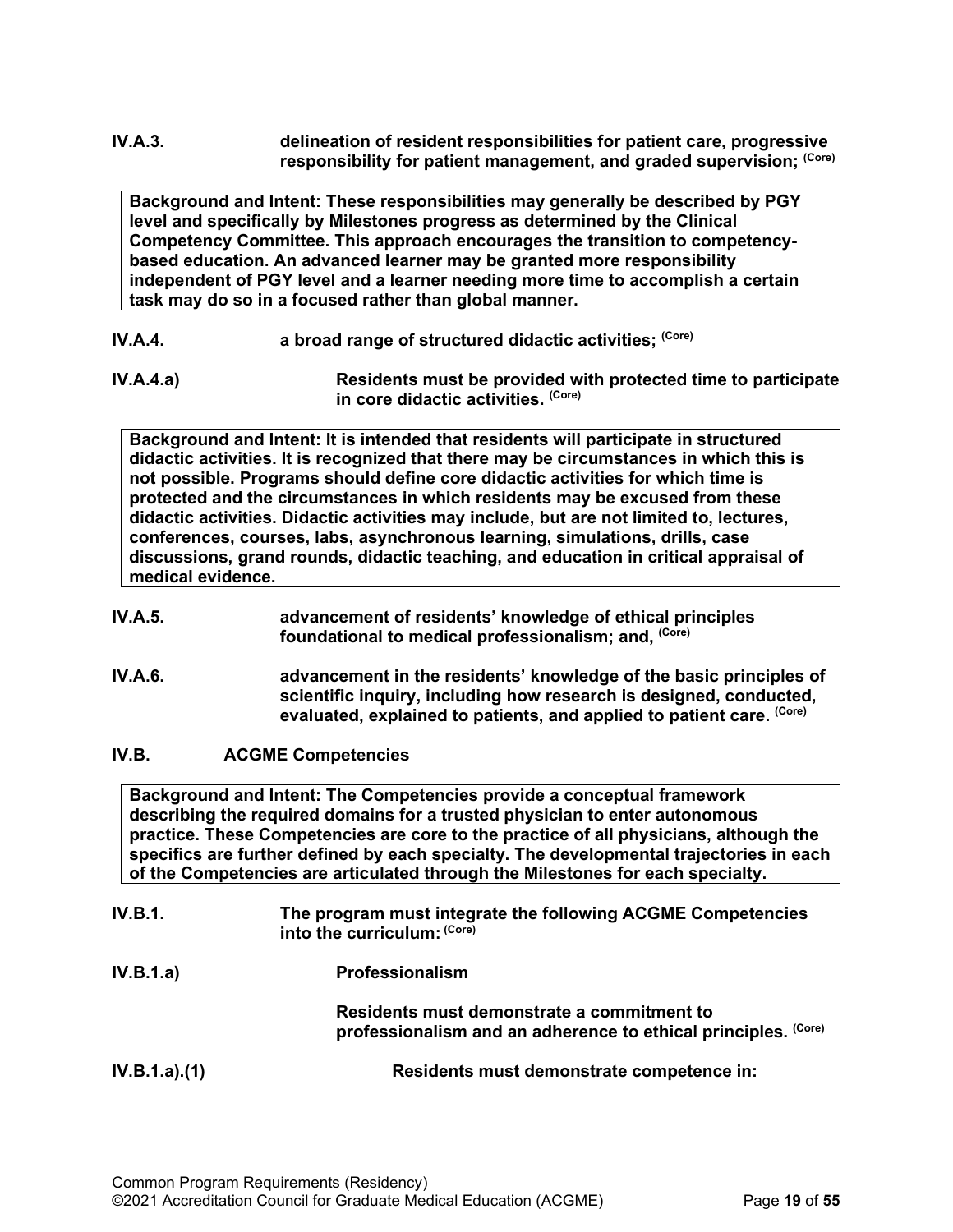**IV.A.3.** **delineation of resident responsibilities for patient care, progressive responsibility for patient management, and graded supervision; (Core)**

> **Background and Intent: These responsibilities may generally be described by PGY level and specifically by Milestones progress as determined by the Clinical Competency Committee. This approach encourages the transition to competency-based education. An advanced learner may be granted more responsibility independent of PGY level and a learner needing more time to accomplish a certain task may do so in a focused rather than global manner.**

**IV.A.4.** **a broad range of structured didactic activities; (Core)**

**IV.A.4.a)** **Residents must be provided with protected time to participate in core didactic activities. (Core)**

> **Background and Intent: It is intended that residents will participate in structured didactic activities. It is recognized that there may be circumstances in which this is not possible. Programs should define core didactic activities for which time is protected and the circumstances in which residents may be excused from these didactic activities. Didactic activities may include, but are not limited to, lectures, conferences, courses, labs, asynchronous learning, simulations, drills, case discussions, grand rounds, didactic teaching, and education in critical appraisal of medical evidence.**

**IV.A.5.** **advancement of residents' knowledge of ethical principles foundational to medical professionalism; and, (Core)**

**IV.A.6.** **advancement in the residents' knowledge of the basic principles of scientific inquiry, including how research is designed, conducted, evaluated, explained to patients, and applied to patient care. (Core)**

**IV.B.** **ACGME Competencies**

> **Background and Intent: The Competencies provide a conceptual framework describing the required domains for a trusted physician to enter autonomous practice. These Competencies are core to the practice of all physicians, although the specifics are further defined by each specialty. The developmental trajectories in each of the Competencies are articulated through the Milestones for each specialty.**

**IV.B.1.** **The program must integrate the following ACGME Competencies into the curriculum: (Core)**

**IV.B.1.a)** **Professionalism**

**Residents must demonstrate a commitment to professionalism and an adherence to ethical principles. (Core)**

**IV.B.1.a).(1)** **Residents must demonstrate competence in:**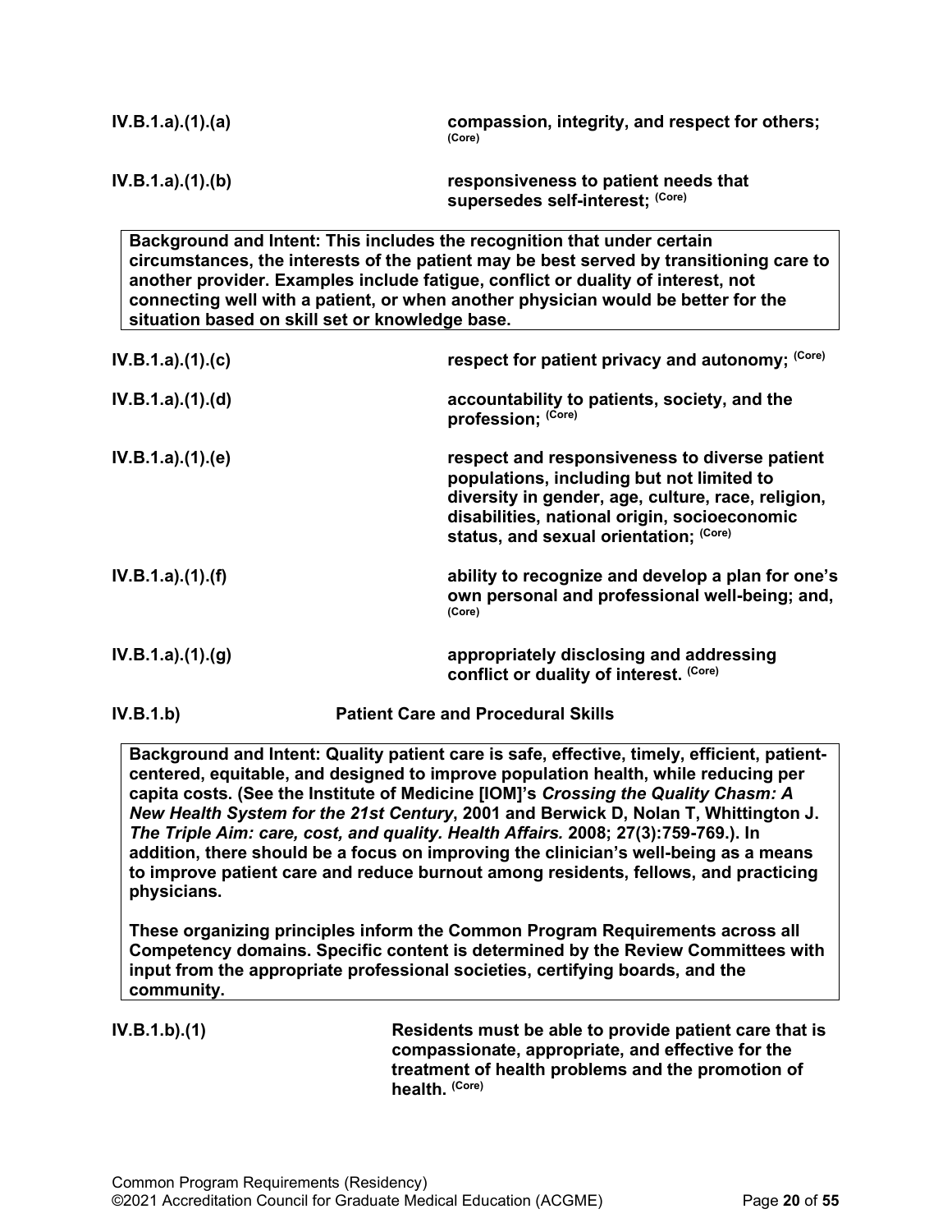**IV.B.1.a).(1).(a)** **compassion, integrity, and respect for others;** (Core)

**IV.B.1.a).(1).(b)** **responsiveness to patient needs that supersedes self-interest;** (Core)

> **Background and Intent: This includes the recognition that under certain circumstances, the interests of the patient may be best served by transitioning care to another provider. Examples include fatigue, conflict or duality of interest, not connecting well with a patient, or when another physician would be better for the situation based on skill set or knowledge base.**

**IV.B.1.a).(1).(c)** **respect for patient privacy and autonomy;** (Core)

**IV.B.1.a).(1).(d)** **accountability to patients, society, and the profession;** (Core)

**IV.B.1.a).(1).(e)** **respect and responsiveness to diverse patient populations, including but not limited to diversity in gender, age, culture, race, religion, disabilities, national origin, socioeconomic status, and sexual orientation;** (Core)

**IV.B.1.a).(1).(f)** **ability to recognize and develop a plan for one's own personal and professional well-being; and,** (Core)

**IV.B.1.a).(1).(g)** **appropriately disclosing and addressing conflict or duality of interest.** (Core)

**IV.B.1.b)** **Patient Care and Procedural Skills**

> **Background and Intent: Quality patient care is safe, effective, timely, efficient, patient-centered, equitable, and designed to improve population health, while reducing per capita costs. (See the Institute of Medicine [IOM]'s *Crossing the Quality Chasm: A New Health System for the 21st Century*, 2001 and Berwick D, Nolan T, Whittington J. *The Triple Aim: care, cost, and quality. Health Affairs.* 2008; 27(3):759-769.). In addition, there should be a focus on improving the clinician's well-being as a means to improve patient care and reduce burnout among residents, fellows, and practicing physicians.**
>
> **These organizing principles inform the Common Program Requirements across all Competency domains. Specific content is determined by the Review Committees with input from the appropriate professional societies, certifying boards, and the community.**

**IV.B.1.b).(1)** **Residents must be able to provide patient care that is compassionate, appropriate, and effective for the treatment of health problems and the promotion of health.** (Core)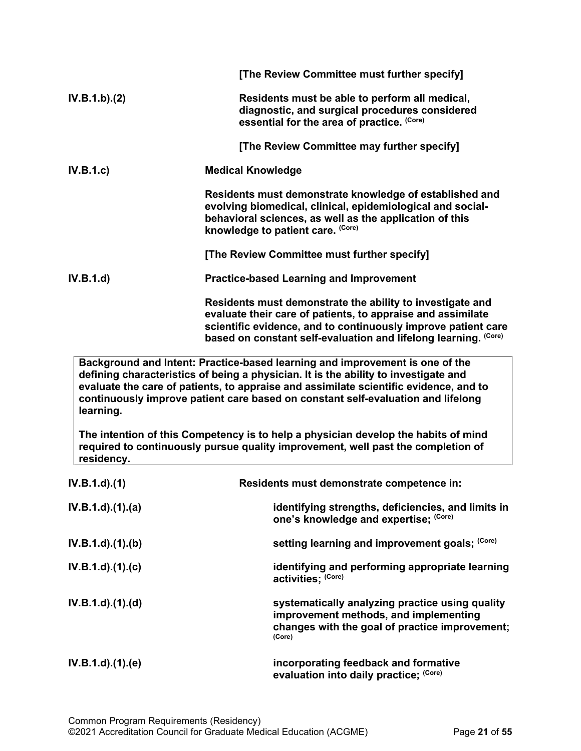**[The Review Committee must further specify]**

**IV.B.1.b).(2)** **Residents must be able to perform all medical, diagnostic, and surgical procedures considered essential for the area of practice.** (Core)

**[The Review Committee may further specify]**

**IV.B.1.c)** **Medical Knowledge**

**Residents must demonstrate knowledge of established and evolving biomedical, clinical, epidemiological and social-behavioral sciences, as well as the application of this knowledge to patient care.** (Core)

**[The Review Committee must further specify]**

**IV.B.1.d)** **Practice-based Learning and Improvement**

**Residents must demonstrate the ability to investigate and evaluate their care of patients, to appraise and assimilate scientific evidence, and to continuously improve patient care based on constant self-evaluation and lifelong learning.** (Core)

> **Background and Intent: Practice-based learning and improvement is one of the defining characteristics of being a physician. It is the ability to investigate and evaluate the care of patients, to appraise and assimilate scientific evidence, and to continuously improve patient care based on constant self-evaluation and lifelong learning.**
>
> **The intention of this Competency is to help a physician develop the habits of mind required to continuously pursue quality improvement, well past the completion of residency.**

**IV.B.1.d).(1)** **Residents must demonstrate competence in:**

**IV.B.1.d).(1).(a)** **identifying strengths, deficiencies, and limits in one's knowledge and expertise;** (Core)

**IV.B.1.d).(1).(b)** **setting learning and improvement goals;** (Core)

**IV.B.1.d).(1).(c)** **identifying and performing appropriate learning activities;** (Core)

**IV.B.1.d).(1).(d)** **systematically analyzing practice using quality improvement methods, and implementing changes with the goal of practice improvement;** (Core)

**IV.B.1.d).(1).(e)** **incorporating feedback and formative evaluation into daily practice;** (Core)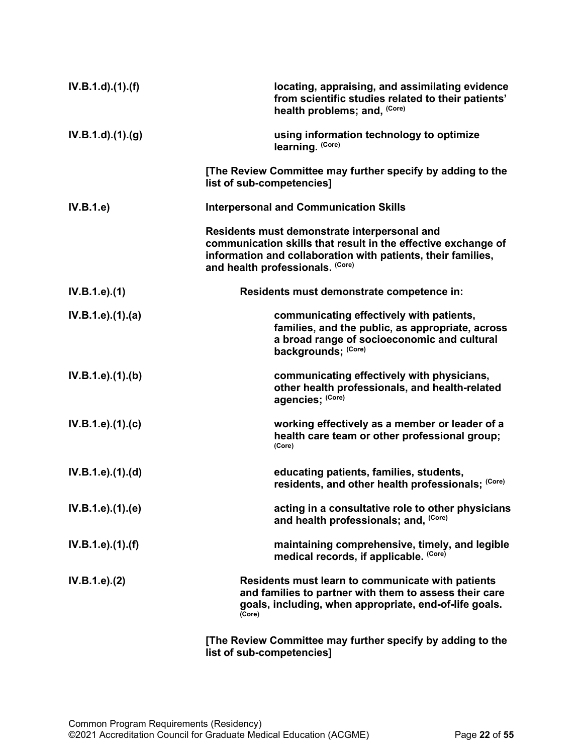| | |
|---|---|
| **IV.B.1.d).(1).(f)** | **locating, appraising, and assimilating evidence from scientific studies related to their patients' health problems; and,** (Core) |
| **IV.B.1.d).(1).(g)** | **using information technology to optimize learning.** (Core) |
| | **[The Review Committee may further specify by adding to the list of sub-competencies]** |
| **IV.B.1.e)** | **Interpersonal and Communication Skills** |
| | **Residents must demonstrate interpersonal and communication skills that result in the effective exchange of information and collaboration with patients, their families, and health professionals.** (Core) |
| **IV.B.1.e).(1)** | **Residents must demonstrate competence in:** |
| **IV.B.1.e).(1).(a)** | **communicating effectively with patients, families, and the public, as appropriate, across a broad range of socioeconomic and cultural backgrounds;** (Core) |
| **IV.B.1.e).(1).(b)** | **communicating effectively with physicians, other health professionals, and health-related agencies;** (Core) |
| **IV.B.1.e).(1).(c)** | **working effectively as a member or leader of a health care team or other professional group;** (Core) |
| **IV.B.1.e).(1).(d)** | **educating patients, families, students, residents, and other health professionals;** (Core) |
| **IV.B.1.e).(1).(e)** | **acting in a consultative role to other physicians and health professionals; and,** (Core) |
| **IV.B.1.e).(1).(f)** | **maintaining comprehensive, timely, and legible medical records, if applicable.** (Core) |
| **IV.B.1.e).(2)** | **Residents must learn to communicate with patients and families to partner with them to assess their care goals, including, when appropriate, end-of-life goals.** (Core) |
| | **[The Review Committee may further specify by adding to the list of sub-competencies]** |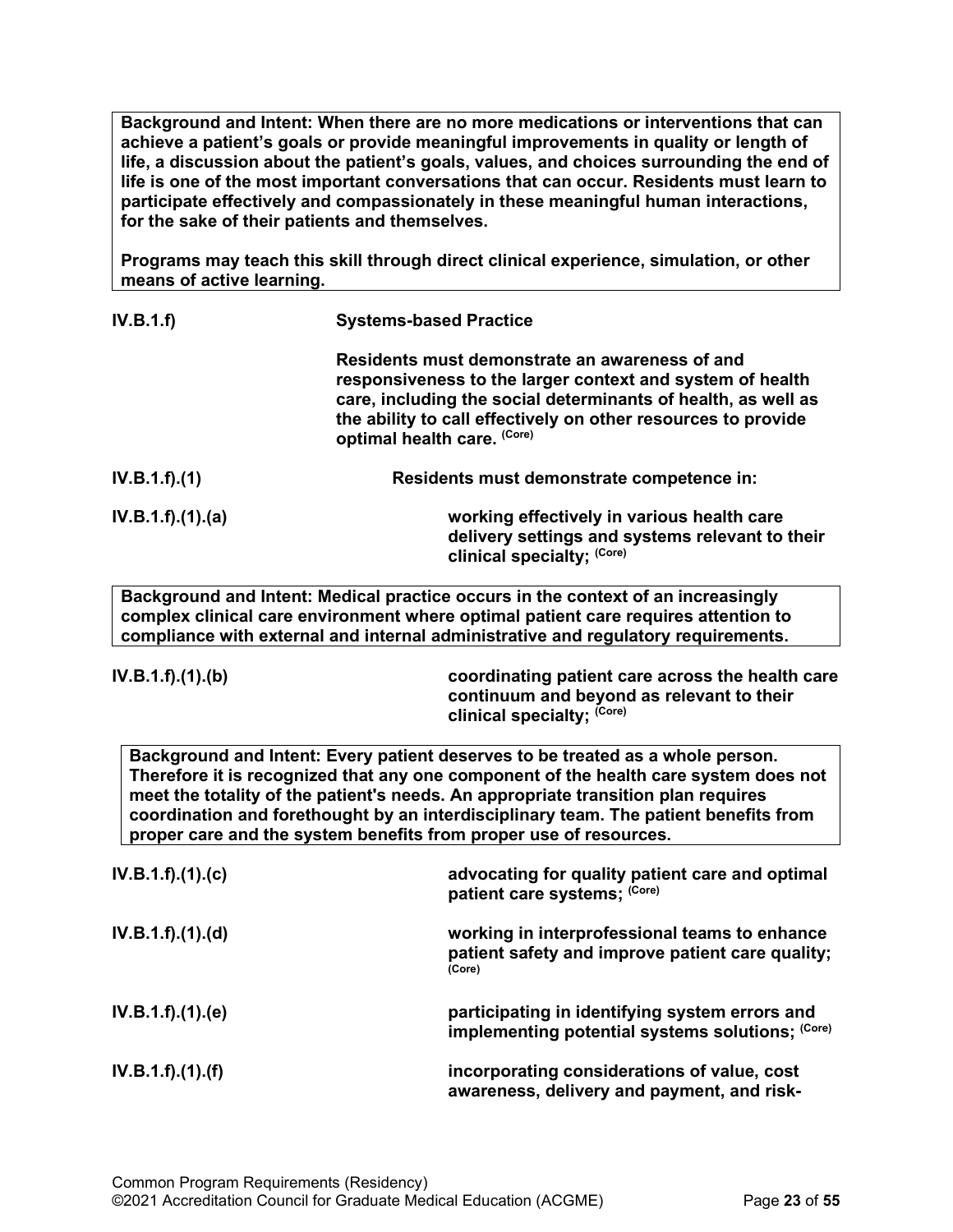**Background and Intent: When there are no more medications or interventions that can achieve a patient's goals or provide meaningful improvements in quality or length of life, a discussion about the patient's goals, values, and choices surrounding the end of life is one of the most important conversations that can occur. Residents must learn to participate effectively and compassionately in these meaningful human interactions, for the sake of their patients and themselves.**

**Programs may teach this skill through direct clinical experience, simulation, or other means of active learning.**

**IV.B.1.f)** **Systems-based Practice**

**Residents must demonstrate an awareness of and responsiveness to the larger context and system of health care, including the social determinants of health, as well as the ability to call effectively on other resources to provide optimal health care.** (Core)

**IV.B.1.f).(1)** **Residents must demonstrate competence in:**

**IV.B.1.f).(1).(a)** **working effectively in various health care delivery settings and systems relevant to their clinical specialty;** (Core)

**Background and Intent: Medical practice occurs in the context of an increasingly complex clinical care environment where optimal patient care requires attention to compliance with external and internal administrative and regulatory requirements.**

**IV.B.1.f).(1).(b)** **coordinating patient care across the health care continuum and beyond as relevant to their clinical specialty;** (Core)

**Background and Intent: Every patient deserves to be treated as a whole person. Therefore it is recognized that any one component of the health care system does not meet the totality of the patient's needs. An appropriate transition plan requires coordination and forethought by an interdisciplinary team. The patient benefits from proper care and the system benefits from proper use of resources.**

**IV.B.1.f).(1).(c)** **advocating for quality patient care and optimal patient care systems;** (Core)

**IV.B.1.f).(1).(d)** **working in interprofessional teams to enhance patient safety and improve patient care quality;** (Core)

**IV.B.1.f).(1).(e)** **participating in identifying system errors and implementing potential systems solutions;** (Core)

**IV.B.1.f).(1).(f)** **incorporating considerations of value, cost awareness, delivery and payment, and risk-**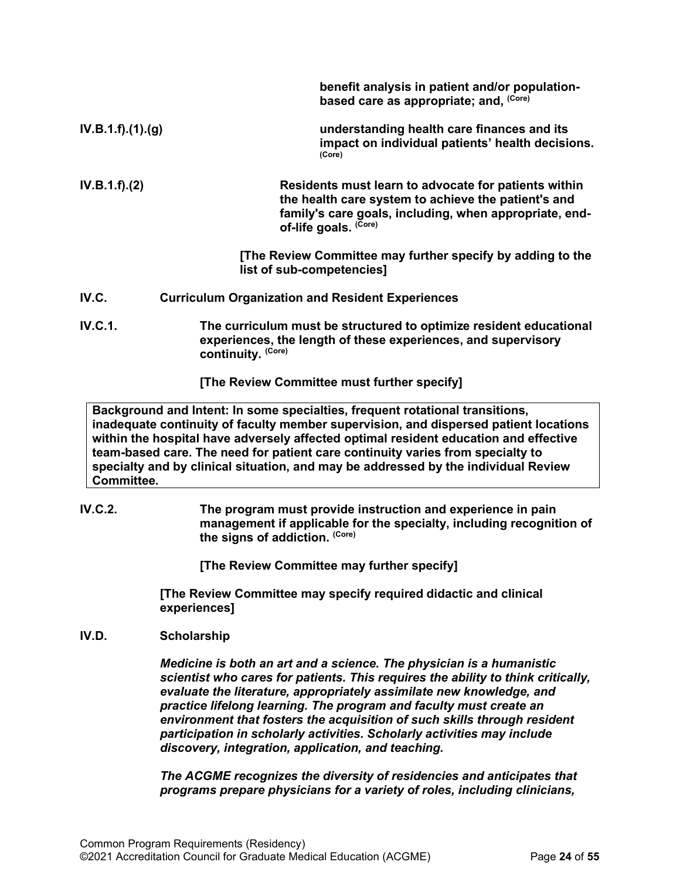**benefit analysis in patient and/or population-based care as appropriate; and,** (Core)

**IV.B.1.f).(1).(g)** **understanding health care finances and its impact on individual patients' health decisions.** (Core)

**IV.B.1.f).(2)** **Residents must learn to advocate for patients within the health care system to achieve the patient's and family's care goals, including, when appropriate, end-of-life goals.** (Core)

**[The Review Committee may further specify by adding to the list of sub-competencies]**

**IV.C. Curriculum Organization and Resident Experiences**

**IV.C.1.** **The curriculum must be structured to optimize resident educational experiences, the length of these experiences, and supervisory continuity.** (Core)

**[The Review Committee must further specify]**

> **Background and Intent: In some specialties, frequent rotational transitions, inadequate continuity of faculty member supervision, and dispersed patient locations within the hospital have adversely affected optimal resident education and effective team-based care. The need for patient care continuity varies from specialty to specialty and by clinical situation, and may be addressed by the individual Review Committee.**

**IV.C.2.** **The program must provide instruction and experience in pain management if applicable for the specialty, including recognition of the signs of addiction.** (Core)

**[The Review Committee may further specify]**

**[The Review Committee may specify required didactic and clinical experiences]**

**IV.D. Scholarship**

***Medicine is both an art and a science. The physician is a humanistic scientist who cares for patients. This requires the ability to think critically, evaluate the literature, appropriately assimilate new knowledge, and practice lifelong learning. The program and faculty must create an environment that fosters the acquisition of such skills through resident participation in scholarly activities. Scholarly activities may include discovery, integration, application, and teaching.***

***The ACGME recognizes the diversity of residencies and anticipates that programs prepare physicians for a variety of roles, including clinicians,***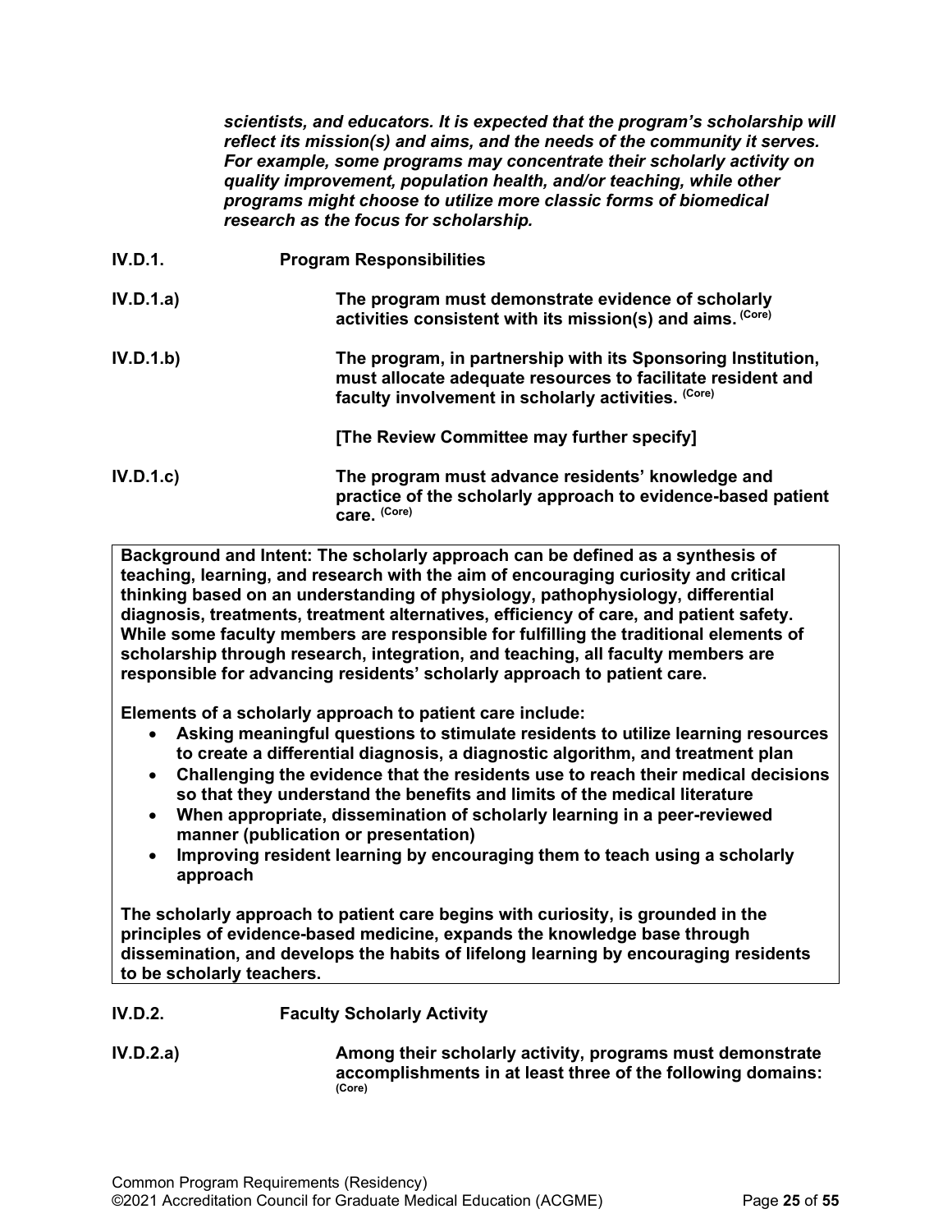***scientists, and educators. It is expected that the program's scholarship will reflect its mission(s) and aims, and the needs of the community it serves. For example, some programs may concentrate their scholarly activity on quality improvement, population health, and/or teaching, while other programs might choose to utilize more classic forms of biomedical research as the focus for scholarship.***

**IV.D.1.** **Program Responsibilities**

**IV.D.1.a)** **The program must demonstrate evidence of scholarly activities consistent with its mission(s) and aims. (Core)**

**IV.D.1.b)** **The program, in partnership with its Sponsoring Institution, must allocate adequate resources to facilitate resident and faculty involvement in scholarly activities. (Core)**

**[The Review Committee may further specify]**

**IV.D.1.c)** **The program must advance residents' knowledge and practice of the scholarly approach to evidence-based patient care. (Core)**

**Background and Intent: The scholarly approach can be defined as a synthesis of teaching, learning, and research with the aim of encouraging curiosity and critical thinking based on an understanding of physiology, pathophysiology, differential diagnosis, treatments, treatment alternatives, efficiency of care, and patient safety. While some faculty members are responsible for fulfilling the traditional elements of scholarship through research, integration, and teaching, all faculty members are responsible for advancing residents' scholarly approach to patient care.**

**Elements of a scholarly approach to patient care include:**

- **Asking meaningful questions to stimulate residents to utilize learning resources to create a differential diagnosis, a diagnostic algorithm, and treatment plan**
- **Challenging the evidence that the residents use to reach their medical decisions so that they understand the benefits and limits of the medical literature**
- **When appropriate, dissemination of scholarly learning in a peer-reviewed manner (publication or presentation)**
- **Improving resident learning by encouraging them to teach using a scholarly approach**

**The scholarly approach to patient care begins with curiosity, is grounded in the principles of evidence-based medicine, expands the knowledge base through dissemination, and develops the habits of lifelong learning by encouraging residents to be scholarly teachers.**

**IV.D.2.** **Faculty Scholarly Activity**

**IV.D.2.a)** **Among their scholarly activity, programs must demonstrate accomplishments in at least three of the following domains: (Core)**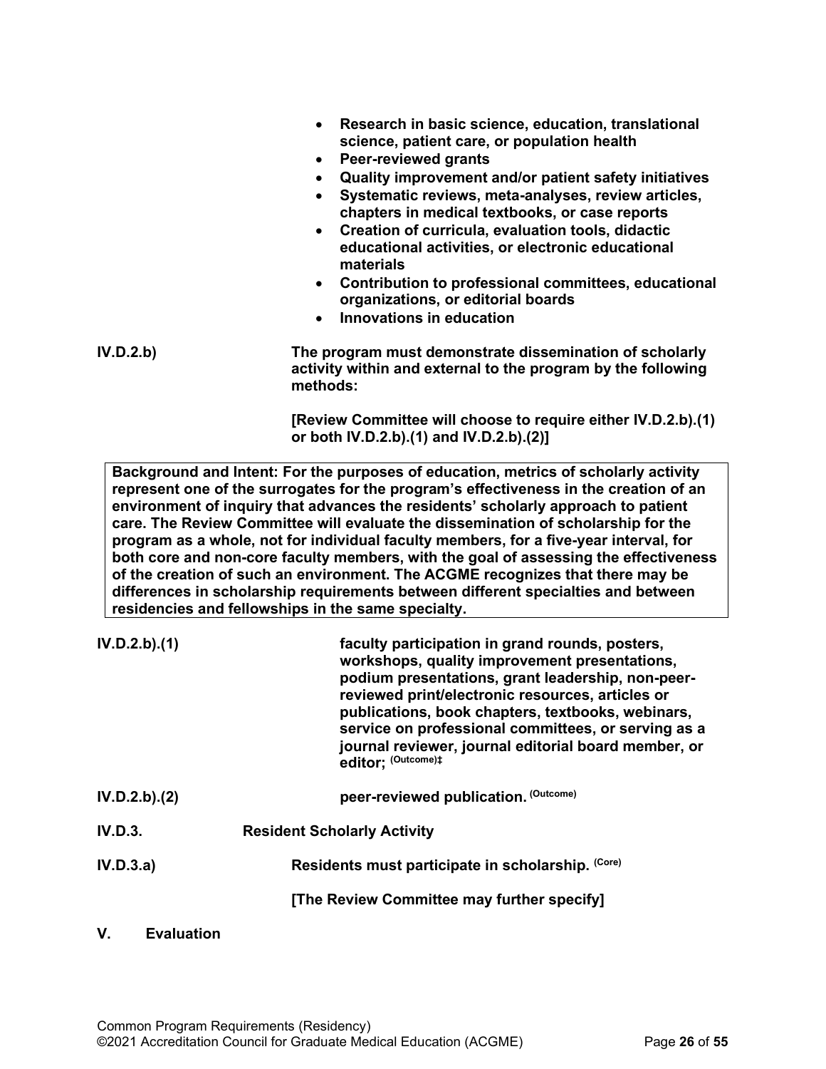- **Research in basic science, education, translational science, patient care, or population health**
- **Peer-reviewed grants**
- **Quality improvement and/or patient safety initiatives**
- **Systematic reviews, meta-analyses, review articles, chapters in medical textbooks, or case reports**
- **Creation of curricula, evaluation tools, didactic educational activities, or electronic educational materials**
- **Contribution to professional committees, educational organizations, or editorial boards**
- **Innovations in education**

**IV.D.2.b)** **The program must demonstrate dissemination of scholarly activity within and external to the program by the following methods:**

**[Review Committee will choose to require either IV.D.2.b).(1) or both IV.D.2.b).(1) and IV.D.2.b).(2)]**

> **Background and Intent: For the purposes of education, metrics of scholarly activity represent one of the surrogates for the program's effectiveness in the creation of an environment of inquiry that advances the residents' scholarly approach to patient care. The Review Committee will evaluate the dissemination of scholarship for the program as a whole, not for individual faculty members, for a five-year interval, for both core and non-core faculty members, with the goal of assessing the effectiveness of the creation of such an environment. The ACGME recognizes that there may be differences in scholarship requirements between different specialties and between residencies and fellowships in the same specialty.**

**IV.D.2.b).(1)** **faculty participation in grand rounds, posters, workshops, quality improvement presentations, podium presentations, grant leadership, non-peer-reviewed print/electronic resources, articles or publications, book chapters, textbooks, webinars, service on professional committees, or serving as a journal reviewer, journal editorial board member, or editor; (Outcome)‡**

**IV.D.2.b).(2)** **peer-reviewed publication. (Outcome)**

**IV.D.3.** **Resident Scholarly Activity**

**IV.D.3.a)** **Residents must participate in scholarship. (Core)**

**[The Review Committee may further specify]**

## V. Evaluation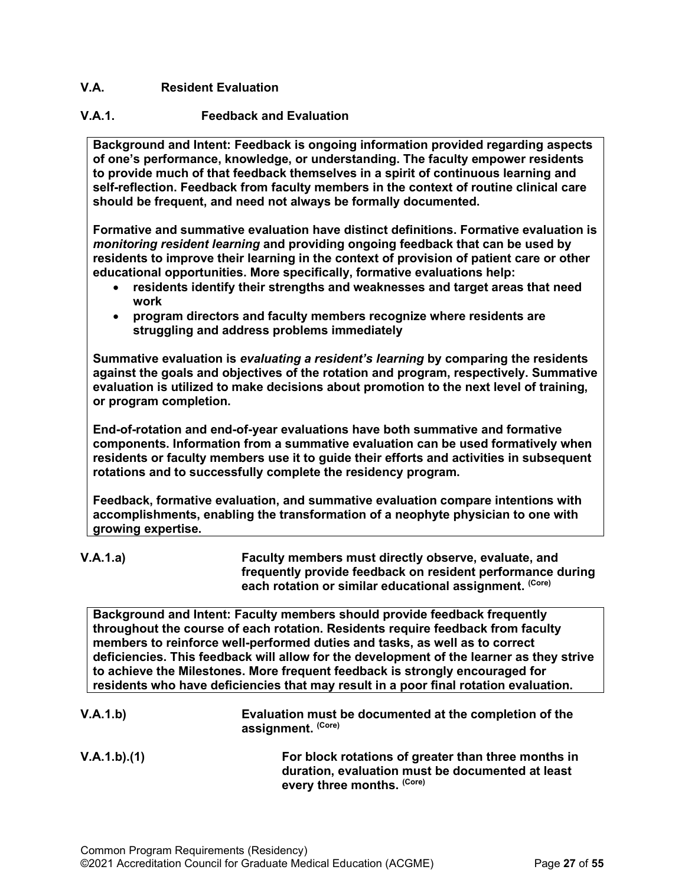## V.A. Resident Evaluation

### V.A.1. Feedback and Evaluation

> **Background and Intent: Feedback is ongoing information provided regarding aspects of one's performance, knowledge, or understanding. The faculty empower residents to provide much of that feedback themselves in a spirit of continuous learning and self-reflection. Feedback from faculty members in the context of routine clinical care should be frequent, and need not always be formally documented.**
>
> **Formative and summative evaluation have distinct definitions. Formative evaluation is *monitoring resident learning* and providing ongoing feedback that can be used by residents to improve their learning in the context of provision of patient care or other educational opportunities. More specifically, formative evaluations help:**
>
> - **residents identify their strengths and weaknesses and target areas that need work**
> - **program directors and faculty members recognize where residents are struggling and address problems immediately**
>
> **Summative evaluation is *evaluating a resident's learning* by comparing the residents against the goals and objectives of the rotation and program, respectively. Summative evaluation is utilized to make decisions about promotion to the next level of training, or program completion.**
>
> **End-of-rotation and end-of-year evaluations have both summative and formative components. Information from a summative evaluation can be used formatively when residents or faculty members use it to guide their efforts and activities in subsequent rotations and to successfully complete the residency program.**
>
> **Feedback, formative evaluation, and summative evaluation compare intentions with accomplishments, enabling the transformation of a neophyte physician to one with growing expertise.**

**V.A.1.a)** **Faculty members must directly observe, evaluate, and frequently provide feedback on resident performance during each rotation or similar educational assignment.** (Core)

> **Background and Intent: Faculty members should provide feedback frequently throughout the course of each rotation. Residents require feedback from faculty members to reinforce well-performed duties and tasks, as well as to correct deficiencies. This feedback will allow for the development of the learner as they strive to achieve the Milestones. More frequent feedback is strongly encouraged for residents who have deficiencies that may result in a poor final rotation evaluation.**

**V.A.1.b)** **Evaluation must be documented at the completion of the assignment.** (Core)

**V.A.1.b).(1)** **For block rotations of greater than three months in duration, evaluation must be documented at least every three months.** (Core)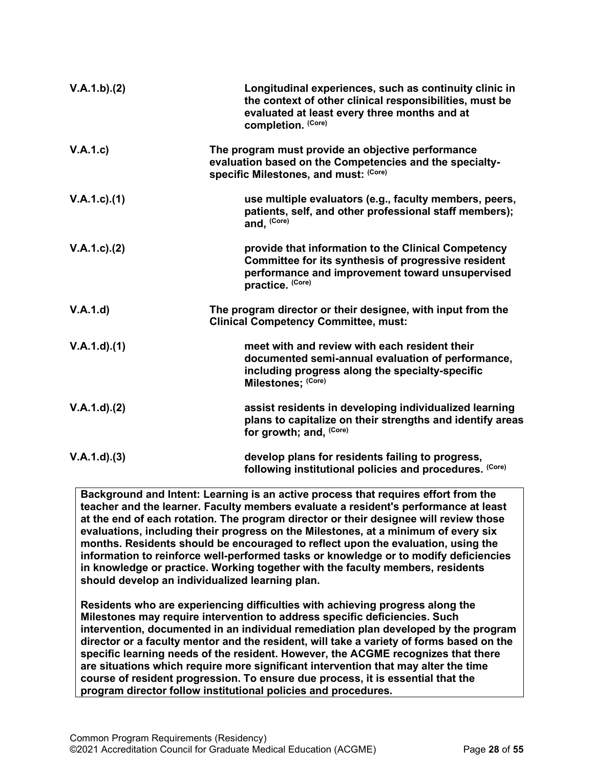| | |
|---|---|
| **V.A.1.b).(2)** | **Longitudinal experiences, such as continuity clinic in the context of other clinical responsibilities, must be evaluated at least every three months and at completion.** (Core) |
| **V.A.1.c)** | **The program must provide an objective performance evaluation based on the Competencies and the specialty-specific Milestones, and must:** (Core) |
| **V.A.1.c).(1)** | **use multiple evaluators (e.g., faculty members, peers, patients, self, and other professional staff members); and,** (Core) |
| **V.A.1.c).(2)** | **provide that information to the Clinical Competency Committee for its synthesis of progressive resident performance and improvement toward unsupervised practice.** (Core) |
| **V.A.1.d)** | **The program director or their designee, with input from the Clinical Competency Committee, must:** |
| **V.A.1.d).(1)** | **meet with and review with each resident their documented semi-annual evaluation of performance, including progress along the specialty-specific Milestones;** (Core) |
| **V.A.1.d).(2)** | **assist residents in developing individualized learning plans to capitalize on their strengths and identify areas for growth; and,** (Core) |
| **V.A.1.d).(3)** | **develop plans for residents failing to progress, following institutional policies and procedures.** (Core) |

**Background and Intent: Learning is an active process that requires effort from the teacher and the learner. Faculty members evaluate a resident's performance at least at the end of each rotation. The program director or their designee will review those evaluations, including their progress on the Milestones, at a minimum of every six months. Residents should be encouraged to reflect upon the evaluation, using the information to reinforce well-performed tasks or knowledge or to modify deficiencies in knowledge or practice. Working together with the faculty members, residents should develop an individualized learning plan.**

**Residents who are experiencing difficulties with achieving progress along the Milestones may require intervention to address specific deficiencies. Such intervention, documented in an individual remediation plan developed by the program director or a faculty mentor and the resident, will take a variety of forms based on the specific learning needs of the resident. However, the ACGME recognizes that there are situations which require more significant intervention that may alter the time course of resident progression. To ensure due process, it is essential that the program director follow institutional policies and procedures.**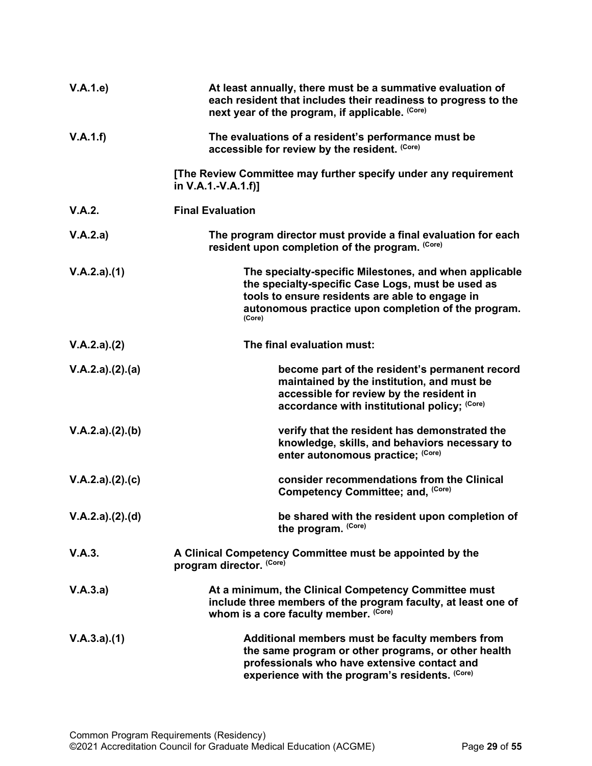| | |
|---|---|
| V.A.1.e) | **At least annually, there must be a summative evaluation of each resident that includes their readiness to progress to the next year of the program, if applicable.** (Core) |
| V.A.1.f) | **The evaluations of a resident's performance must be accessible for review by the resident.** (Core) |
| | **[The Review Committee may further specify under any requirement in V.A.1.-V.A.1.f)]** |
| V.A.2. | **Final Evaluation** |
| V.A.2.a) | **The program director must provide a final evaluation for each resident upon completion of the program.** (Core) |
| V.A.2.a).(1) | **The specialty-specific Milestones, and when applicable the specialty-specific Case Logs, must be used as tools to ensure residents are able to engage in autonomous practice upon completion of the program.** (Core) |
| V.A.2.a).(2) | **The final evaluation must:** |
| V.A.2.a).(2).(a) | **become part of the resident's permanent record maintained by the institution, and must be accessible for review by the resident in accordance with institutional policy;** (Core) |
| V.A.2.a).(2).(b) | **verify that the resident has demonstrated the knowledge, skills, and behaviors necessary to enter autonomous practice;** (Core) |
| V.A.2.a).(2).(c) | **consider recommendations from the Clinical Competency Committee; and,** (Core) |
| V.A.2.a).(2).(d) | **be shared with the resident upon completion of the program.** (Core) |
| V.A.3. | **A Clinical Competency Committee must be appointed by the program director.** (Core) |
| V.A.3.a) | **At a minimum, the Clinical Competency Committee must include three members of the program faculty, at least one of whom is a core faculty member.** (Core) |
| V.A.3.a).(1) | **Additional members must be faculty members from the same program or other programs, or other health professionals who have extensive contact and experience with the program's residents.** (Core) |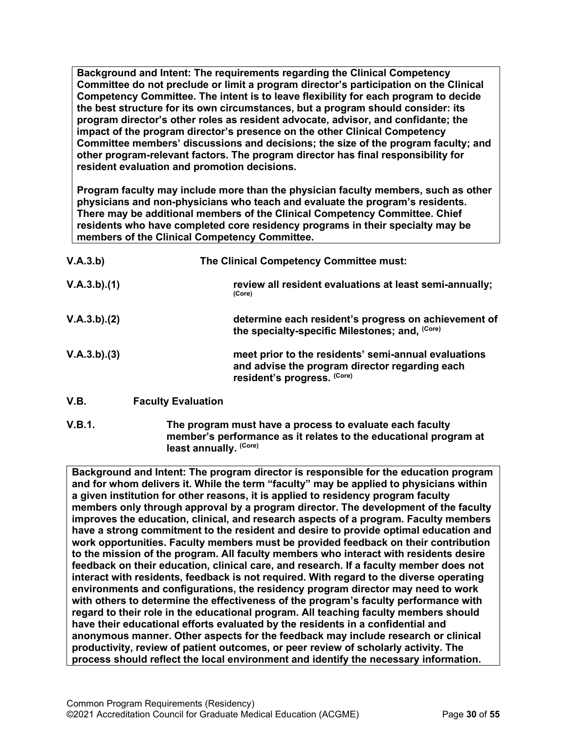**Background and Intent: The requirements regarding the Clinical Competency Committee do not preclude or limit a program director's participation on the Clinical Competency Committee. The intent is to leave flexibility for each program to decide the best structure for its own circumstances, but a program should consider: its program director's other roles as resident advocate, advisor, and confidante; the impact of the program director's presence on the other Clinical Competency Committee members' discussions and decisions; the size of the program faculty; and other program-relevant factors. The program director has final responsibility for resident evaluation and promotion decisions.**

**Program faculty may include more than the physician faculty members, such as other physicians and non-physicians who teach and evaluate the program's residents. There may be additional members of the Clinical Competency Committee. Chief residents who have completed core residency programs in their specialty may be members of the Clinical Competency Committee.**

**V.A.3.b)** **The Clinical Competency Committee must:**

**V.A.3.b).(1)** **review all resident evaluations at least semi-annually;** (Core)

**V.A.3.b).(2)** **determine each resident's progress on achievement of the specialty-specific Milestones; and,** (Core)

**V.A.3.b).(3)** **meet prior to the residents' semi-annual evaluations and advise the program director regarding each resident's progress.** (Core)

**V.B.** **Faculty Evaluation**

**V.B.1.** **The program must have a process to evaluate each faculty member's performance as it relates to the educational program at least annually.** (Core)

**Background and Intent: The program director is responsible for the education program and for whom delivers it. While the term "faculty" may be applied to physicians within a given institution for other reasons, it is applied to residency program faculty members only through approval by a program director. The development of the faculty improves the education, clinical, and research aspects of a program. Faculty members have a strong commitment to the resident and desire to provide optimal education and work opportunities. Faculty members must be provided feedback on their contribution to the mission of the program. All faculty members who interact with residents desire feedback on their education, clinical care, and research. If a faculty member does not interact with residents, feedback is not required. With regard to the diverse operating environments and configurations, the residency program director may need to work with others to determine the effectiveness of the program's faculty performance with regard to their role in the educational program. All teaching faculty members should have their educational efforts evaluated by the residents in a confidential and anonymous manner. Other aspects for the feedback may include research or clinical productivity, review of patient outcomes, or peer review of scholarly activity. The process should reflect the local environment and identify the necessary information.**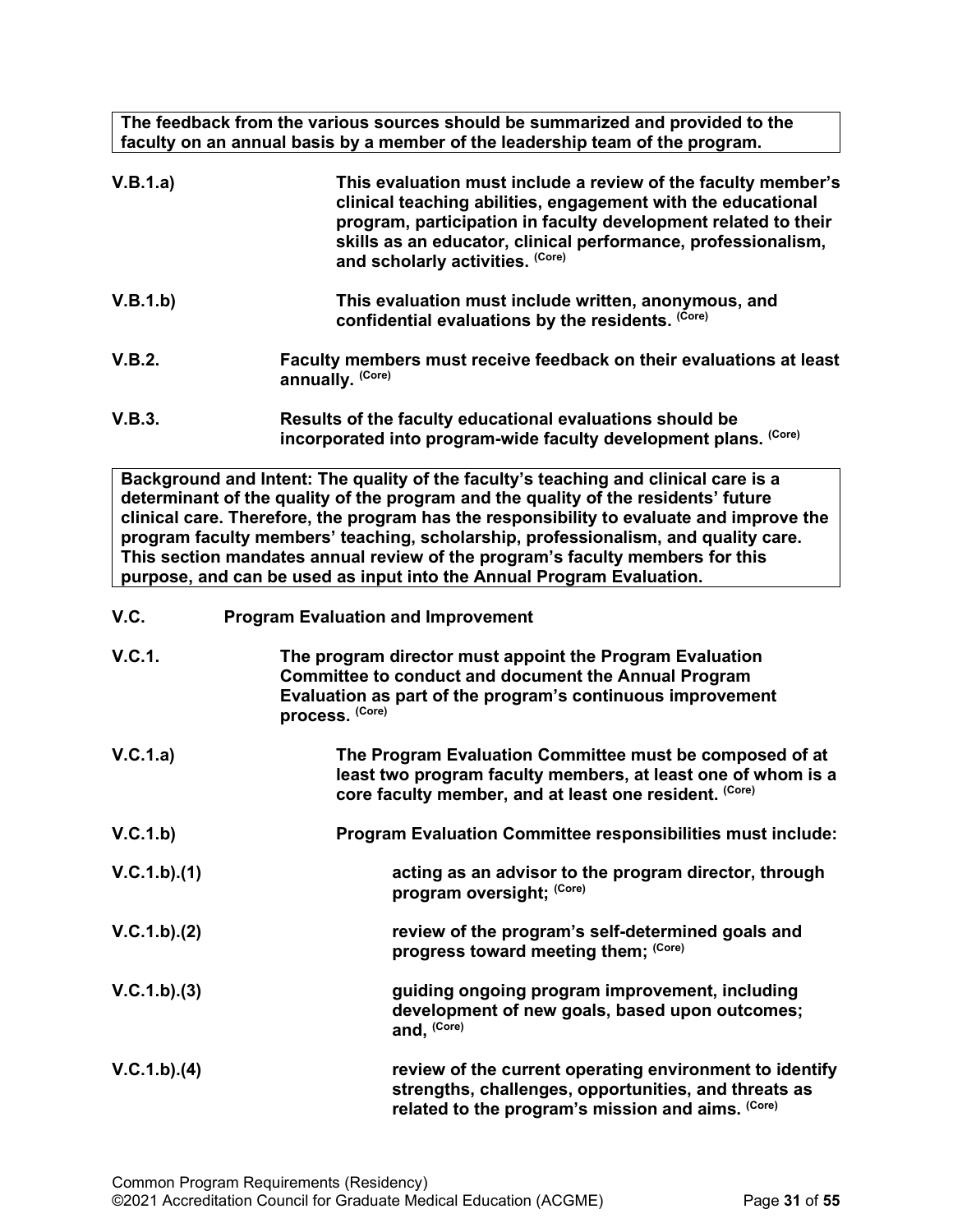**The feedback from the various sources should be summarized and provided to the faculty on an annual basis by a member of the leadership team of the program.**

**V.B.1.a)** **This evaluation must include a review of the faculty member's clinical teaching abilities, engagement with the educational program, participation in faculty development related to their skills as an educator, clinical performance, professionalism, and scholarly activities.** (Core)

**V.B.1.b)** **This evaluation must include written, anonymous, and confidential evaluations by the residents.** (Core)

**V.B.2.** **Faculty members must receive feedback on their evaluations at least annually.** (Core)

**V.B.3.** **Results of the faculty educational evaluations should be incorporated into program-wide faculty development plans.** (Core)

**Background and Intent: The quality of the faculty's teaching and clinical care is a determinant of the quality of the program and the quality of the residents' future clinical care. Therefore, the program has the responsibility to evaluate and improve the program faculty members' teaching, scholarship, professionalism, and quality care. This section mandates annual review of the program's faculty members for this purpose, and can be used as input into the Annual Program Evaluation.**

**V.C.** **Program Evaluation and Improvement**

**V.C.1.** **The program director must appoint the Program Evaluation Committee to conduct and document the Annual Program Evaluation as part of the program's continuous improvement process.** (Core)

**V.C.1.a)** **The Program Evaluation Committee must be composed of at least two program faculty members, at least one of whom is a core faculty member, and at least one resident.** (Core)

**V.C.1.b)** **Program Evaluation Committee responsibilities must include:**

**V.C.1.b).(1)** **acting as an advisor to the program director, through program oversight;** (Core)

**V.C.1.b).(2)** **review of the program's self-determined goals and progress toward meeting them;** (Core)

**V.C.1.b).(3)** **guiding ongoing program improvement, including development of new goals, based upon outcomes; and,** (Core)

**V.C.1.b).(4)** **review of the current operating environment to identify strengths, challenges, opportunities, and threats as related to the program's mission and aims.** (Core)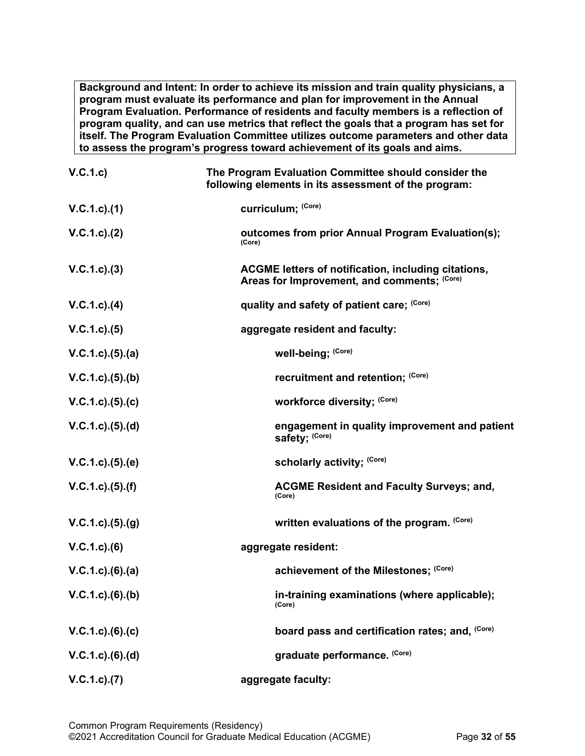**Background and Intent: In order to achieve its mission and train quality physicians, a program must evaluate its performance and plan for improvement in the Annual Program Evaluation. Performance of residents and faculty members is a reflection of program quality, and can use metrics that reflect the goals that a program has set for itself. The Program Evaluation Committee utilizes outcome parameters and other data to assess the program's progress toward achievement of its goals and aims.**

| | |
|---|---|
| **V.C.1.c)** | **The Program Evaluation Committee should consider the following elements in its assessment of the program:** |
| **V.C.1.c).(1)** | **curriculum;** (Core) |
| **V.C.1.c).(2)** | **outcomes from prior Annual Program Evaluation(s);** (Core) |
| **V.C.1.c).(3)** | **ACGME letters of notification, including citations, Areas for Improvement, and comments;** (Core) |
| **V.C.1.c).(4)** | **quality and safety of patient care;** (Core) |
| **V.C.1.c).(5)** | **aggregate resident and faculty:** |
| **V.C.1.c).(5).(a)** | **well-being;** (Core) |
| **V.C.1.c).(5).(b)** | **recruitment and retention;** (Core) |
| **V.C.1.c).(5).(c)** | **workforce diversity;** (Core) |
| **V.C.1.c).(5).(d)** | **engagement in quality improvement and patient safety;** (Core) |
| **V.C.1.c).(5).(e)** | **scholarly activity;** (Core) |
| **V.C.1.c).(5).(f)** | **ACGME Resident and Faculty Surveys; and,** (Core) |
| **V.C.1.c).(5).(g)** | **written evaluations of the program.** (Core) |
| **V.C.1.c).(6)** | **aggregate resident:** |
| **V.C.1.c).(6).(a)** | **achievement of the Milestones;** (Core) |
| **V.C.1.c).(6).(b)** | **in-training examinations (where applicable);** (Core) |
| **V.C.1.c).(6).(c)** | **board pass and certification rates; and,** (Core) |
| **V.C.1.c).(6).(d)** | **graduate performance.** (Core) |
| **V.C.1.c).(7)** | **aggregate faculty:** |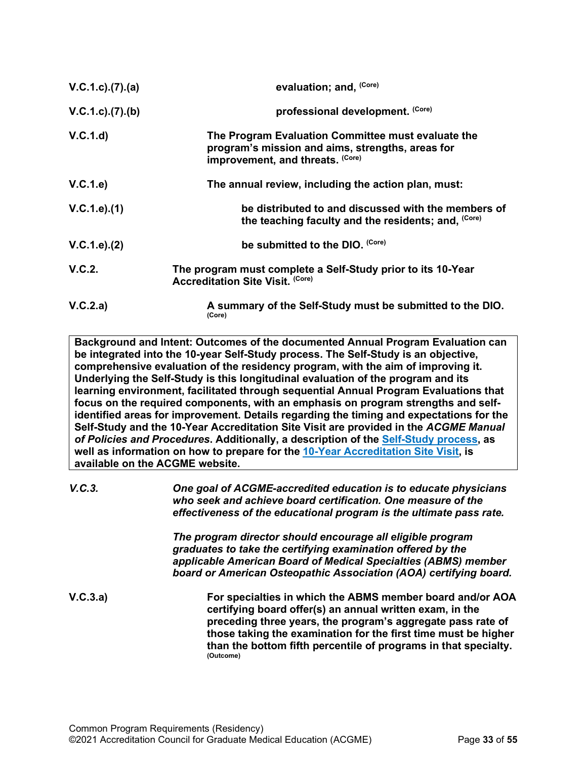| | |
|---|---|
| V.C.1.c).(7).(a) | **evaluation; and,** (Core) |
| V.C.1.c).(7).(b) | **professional development.** (Core) |
| V.C.1.d) | **The Program Evaluation Committee must evaluate the program's mission and aims, strengths, areas for improvement, and threats.** (Core) |
| V.C.1.e) | **The annual review, including the action plan, must:** |
| V.C.1.e).(1) | **be distributed to and discussed with the members of the teaching faculty and the residents; and,** (Core) |
| V.C.1.e).(2) | **be submitted to the DIO.** (Core) |
| V.C.2. | **The program must complete a Self-Study prior to its 10-Year Accreditation Site Visit.** (Core) |
| V.C.2.a) | **A summary of the Self-Study must be submitted to the DIO.** (Core) |

**Background and Intent: Outcomes of the documented Annual Program Evaluation can be integrated into the 10-year Self-Study process. The Self-Study is an objective, comprehensive evaluation of the residency program, with the aim of improving it. Underlying the Self-Study is this longitudinal evaluation of the program and its learning environment, facilitated through sequential Annual Program Evaluations that focus on the required components, with an emphasis on program strengths and self-identified areas for improvement. Details regarding the timing and expectations for the Self-Study and the 10-Year Accreditation Site Visit are provided in the *ACGME Manual of Policies and Procedures*. Additionally, a description of the Self-Study process, as well as information on how to prepare for the 10-Year Accreditation Site Visit, is available on the ACGME website.**

| | |
|---|---|
| *V.C.3.* | *One goal of ACGME-accredited education is to educate physicians who seek and achieve board certification. One measure of the effectiveness of the educational program is the ultimate pass rate.*<br><br>*The program director should encourage all eligible program graduates to take the certifying examination offered by the applicable American Board of Medical Specialties (ABMS) member board or American Osteopathic Association (AOA) certifying board.* |
| V.C.3.a) | **For specialties in which the ABMS member board and/or AOA certifying board offer(s) an annual written exam, in the preceding three years, the program's aggregate pass rate of those taking the examination for the first time must be higher than the bottom fifth percentile of programs in that specialty.** (Outcome) |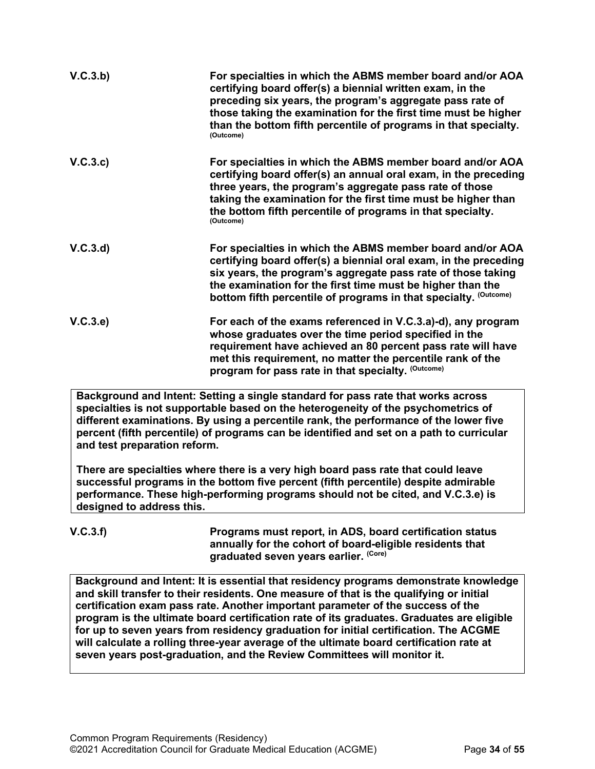**V.C.3.b)** **For specialties in which the ABMS member board and/or AOA certifying board offer(s) a biennial written exam, in the preceding six years, the program's aggregate pass rate of those taking the examination for the first time must be higher than the bottom fifth percentile of programs in that specialty.** (Outcome)

**V.C.3.c)** **For specialties in which the ABMS member board and/or AOA certifying board offer(s) an annual oral exam, in the preceding three years, the program's aggregate pass rate of those taking the examination for the first time must be higher than the bottom fifth percentile of programs in that specialty.** (Outcome)

**V.C.3.d)** **For specialties in which the ABMS member board and/or AOA certifying board offer(s) a biennial oral exam, in the preceding six years, the program's aggregate pass rate of those taking the examination for the first time must be higher than the bottom fifth percentile of programs in that specialty.** (Outcome)

**V.C.3.e)** **For each of the exams referenced in V.C.3.a)-d), any program whose graduates over the time period specified in the requirement have achieved an 80 percent pass rate will have met this requirement, no matter the percentile rank of the program for pass rate in that specialty.** (Outcome)

> **Background and Intent: Setting a single standard for pass rate that works across specialties is not supportable based on the heterogeneity of the psychometrics of different examinations. By using a percentile rank, the performance of the lower five percent (fifth percentile) of programs can be identified and set on a path to curricular and test preparation reform.**
>
> **There are specialties where there is a very high board pass rate that could leave successful programs in the bottom five percent (fifth percentile) despite admirable performance. These high-performing programs should not be cited, and V.C.3.e) is designed to address this.**

**V.C.3.f)** **Programs must report, in ADS, board certification status annually for the cohort of board-eligible residents that graduated seven years earlier.** (Core)

> **Background and Intent: It is essential that residency programs demonstrate knowledge and skill transfer to their residents. One measure of that is the qualifying or initial certification exam pass rate. Another important parameter of the success of the program is the ultimate board certification rate of its graduates. Graduates are eligible for up to seven years from residency graduation for initial certification. The ACGME will calculate a rolling three-year average of the ultimate board certification rate at seven years post-graduation, and the Review Committees will monitor it.**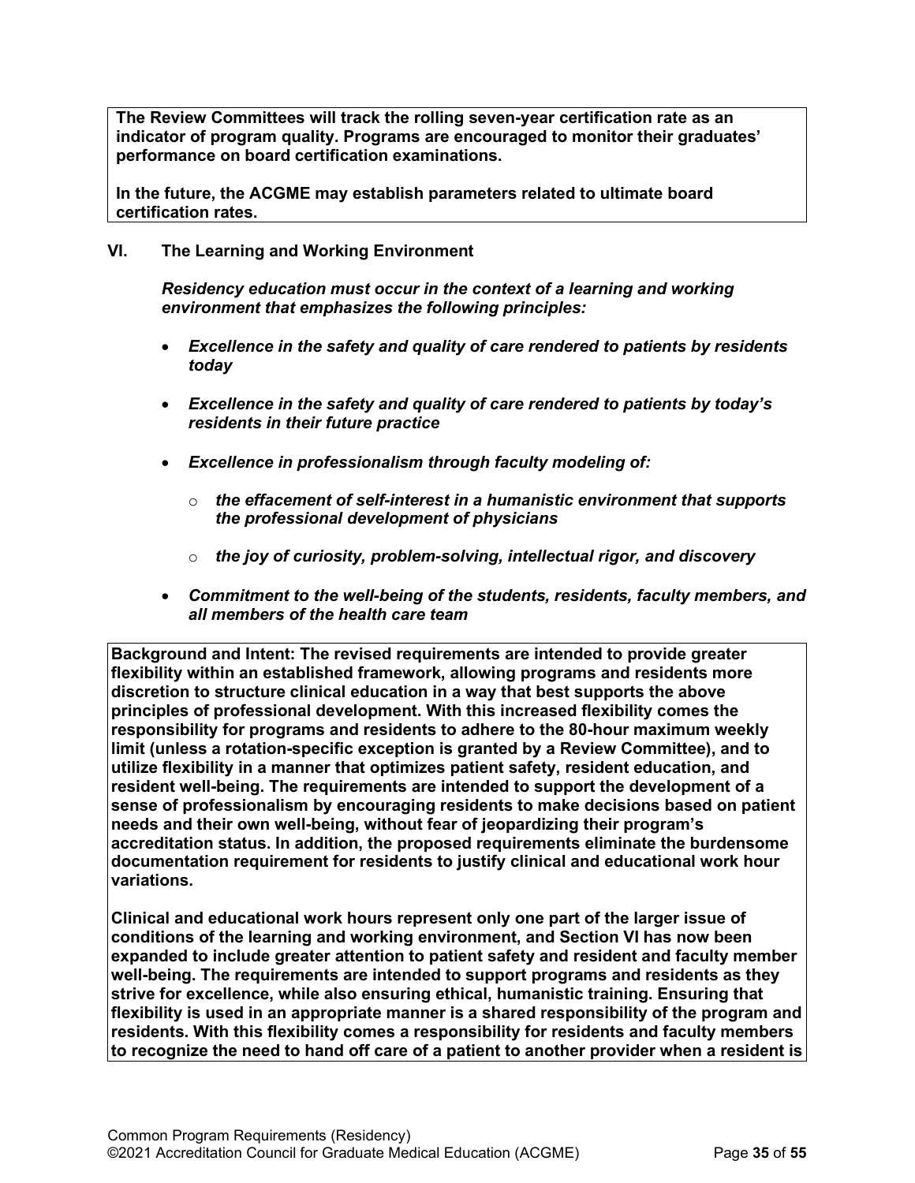**The Review Committees will track the rolling seven-year certification rate as an indicator of program quality. Programs are encouraged to monitor their graduates' performance on board certification examinations.**

**In the future, the ACGME may establish parameters related to ultimate board certification rates.**

## VI. The Learning and Working Environment

***Residency education must occur in the context of a learning and working environment that emphasizes the following principles:***

- ***Excellence in the safety and quality of care rendered to patients by residents today***
- ***Excellence in the safety and quality of care rendered to patients by today's residents in their future practice***
- ***Excellence in professionalism through faculty modeling of:***
  - ***the effacement of self-interest in a humanistic environment that supports the professional development of physicians***
  - ***the joy of curiosity, problem-solving, intellectual rigor, and discovery***
- ***Commitment to the well-being of the students, residents, faculty members, and all members of the health care team***

**Background and Intent: The revised requirements are intended to provide greater flexibility within an established framework, allowing programs and residents more discretion to structure clinical education in a way that best supports the above principles of professional development. With this increased flexibility comes the responsibility for programs and residents to adhere to the 80-hour maximum weekly limit (unless a rotation-specific exception is granted by a Review Committee), and to utilize flexibility in a manner that optimizes patient safety, resident education, and resident well-being. The requirements are intended to support the development of a sense of professionalism by encouraging residents to make decisions based on patient needs and their own well-being, without fear of jeopardizing their program's accreditation status. In addition, the proposed requirements eliminate the burdensome documentation requirement for residents to justify clinical and educational work hour variations.**

**Clinical and educational work hours represent only one part of the larger issue of conditions of the learning and working environment, and Section VI has now been expanded to include greater attention to patient safety and resident and faculty member well-being. The requirements are intended to support programs and residents as they strive for excellence, while also ensuring ethical, humanistic training. Ensuring that flexibility is used in an appropriate manner is a shared responsibility of the program and residents. With this flexibility comes a responsibility for residents and faculty members to recognize the need to hand off care of a patient to another provider when a resident is**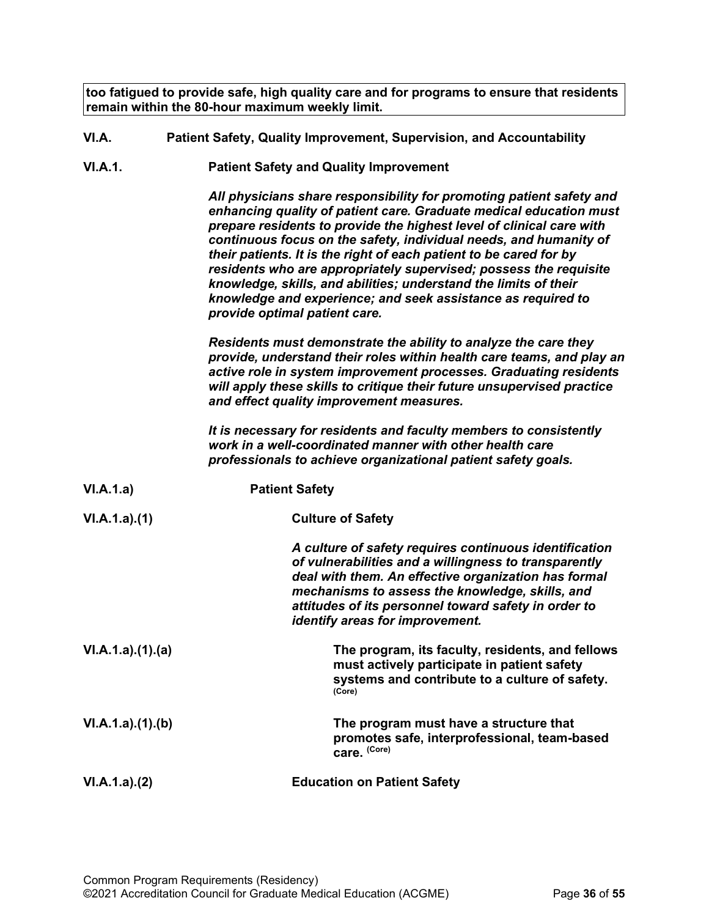**too fatigued to provide safe, high quality care and for programs to ensure that residents remain within the 80-hour maximum weekly limit.**

**VI.A. Patient Safety, Quality Improvement, Supervision, and Accountability**

**VI.A.1. Patient Safety and Quality Improvement**

***All physicians share responsibility for promoting patient safety and enhancing quality of patient care. Graduate medical education must prepare residents to provide the highest level of clinical care with continuous focus on the safety, individual needs, and humanity of their patients. It is the right of each patient to be cared for by residents who are appropriately supervised; possess the requisite knowledge, skills, and abilities; understand the limits of their knowledge and experience; and seek assistance as required to provide optimal patient care.***

***Residents must demonstrate the ability to analyze the care they provide, understand their roles within health care teams, and play an active role in system improvement processes. Graduating residents will apply these skills to critique their future unsupervised practice and effect quality improvement measures.***

***It is necessary for residents and faculty members to consistently work in a well-coordinated manner with other health care professionals to achieve organizational patient safety goals.***

**VI.A.1.a) Patient Safety**

**VI.A.1.a).(1) Culture of Safety**

***A culture of safety requires continuous identification of vulnerabilities and a willingness to transparently deal with them. An effective organization has formal mechanisms to assess the knowledge, skills, and attitudes of its personnel toward safety in order to identify areas for improvement.***

**VI.A.1.a).(1).(a) The program, its faculty, residents, and fellows must actively participate in patient safety systems and contribute to a culture of safety.** (Core)

**VI.A.1.a).(1).(b) The program must have a structure that promotes safe, interprofessional, team-based care.** (Core)

**VI.A.1.a).(2) Education on Patient Safety**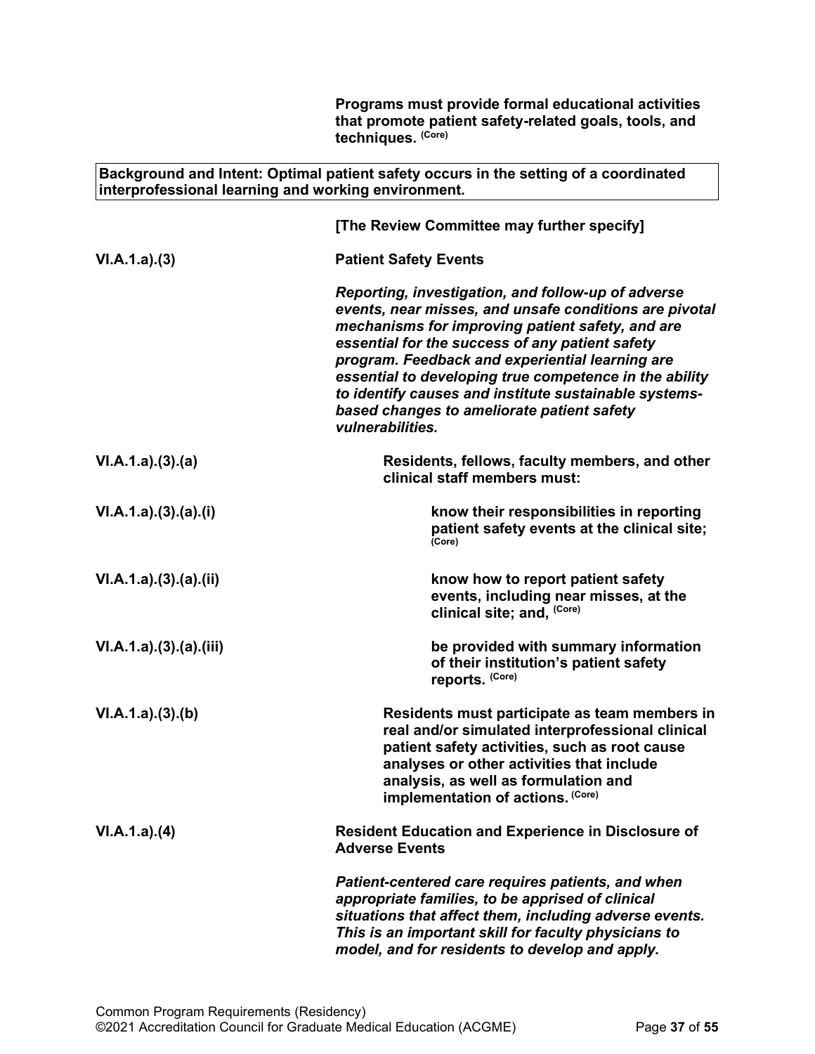**Programs must provide formal educational activities that promote patient safety-related goals, tools, and techniques.** **(Core)**

> **Background and Intent: Optimal patient safety occurs in the setting of a coordinated interprofessional learning and working environment.**

**[The Review Committee may further specify]**

**VI.A.1.a).(3) Patient Safety Events**

***Reporting, investigation, and follow-up of adverse events, near misses, and unsafe conditions are pivotal mechanisms for improving patient safety, and are essential for the success of any patient safety program. Feedback and experiential learning are essential to developing true competence in the ability to identify causes and institute sustainable systems-based changes to ameliorate patient safety vulnerabilities.***

**VI.A.1.a).(3).(a)** **Residents, fellows, faculty members, and other clinical staff members must:**

**VI.A.1.a).(3).(a).(i)** **know their responsibilities in reporting patient safety events at the clinical site;** **(Core)**

**VI.A.1.a).(3).(a).(ii)** **know how to report patient safety events, including near misses, at the clinical site; and,** **(Core)**

**VI.A.1.a).(3).(a).(iii)** **be provided with summary information of their institution's patient safety reports.** **(Core)**

**VI.A.1.a).(3).(b)** **Residents must participate as team members in real and/or simulated interprofessional clinical patient safety activities, such as root cause analyses or other activities that include analysis, as well as formulation and implementation of actions.** **(Core)**

**VI.A.1.a).(4) Resident Education and Experience in Disclosure of Adverse Events**

***Patient-centered care requires patients, and when appropriate families, to be apprised of clinical situations that affect them, including adverse events. This is an important skill for faculty physicians to model, and for residents to develop and apply.***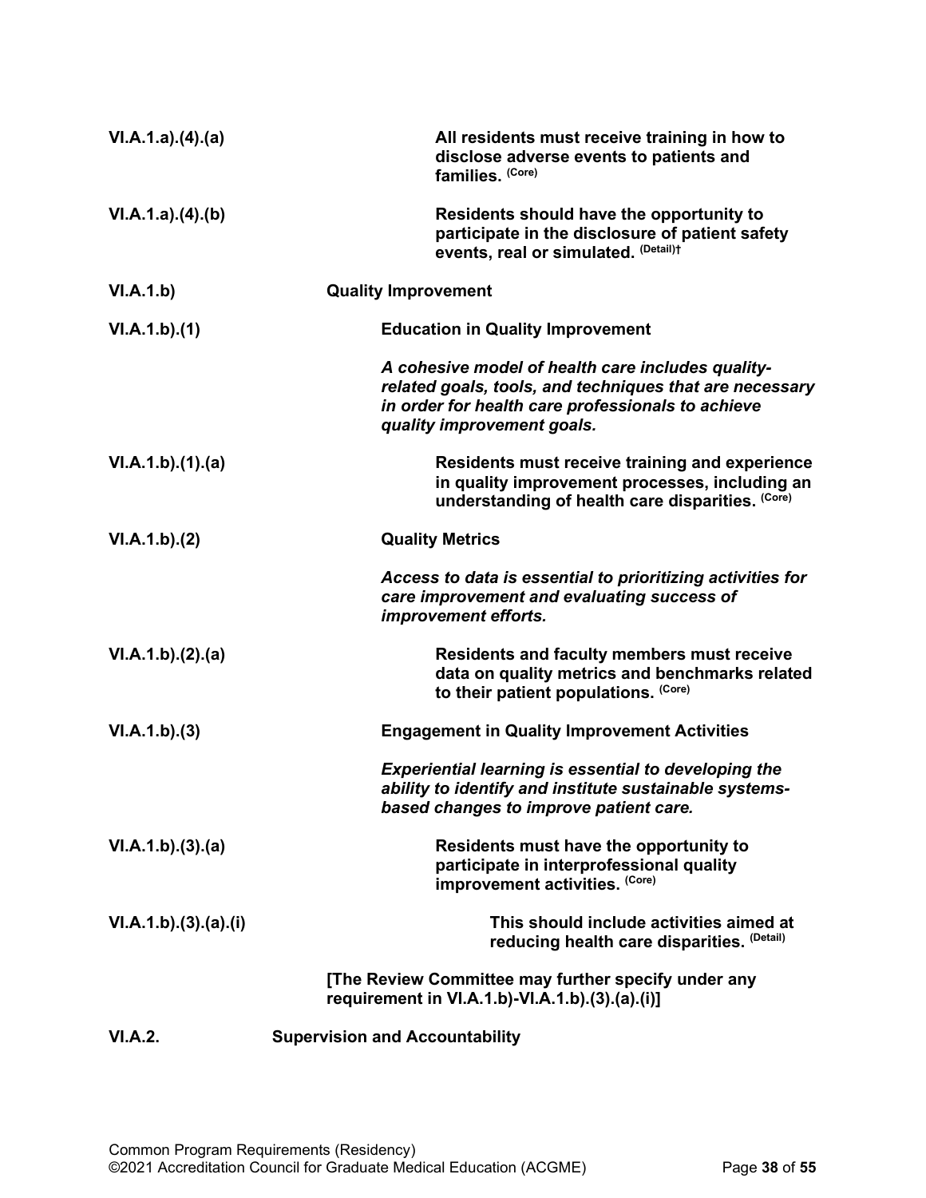| | |
|---|---|
| VI.A.1.a).(4).(a) | **All residents must receive training in how to disclose adverse events to patients and families.** (Core) |
| VI.A.1.a).(4).(b) | **Residents should have the opportunity to participate in the disclosure of patient safety events, real or simulated.** (Detail)† |
| **VI.A.1.b)** | **Quality Improvement** |
| **VI.A.1.b).(1)** | **Education in Quality Improvement**<br><br>*A cohesive model of health care includes quality-related goals, tools, and techniques that are necessary in order for health care professionals to achieve quality improvement goals.* |
| VI.A.1.b).(1).(a) | **Residents must receive training and experience in quality improvement processes, including an understanding of health care disparities.** (Core) |
| **VI.A.1.b).(2)** | **Quality Metrics**<br><br>*Access to data is essential to prioritizing activities for care improvement and evaluating success of improvement efforts.* |
| VI.A.1.b).(2).(a) | **Residents and faculty members must receive data on quality metrics and benchmarks related to their patient populations.** (Core) |
| **VI.A.1.b).(3)** | **Engagement in Quality Improvement Activities**<br><br>*Experiential learning is essential to developing the ability to identify and institute sustainable systems-based changes to improve patient care.* |
| VI.A.1.b).(3).(a) | **Residents must have the opportunity to participate in interprofessional quality improvement activities.** (Core) |
| VI.A.1.b).(3).(a).(i) | **This should include activities aimed at reducing health care disparities.** (Detail) |
| | **[The Review Committee may further specify under any requirement in VI.A.1.b)-VI.A.1.b).(3).(a).(i)]** |
| **VI.A.2.** | **Supervision and Accountability** |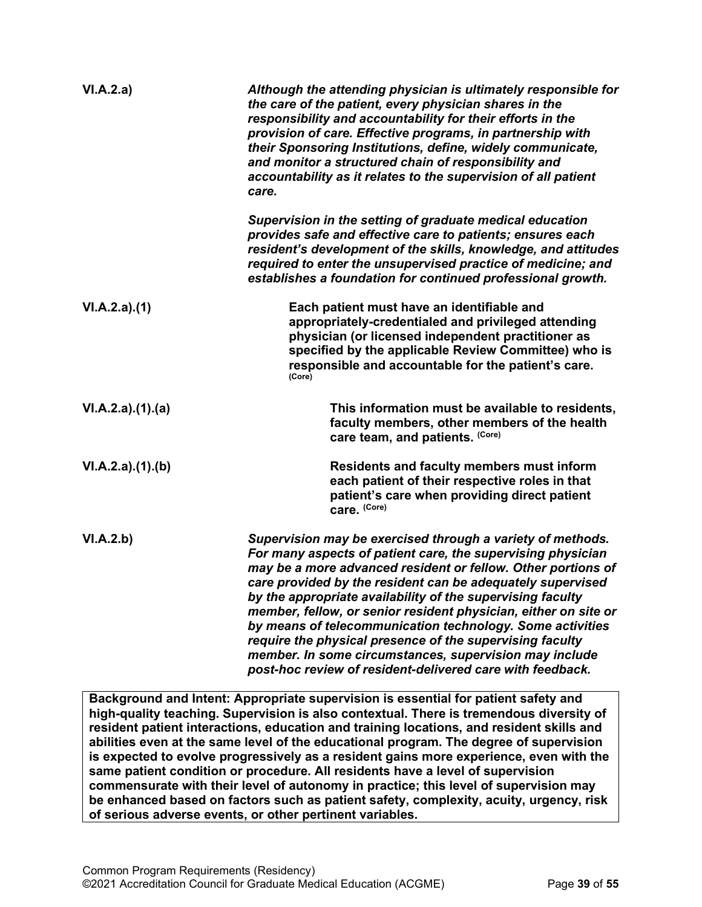| | |
|---|---|
| VI.A.2.a) | *Although the attending physician is ultimately responsible for the care of the patient, every physician shares in the responsibility and accountability for their efforts in the provision of care. Effective programs, in partnership with their Sponsoring Institutions, define, widely communicate, and monitor a structured chain of responsibility and accountability as it relates to the supervision of all patient care.*<br><br>*Supervision in the setting of graduate medical education provides safe and effective care to patients; ensures each resident's development of the skills, knowledge, and attitudes required to enter the unsupervised practice of medicine; and establishes a foundation for continued professional growth.* |
| VI.A.2.a).(1) | **Each patient must have an identifiable and appropriately-credentialed and privileged attending physician (or licensed independent practitioner as specified by the applicable Review Committee) who is responsible and accountable for the patient's care.** (Core) |
| VI.A.2.a).(1).(a) | **This information must be available to residents, faculty members, other members of the health care team, and patients.** (Core) |
| VI.A.2.a).(1).(b) | **Residents and faculty members must inform each patient of their respective roles in that patient's care when providing direct patient care.** (Core) |
| VI.A.2.b) | *Supervision may be exercised through a variety of methods. For many aspects of patient care, the supervising physician may be a more advanced resident or fellow. Other portions of care provided by the resident can be adequately supervised by the appropriate availability of the supervising faculty member, fellow, or senior resident physician, either on site or by means of telecommunication technology. Some activities require the physical presence of the supervising faculty member. In some circumstances, supervision may include post-hoc review of resident-delivered care with feedback.* |

**Background and Intent: Appropriate supervision is essential for patient safety and high-quality teaching. Supervision is also contextual. There is tremendous diversity of resident patient interactions, education and training locations, and resident skills and abilities even at the same level of the educational program. The degree of supervision is expected to evolve progressively as a resident gains more experience, even with the same patient condition or procedure. All residents have a level of supervision commensurate with their level of autonomy in practice; this level of supervision may be enhanced based on factors such as patient safety, complexity, acuity, urgency, risk of serious adverse events, or other pertinent variables.**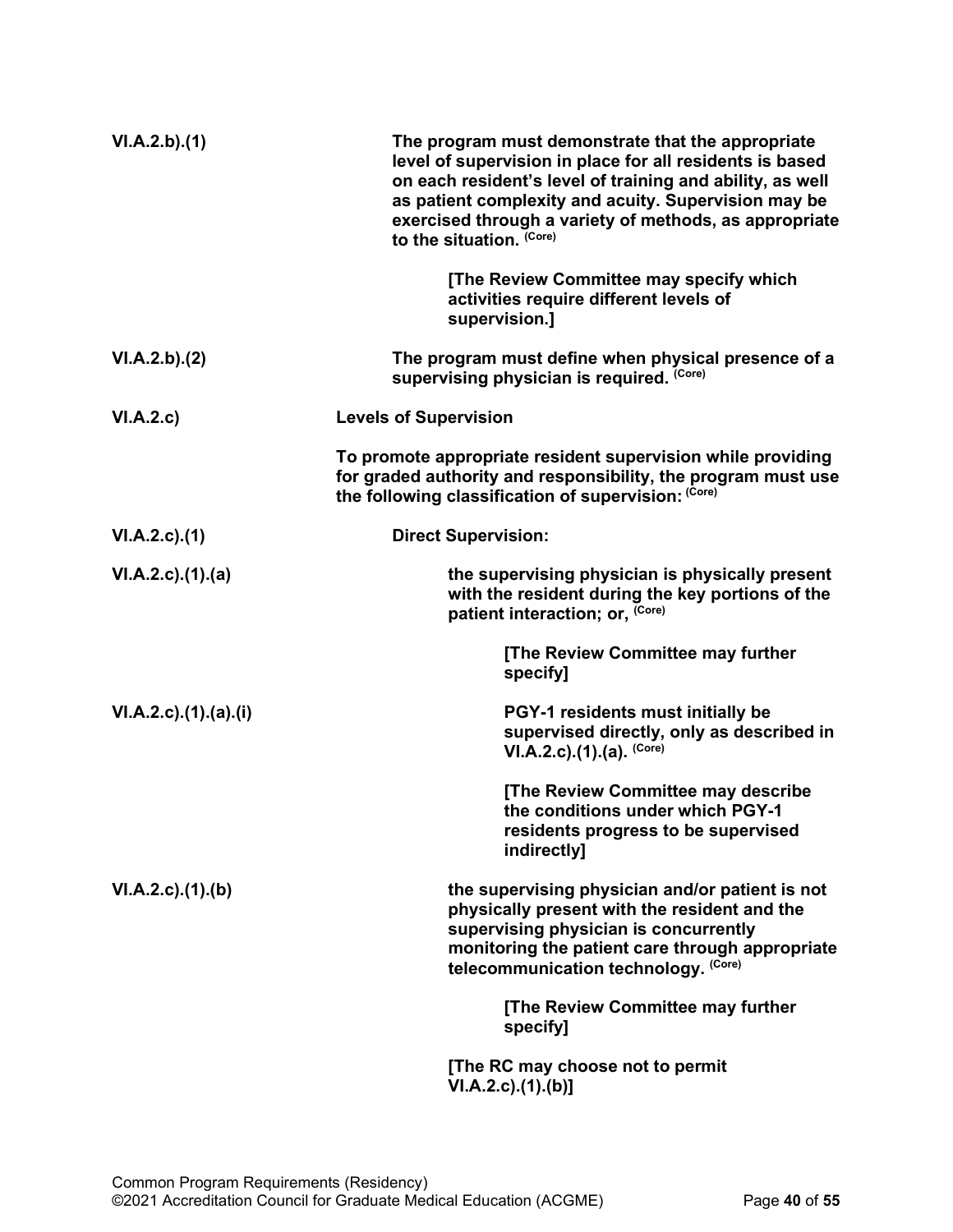**VI.A.2.b).(1)** **The program must demonstrate that the appropriate level of supervision in place for all residents is based on each resident's level of training and ability, as well as patient complexity and acuity. Supervision may be exercised through a variety of methods, as appropriate to the situation.** (Core)

**[The Review Committee may specify which activities require different levels of supervision.]**

**VI.A.2.b).(2)** **The program must define when physical presence of a supervising physician is required.** (Core)

**VI.A.2.c)** **Levels of Supervision**

**To promote appropriate resident supervision while providing for graded authority and responsibility, the program must use the following classification of supervision:** (Core)

**VI.A.2.c).(1)** **Direct Supervision:**

**VI.A.2.c).(1).(a)** **the supervising physician is physically present with the resident during the key portions of the patient interaction; or,** (Core)

**[The Review Committee may further specify]**

**VI.A.2.c).(1).(a).(i)** **PGY-1 residents must initially be supervised directly, only as described in VI.A.2.c).(1).(a).** (Core)

**[The Review Committee may describe the conditions under which PGY-1 residents progress to be supervised indirectly]**

**VI.A.2.c).(1).(b)** **the supervising physician and/or patient is not physically present with the resident and the supervising physician is concurrently monitoring the patient care through appropriate telecommunication technology.** (Core)

**[The Review Committee may further specify]**

**[The RC may choose not to permit VI.A.2.c).(1).(b)]**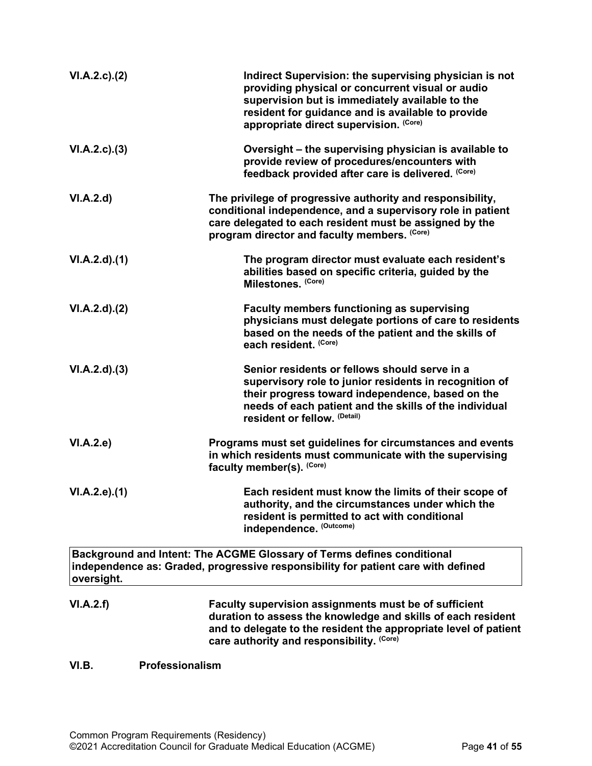**VI.A.2.c).(2)** **Indirect Supervision: the supervising physician is not providing physical or concurrent visual or audio supervision but is immediately available to the resident for guidance and is available to provide appropriate direct supervision.** (Core)

**VI.A.2.c).(3)** **Oversight – the supervising physician is available to provide review of procedures/encounters with feedback provided after care is delivered.** (Core)

**VI.A.2.d)** **The privilege of progressive authority and responsibility, conditional independence, and a supervisory role in patient care delegated to each resident must be assigned by the program director and faculty members.** (Core)

**VI.A.2.d).(1)** **The program director must evaluate each resident's abilities based on specific criteria, guided by the Milestones.** (Core)

**VI.A.2.d).(2)** **Faculty members functioning as supervising physicians must delegate portions of care to residents based on the needs of the patient and the skills of each resident.** (Core)

**VI.A.2.d).(3)** **Senior residents or fellows should serve in a supervisory role to junior residents in recognition of their progress toward independence, based on the needs of each patient and the skills of the individual resident or fellow.** (Detail)

**VI.A.2.e)** **Programs must set guidelines for circumstances and events in which residents must communicate with the supervising faculty member(s).** (Core)

**VI.A.2.e).(1)** **Each resident must know the limits of their scope of authority, and the circumstances under which the resident is permitted to act with conditional independence.** (Outcome)

| Background and Intent: The ACGME Glossary of Terms defines conditional independence as: Graded, progressive responsibility for patient care with defined oversight. |
|---|

**VI.A.2.f)** **Faculty supervision assignments must be of sufficient duration to assess the knowledge and skills of each resident and to delegate to the resident the appropriate level of patient care authority and responsibility.** (Core)

**VI.B. Professionalism**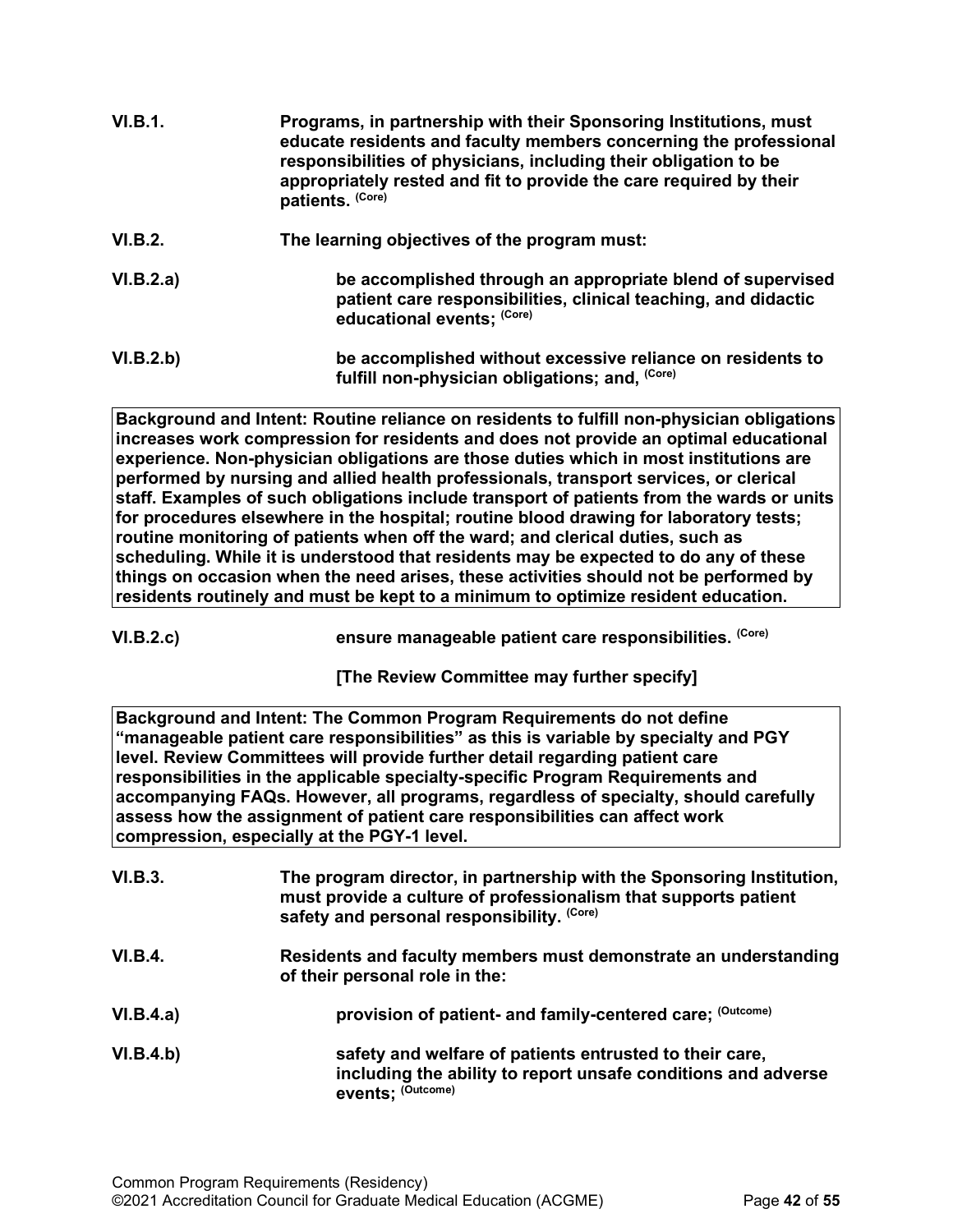**VI.B.1.** **Programs, in partnership with their Sponsoring Institutions, must educate residents and faculty members concerning the professional responsibilities of physicians, including their obligation to be appropriately rested and fit to provide the care required by their patients.** (Core)

**VI.B.2.** **The learning objectives of the program must:**

**VI.B.2.a)** **be accomplished through an appropriate blend of supervised patient care responsibilities, clinical teaching, and didactic educational events;** (Core)

**VI.B.2.b)** **be accomplished without excessive reliance on residents to fulfill non-physician obligations; and,** (Core)

> **Background and Intent: Routine reliance on residents to fulfill non-physician obligations increases work compression for residents and does not provide an optimal educational experience. Non-physician obligations are those duties which in most institutions are performed by nursing and allied health professionals, transport services, or clerical staff. Examples of such obligations include transport of patients from the wards or units for procedures elsewhere in the hospital; routine blood drawing for laboratory tests; routine monitoring of patients when off the ward; and clerical duties, such as scheduling. While it is understood that residents may be expected to do any of these things on occasion when the need arises, these activities should not be performed by residents routinely and must be kept to a minimum to optimize resident education.**

**VI.B.2.c)** **ensure manageable patient care responsibilities.** (Core)

**[The Review Committee may further specify]**

> **Background and Intent: The Common Program Requirements do not define "manageable patient care responsibilities" as this is variable by specialty and PGY level. Review Committees will provide further detail regarding patient care responsibilities in the applicable specialty-specific Program Requirements and accompanying FAQs. However, all programs, regardless of specialty, should carefully assess how the assignment of patient care responsibilities can affect work compression, especially at the PGY-1 level.**

**VI.B.3.** **The program director, in partnership with the Sponsoring Institution, must provide a culture of professionalism that supports patient safety and personal responsibility.** (Core)

**VI.B.4.** **Residents and faculty members must demonstrate an understanding of their personal role in the:**

**VI.B.4.a)** **provision of patient- and family-centered care;** (Outcome)

**VI.B.4.b)** **safety and welfare of patients entrusted to their care, including the ability to report unsafe conditions and adverse events;** (Outcome)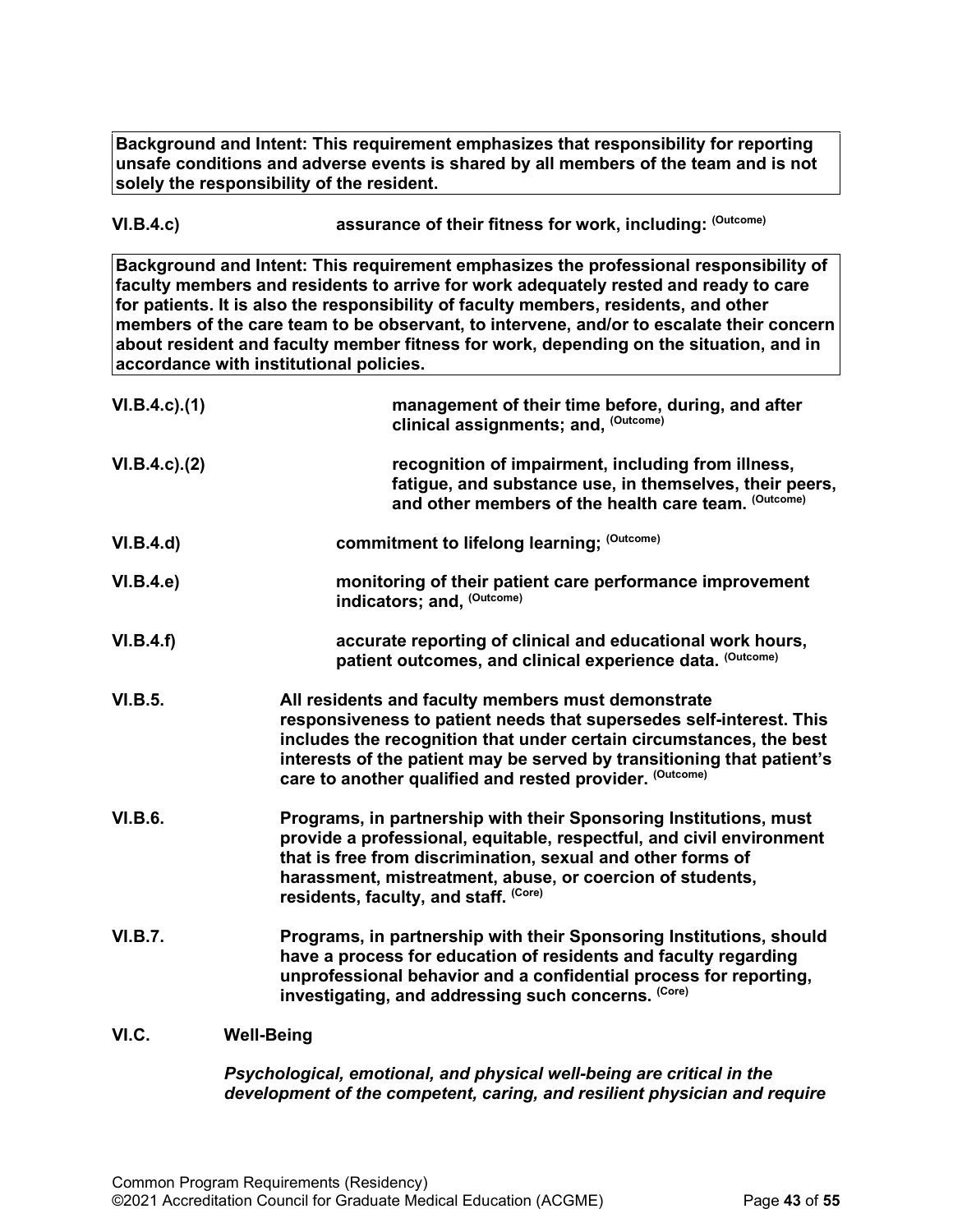**Background and Intent: This requirement emphasizes that responsibility for reporting unsafe conditions and adverse events is shared by all members of the team and is not solely the responsibility of the resident.**

**VI.B.4.c)** **assurance of their fitness for work, including: (Outcome)**

**Background and Intent: This requirement emphasizes the professional responsibility of faculty members and residents to arrive for work adequately rested and ready to care for patients. It is also the responsibility of faculty members, residents, and other members of the care team to be observant, to intervene, and/or to escalate their concern about resident and faculty member fitness for work, depending on the situation, and in accordance with institutional policies.**

**VI.B.4.c).(1)** **management of their time before, during, and after clinical assignments; and, (Outcome)**

**VI.B.4.c).(2)** **recognition of impairment, including from illness, fatigue, and substance use, in themselves, their peers, and other members of the health care team. (Outcome)**

**VI.B.4.d)** **commitment to lifelong learning; (Outcome)**

**VI.B.4.e)** **monitoring of their patient care performance improvement indicators; and, (Outcome)**

**VI.B.4.f)** **accurate reporting of clinical and educational work hours, patient outcomes, and clinical experience data. (Outcome)**

**VI.B.5.** **All residents and faculty members must demonstrate responsiveness to patient needs that supersedes self-interest. This includes the recognition that under certain circumstances, the best interests of the patient may be served by transitioning that patient's care to another qualified and rested provider. (Outcome)**

**VI.B.6.** **Programs, in partnership with their Sponsoring Institutions, must provide a professional, equitable, respectful, and civil environment that is free from discrimination, sexual and other forms of harassment, mistreatment, abuse, or coercion of students, residents, faculty, and staff. (Core)**

**VI.B.7.** **Programs, in partnership with their Sponsoring Institutions, should have a process for education of residents and faculty regarding unprofessional behavior and a confidential process for reporting, investigating, and addressing such concerns. (Core)**

**VI.C.** **Well-Being**

***Psychological, emotional, and physical well-being are critical in the development of the competent, caring, and resilient physician and require***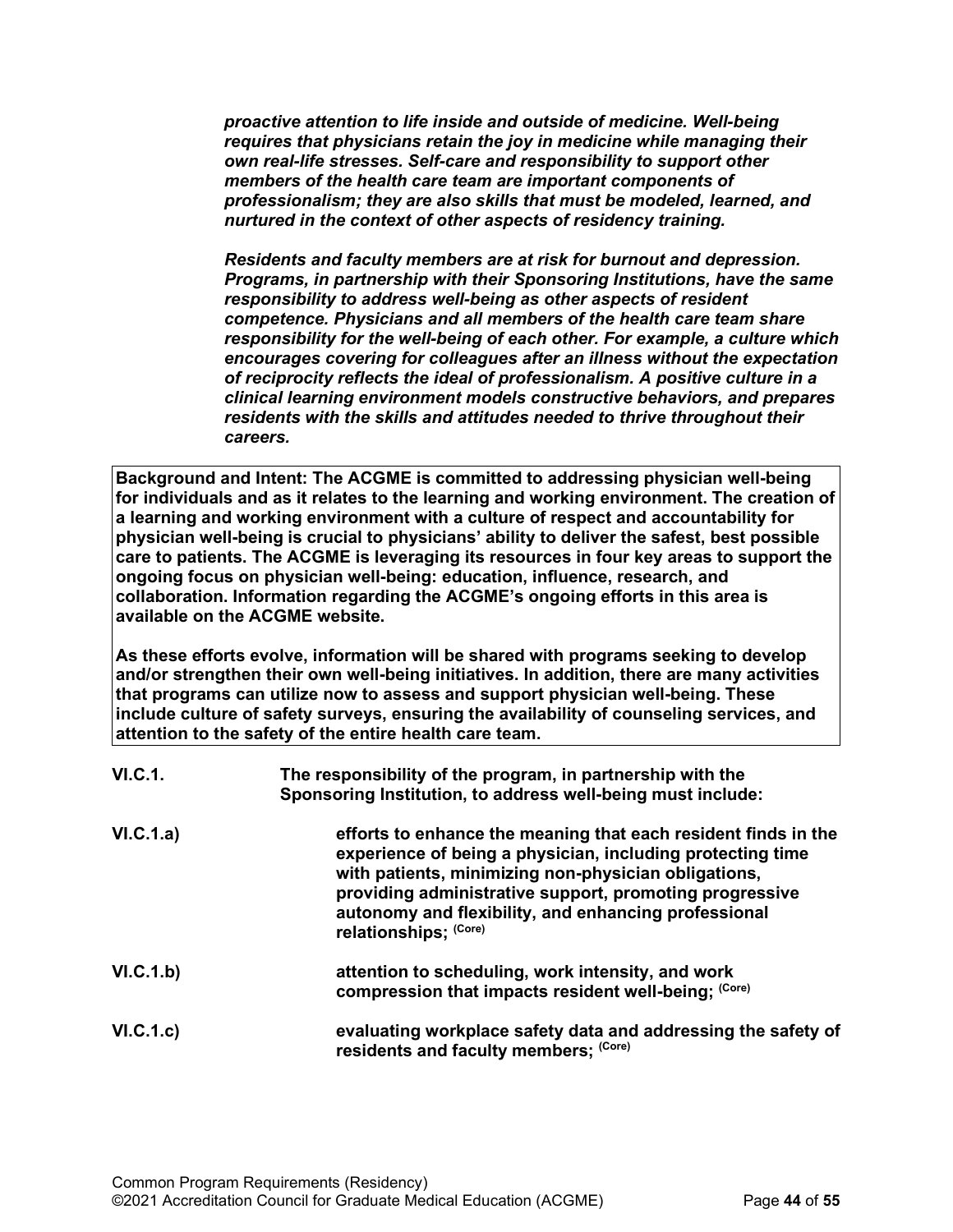***proactive attention to life inside and outside of medicine. Well-being requires that physicians retain the joy in medicine while managing their own real-life stresses. Self-care and responsibility to support other members of the health care team are important components of professionalism; they are also skills that must be modeled, learned, and nurtured in the context of other aspects of residency training.***

***Residents and faculty members are at risk for burnout and depression. Programs, in partnership with their Sponsoring Institutions, have the same responsibility to address well-being as other aspects of resident competence. Physicians and all members of the health care team share responsibility for the well-being of each other. For example, a culture which encourages covering for colleagues after an illness without the expectation of reciprocity reflects the ideal of professionalism. A positive culture in a clinical learning environment models constructive behaviors, and prepares residents with the skills and attitudes needed to thrive throughout their careers.***

> **Background and Intent: The ACGME is committed to addressing physician well-being for individuals and as it relates to the learning and working environment. The creation of a learning and working environment with a culture of respect and accountability for physician well-being is crucial to physicians' ability to deliver the safest, best possible care to patients. The ACGME is leveraging its resources in four key areas to support the ongoing focus on physician well-being: education, influence, research, and collaboration. Information regarding the ACGME's ongoing efforts in this area is available on the ACGME website.**
>
> **As these efforts evolve, information will be shared with programs seeking to develop and/or strengthen their own well-being initiatives. In addition, there are many activities that programs can utilize now to assess and support physician well-being. These include culture of safety surveys, ensuring the availability of counseling services, and attention to the safety of the entire health care team.**

**VI.C.1.** **The responsibility of the program, in partnership with the Sponsoring Institution, to address well-being must include:**

**VI.C.1.a)** **efforts to enhance the meaning that each resident finds in the experience of being a physician, including protecting time with patients, minimizing non-physician obligations, providing administrative support, promoting progressive autonomy and flexibility, and enhancing professional relationships;** (Core)

**VI.C.1.b)** **attention to scheduling, work intensity, and work compression that impacts resident well-being;** (Core)

**VI.C.1.c)** **evaluating workplace safety data and addressing the safety of residents and faculty members;** (Core)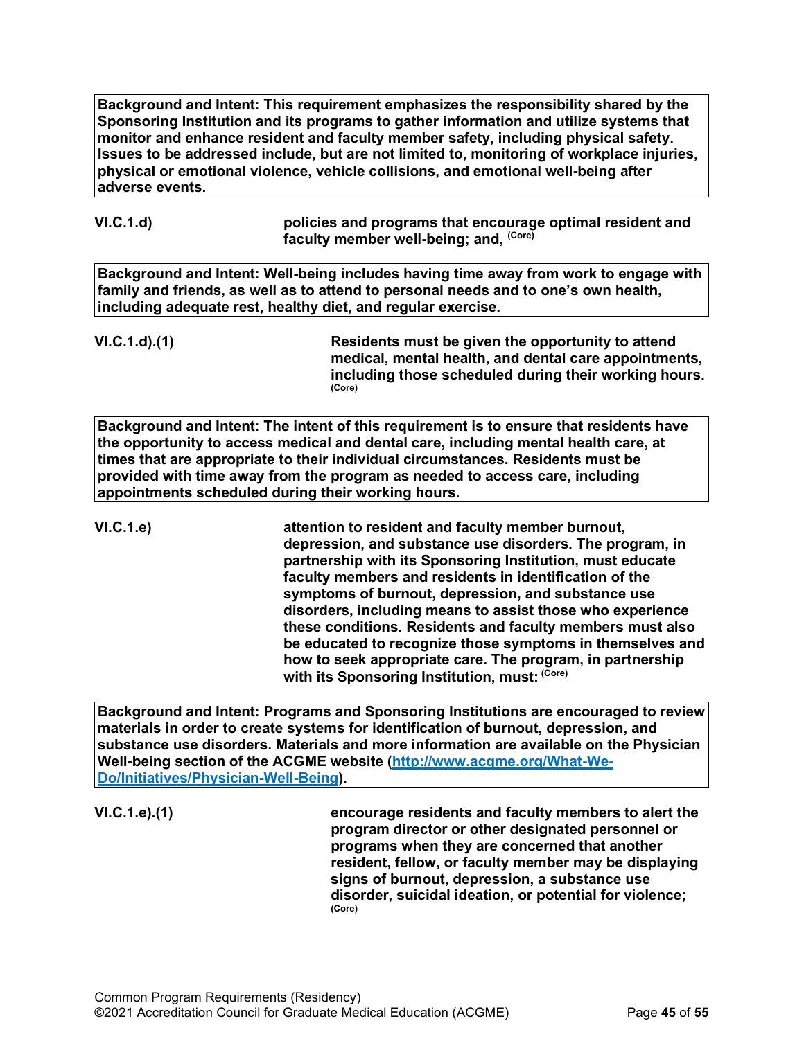**Background and Intent: This requirement emphasizes the responsibility shared by the Sponsoring Institution and its programs to gather information and utilize systems that monitor and enhance resident and faculty member safety, including physical safety. Issues to be addressed include, but are not limited to, monitoring of workplace injuries, physical or emotional violence, vehicle collisions, and emotional well-being after adverse events.**

**VI.C.1.d)** **policies and programs that encourage optimal resident and faculty member well-being; and,** (Core)

**Background and Intent: Well-being includes having time away from work to engage with family and friends, as well as to attend to personal needs and to one's own health, including adequate rest, healthy diet, and regular exercise.**

**VI.C.1.d).(1)** **Residents must be given the opportunity to attend medical, mental health, and dental care appointments, including those scheduled during their working hours.** (Core)

**Background and Intent: The intent of this requirement is to ensure that residents have the opportunity to access medical and dental care, including mental health care, at times that are appropriate to their individual circumstances. Residents must be provided with time away from the program as needed to access care, including appointments scheduled during their working hours.**

**VI.C.1.e)** **attention to resident and faculty member burnout, depression, and substance use disorders. The program, in partnership with its Sponsoring Institution, must educate faculty members and residents in identification of the symptoms of burnout, depression, and substance use disorders, including means to assist those who experience these conditions. Residents and faculty members must also be educated to recognize those symptoms in themselves and how to seek appropriate care. The program, in partnership with its Sponsoring Institution, must:** (Core)

**Background and Intent: Programs and Sponsoring Institutions are encouraged to review materials in order to create systems for identification of burnout, depression, and substance use disorders. Materials and more information are available on the Physician Well-being section of the ACGME website ([http://www.acgme.org/What-We-Do/Initiatives/Physician-Well-Being](http://www.acgme.org/What-We-Do/Initiatives/Physician-Well-Being)).**

**VI.C.1.e).(1)** **encourage residents and faculty members to alert the program director or other designated personnel or programs when they are concerned that another resident, fellow, or faculty member may be displaying signs of burnout, depression, a substance use disorder, suicidal ideation, or potential for violence;** (Core)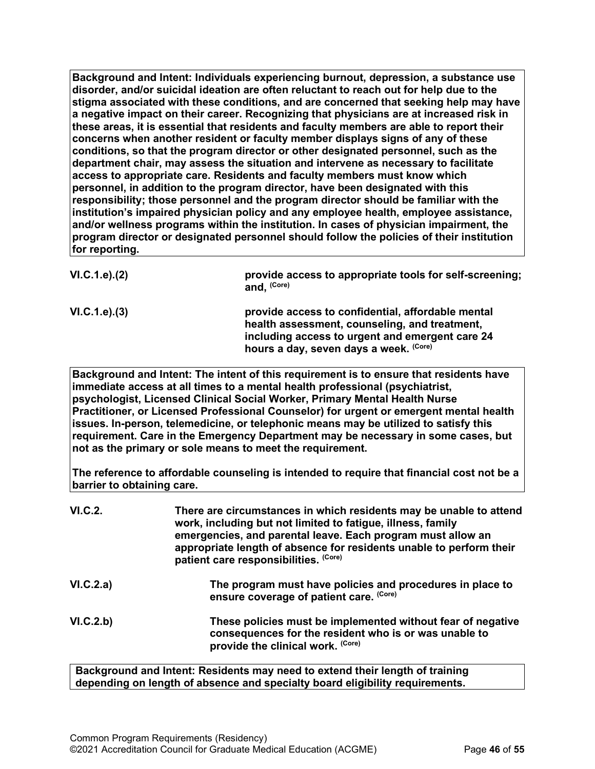**Background and Intent: Individuals experiencing burnout, depression, a substance use disorder, and/or suicidal ideation are often reluctant to reach out for help due to the stigma associated with these conditions, and are concerned that seeking help may have a negative impact on their career. Recognizing that physicians are at increased risk in these areas, it is essential that residents and faculty members are able to report their concerns when another resident or faculty member displays signs of any of these conditions, so that the program director or other designated personnel, such as the department chair, may assess the situation and intervene as necessary to facilitate access to appropriate care. Residents and faculty members must know which personnel, in addition to the program director, have been designated with this responsibility; those personnel and the program director should be familiar with the institution's impaired physician policy and any employee health, employee assistance, and/or wellness programs within the institution. In cases of physician impairment, the program director or designated personnel should follow the policies of their institution for reporting.**

**VI.C.1.e).(2)** **provide access to appropriate tools for self-screening; and, (Core)**

**VI.C.1.e).(3)** **provide access to confidential, affordable mental health assessment, counseling, and treatment, including access to urgent and emergent care 24 hours a day, seven days a week. (Core)**

**Background and Intent: The intent of this requirement is to ensure that residents have immediate access at all times to a mental health professional (psychiatrist, psychologist, Licensed Clinical Social Worker, Primary Mental Health Nurse Practitioner, or Licensed Professional Counselor) for urgent or emergent mental health issues. In-person, telemedicine, or telephonic means may be utilized to satisfy this requirement. Care in the Emergency Department may be necessary in some cases, but not as the primary or sole means to meet the requirement.**

**The reference to affordable counseling is intended to require that financial cost not be a barrier to obtaining care.**

**VI.C.2.** **There are circumstances in which residents may be unable to attend work, including but not limited to fatigue, illness, family emergencies, and parental leave. Each program must allow an appropriate length of absence for residents unable to perform their patient care responsibilities. (Core)**

**VI.C.2.a)** **The program must have policies and procedures in place to ensure coverage of patient care. (Core)**

**VI.C.2.b)** **These policies must be implemented without fear of negative consequences for the resident who is or was unable to provide the clinical work. (Core)**

**Background and Intent: Residents may need to extend their length of training depending on length of absence and specialty board eligibility requirements.**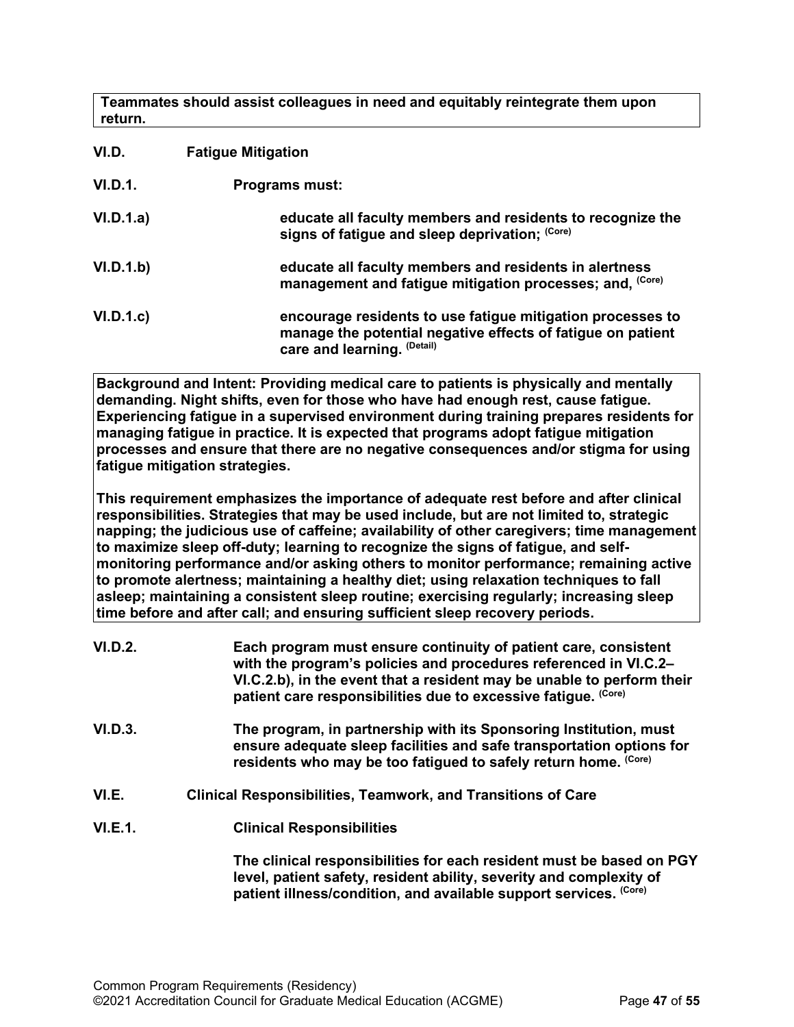**Teammates should assist colleagues in need and equitably reintegrate them upon return.**

**VI.D. Fatigue Mitigation**

**VI.D.1. Programs must:**

**VI.D.1.a) educate all faculty members and residents to recognize the signs of fatigue and sleep deprivation;** (Core)

**VI.D.1.b) educate all faculty members and residents in alertness management and fatigue mitigation processes; and,** (Core)

**VI.D.1.c) encourage residents to use fatigue mitigation processes to manage the potential negative effects of fatigue on patient care and learning.** (Detail)

**Background and Intent: Providing medical care to patients is physically and mentally demanding. Night shifts, even for those who have had enough rest, cause fatigue. Experiencing fatigue in a supervised environment during training prepares residents for managing fatigue in practice. It is expected that programs adopt fatigue mitigation processes and ensure that there are no negative consequences and/or stigma for using fatigue mitigation strategies.**

**This requirement emphasizes the importance of adequate rest before and after clinical responsibilities. Strategies that may be used include, but are not limited to, strategic napping; the judicious use of caffeine; availability of other caregivers; time management to maximize sleep off-duty; learning to recognize the signs of fatigue, and self-monitoring performance and/or asking others to monitor performance; remaining active to promote alertness; maintaining a healthy diet; using relaxation techniques to fall asleep; maintaining a consistent sleep routine; exercising regularly; increasing sleep time before and after call; and ensuring sufficient sleep recovery periods.**

**VI.D.2. Each program must ensure continuity of patient care, consistent with the program's policies and procedures referenced in VI.C.2–VI.C.2.b), in the event that a resident may be unable to perform their patient care responsibilities due to excessive fatigue.** (Core)

**VI.D.3. The program, in partnership with its Sponsoring Institution, must ensure adequate sleep facilities and safe transportation options for residents who may be too fatigued to safely return home.** (Core)

**VI.E. Clinical Responsibilities, Teamwork, and Transitions of Care**

**VI.E.1. Clinical Responsibilities**

**The clinical responsibilities for each resident must be based on PGY level, patient safety, resident ability, severity and complexity of patient illness/condition, and available support services.** (Core)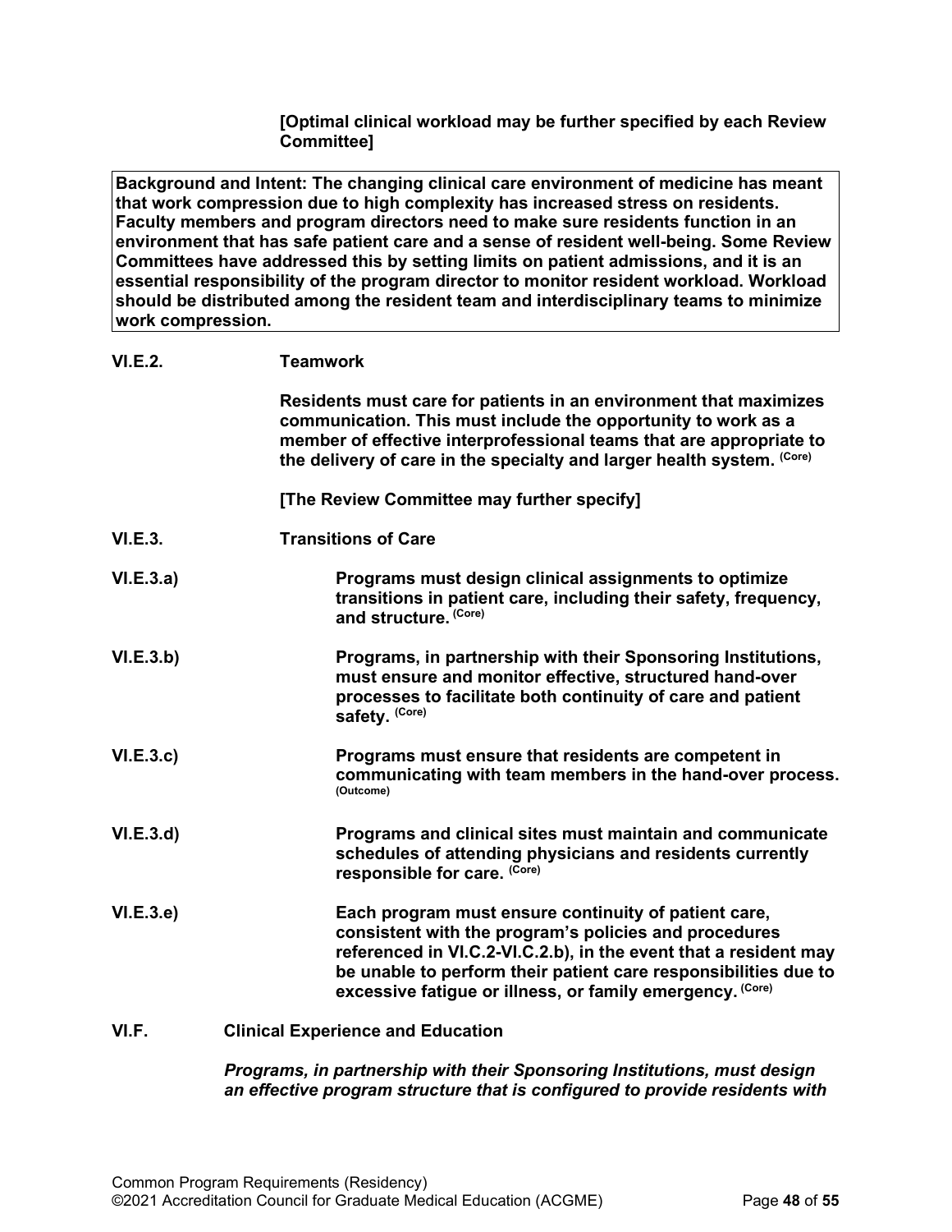**[Optimal clinical workload may be further specified by each Review Committee]**

> **Background and Intent: The changing clinical care environment of medicine has meant that work compression due to high complexity has increased stress on residents. Faculty members and program directors need to make sure residents function in an environment that has safe patient care and a sense of resident well-being. Some Review Committees have addressed this by setting limits on patient admissions, and it is an essential responsibility of the program director to monitor resident workload. Workload should be distributed among the resident team and interdisciplinary teams to minimize work compression.**

**VI.E.2. Teamwork**

**Residents must care for patients in an environment that maximizes communication. This must include the opportunity to work as a member of effective interprofessional teams that are appropriate to the delivery of care in the specialty and larger health system.** (Core)

**[The Review Committee may further specify]**

**VI.E.3. Transitions of Care**

**VI.E.3.a) Programs must design clinical assignments to optimize transitions in patient care, including their safety, frequency, and structure.** (Core)

**VI.E.3.b) Programs, in partnership with their Sponsoring Institutions, must ensure and monitor effective, structured hand-over processes to facilitate both continuity of care and patient safety.** (Core)

**VI.E.3.c) Programs must ensure that residents are competent in communicating with team members in the hand-over process.** (Outcome)

**VI.E.3.d) Programs and clinical sites must maintain and communicate schedules of attending physicians and residents currently responsible for care.** (Core)

**VI.E.3.e) Each program must ensure continuity of patient care, consistent with the program's policies and procedures referenced in VI.C.2-VI.C.2.b), in the event that a resident may be unable to perform their patient care responsibilities due to excessive fatigue or illness, or family emergency.** (Core)

**VI.F. Clinical Experience and Education**

***Programs, in partnership with their Sponsoring Institutions, must design an effective program structure that is configured to provide residents with***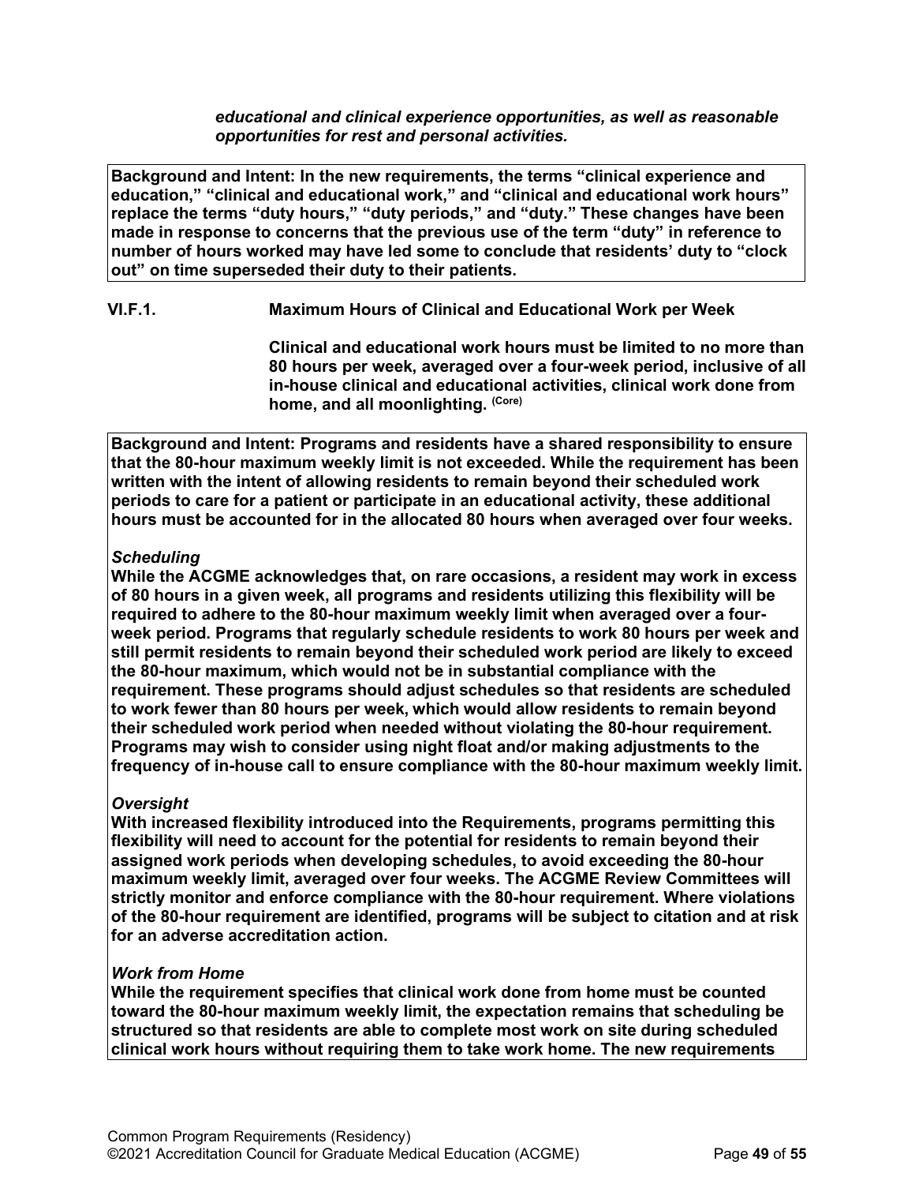***educational and clinical experience opportunities, as well as reasonable opportunities for rest and personal activities.***

**Background and Intent: In the new requirements, the terms "clinical experience and education," "clinical and educational work," and "clinical and educational work hours" replace the terms "duty hours," "duty periods," and "duty." These changes have been made in response to concerns that the previous use of the term "duty" in reference to number of hours worked may have led some to conclude that residents' duty to "clock out" on time superseded their duty to their patients.**

**VI.F.1. Maximum Hours of Clinical and Educational Work per Week**

**Clinical and educational work hours must be limited to no more than 80 hours per week, averaged over a four-week period, inclusive of all in-house clinical and educational activities, clinical work done from home, and all moonlighting.** (Core)

**Background and Intent: Programs and residents have a shared responsibility to ensure that the 80-hour maximum weekly limit is not exceeded. While the requirement has been written with the intent of allowing residents to remain beyond their scheduled work periods to care for a patient or participate in an educational activity, these additional hours must be accounted for in the allocated 80 hours when averaged over four weeks.**

***Scheduling***

**While the ACGME acknowledges that, on rare occasions, a resident may work in excess of 80 hours in a given week, all programs and residents utilizing this flexibility will be required to adhere to the 80-hour maximum weekly limit when averaged over a four-week period. Programs that regularly schedule residents to work 80 hours per week and still permit residents to remain beyond their scheduled work period are likely to exceed the 80-hour maximum, which would not be in substantial compliance with the requirement. These programs should adjust schedules so that residents are scheduled to work fewer than 80 hours per week, which would allow residents to remain beyond their scheduled work period when needed without violating the 80-hour requirement. Programs may wish to consider using night float and/or making adjustments to the frequency of in-house call to ensure compliance with the 80-hour maximum weekly limit.**

***Oversight***

**With increased flexibility introduced into the Requirements, programs permitting this flexibility will need to account for the potential for residents to remain beyond their assigned work periods when developing schedules, to avoid exceeding the 80-hour maximum weekly limit, averaged over four weeks. The ACGME Review Committees will strictly monitor and enforce compliance with the 80-hour requirement. Where violations of the 80-hour requirement are identified, programs will be subject to citation and at risk for an adverse accreditation action.**

***Work from Home***

**While the requirement specifies that clinical work done from home must be counted toward the 80-hour maximum weekly limit, the expectation remains that scheduling be structured so that residents are able to complete most work on site during scheduled clinical work hours without requiring them to take work home. The new requirements**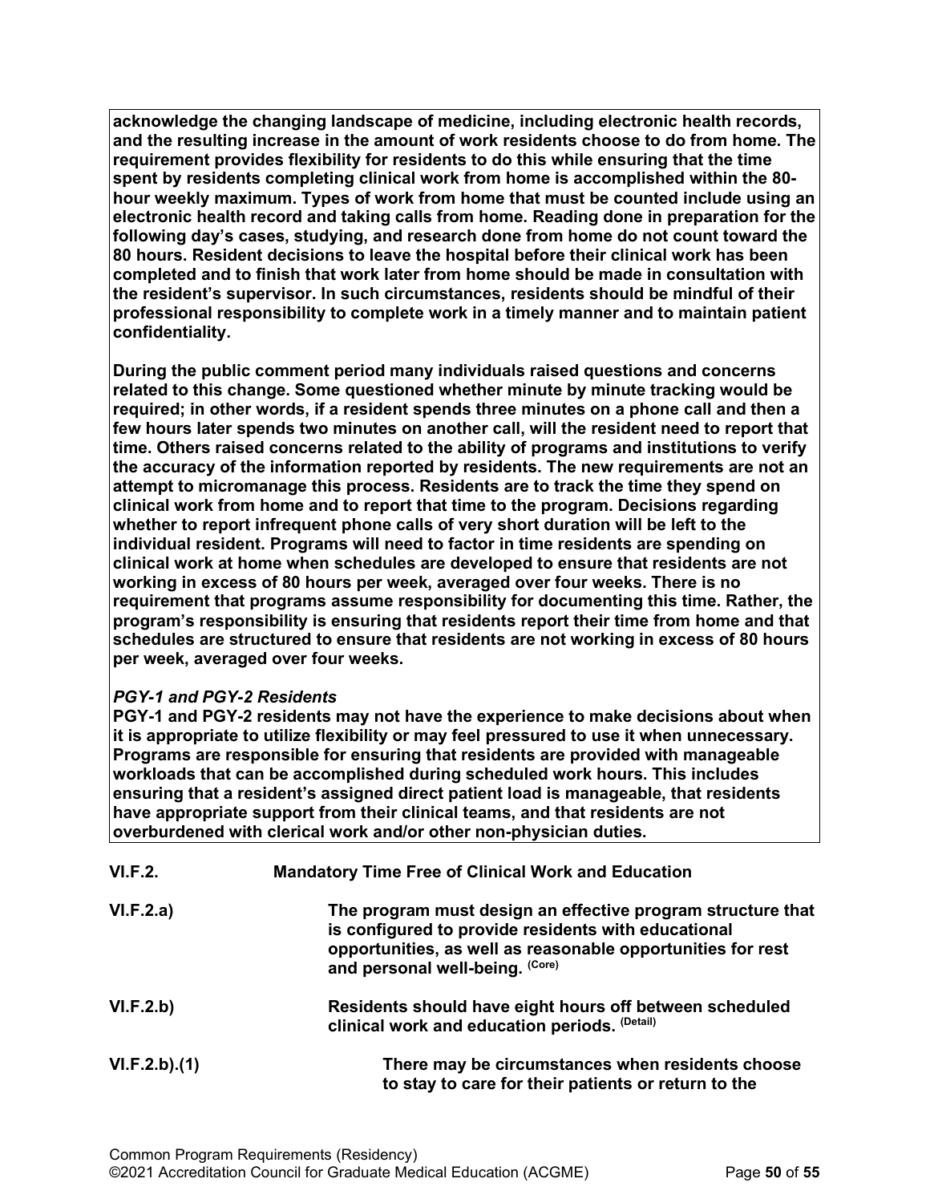**acknowledge the changing landscape of medicine, including electronic health records, and the resulting increase in the amount of work residents choose to do from home. The requirement provides flexibility for residents to do this while ensuring that the time spent by residents completing clinical work from home is accomplished within the 80-hour weekly maximum. Types of work from home that must be counted include using an electronic health record and taking calls from home. Reading done in preparation for the following day's cases, studying, and research done from home do not count toward the 80 hours. Resident decisions to leave the hospital before their clinical work has been completed and to finish that work later from home should be made in consultation with the resident's supervisor. In such circumstances, residents should be mindful of their professional responsibility to complete work in a timely manner and to maintain patient confidentiality.**

**During the public comment period many individuals raised questions and concerns related to this change. Some questioned whether minute by minute tracking would be required; in other words, if a resident spends three minutes on a phone call and then a few hours later spends two minutes on another call, will the resident need to report that time. Others raised concerns related to the ability of programs and institutions to verify the accuracy of the information reported by residents. The new requirements are not an attempt to micromanage this process. Residents are to track the time they spend on clinical work from home and to report that time to the program. Decisions regarding whether to report infrequent phone calls of very short duration will be left to the individual resident. Programs will need to factor in time residents are spending on clinical work at home when schedules are developed to ensure that residents are not working in excess of 80 hours per week, averaged over four weeks. There is no requirement that programs assume responsibility for documenting this time. Rather, the program's responsibility is ensuring that residents report their time from home and that schedules are structured to ensure that residents are not working in excess of 80 hours per week, averaged over four weeks.**

***PGY-1 and PGY-2 Residents***

**PGY-1 and PGY-2 residents may not have the experience to make decisions about when it is appropriate to utilize flexibility or may feel pressured to use it when unnecessary. Programs are responsible for ensuring that residents are provided with manageable workloads that can be accomplished during scheduled work hours. This includes ensuring that a resident's assigned direct patient load is manageable, that residents have appropriate support from their clinical teams, and that residents are not overburdened with clerical work and/or other non-physician duties.**

**VI.F.2.** **Mandatory Time Free of Clinical Work and Education**

**VI.F.2.a)** **The program must design an effective program structure that is configured to provide residents with educational opportunities, as well as reasonable opportunities for rest and personal well-being.** (Core)

**VI.F.2.b)** **Residents should have eight hours off between scheduled clinical work and education periods.** (Detail)

**VI.F.2.b).(1)** **There may be circumstances when residents choose to stay to care for their patients or return to the**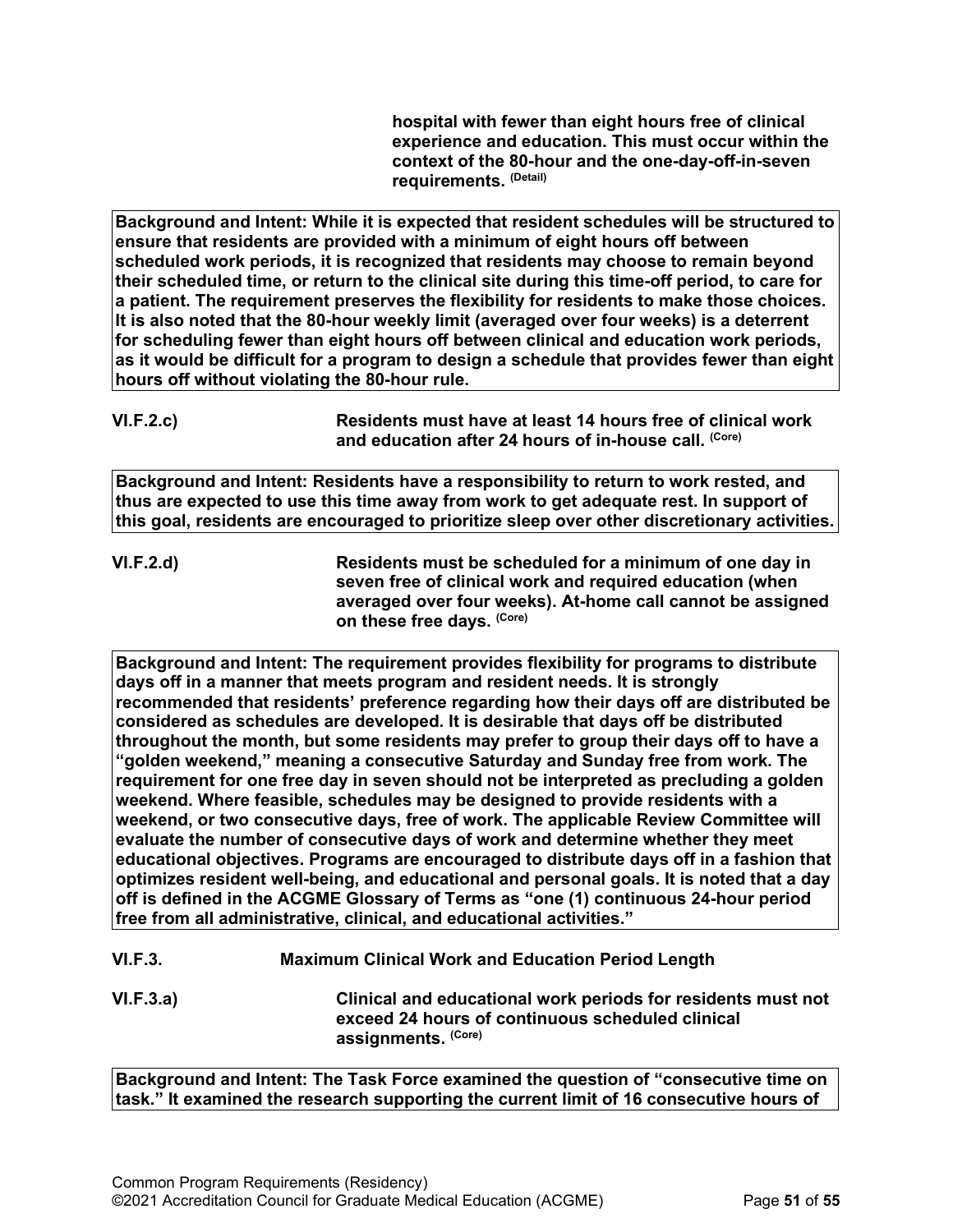hospital with fewer than eight hours free of clinical experience and education. This must occur within the context of the 80-hour and the one-day-off-in-seven requirements. (Detail)

**Background and Intent: While it is expected that resident schedules will be structured to ensure that residents are provided with a minimum of eight hours off between scheduled work periods, it is recognized that residents may choose to remain beyond their scheduled time, or return to the clinical site during this time-off period, to care for a patient. The requirement preserves the flexibility for residents to make those choices. It is also noted that the 80-hour weekly limit (averaged over four weeks) is a deterrent for scheduling fewer than eight hours off between clinical and education work periods, as it would be difficult for a program to design a schedule that provides fewer than eight hours off without violating the 80-hour rule.**

**VI.F.2.c)** **Residents must have at least 14 hours free of clinical work and education after 24 hours of in-house call.** (Core)

**Background and Intent: Residents have a responsibility to return to work rested, and thus are expected to use this time away from work to get adequate rest. In support of this goal, residents are encouraged to prioritize sleep over other discretionary activities.**

**VI.F.2.d)** **Residents must be scheduled for a minimum of one day in seven free of clinical work and required education (when averaged over four weeks). At-home call cannot be assigned on these free days.** (Core)

**Background and Intent: The requirement provides flexibility for programs to distribute days off in a manner that meets program and resident needs. It is strongly recommended that residents' preference regarding how their days off are distributed be considered as schedules are developed. It is desirable that days off be distributed throughout the month, but some residents may prefer to group their days off to have a "golden weekend," meaning a consecutive Saturday and Sunday free from work. The requirement for one free day in seven should not be interpreted as precluding a golden weekend. Where feasible, schedules may be designed to provide residents with a weekend, or two consecutive days, free of work. The applicable Review Committee will evaluate the number of consecutive days of work and determine whether they meet educational objectives. Programs are encouraged to distribute days off in a fashion that optimizes resident well-being, and educational and personal goals. It is noted that a day off is defined in the ACGME Glossary of Terms as "one (1) continuous 24-hour period free from all administrative, clinical, and educational activities."**

**VI.F.3.** **Maximum Clinical Work and Education Period Length**

**VI.F.3.a)** **Clinical and educational work periods for residents must not exceed 24 hours of continuous scheduled clinical assignments.** (Core)

**Background and Intent: The Task Force examined the question of "consecutive time on task." It examined the research supporting the current limit of 16 consecutive hours of**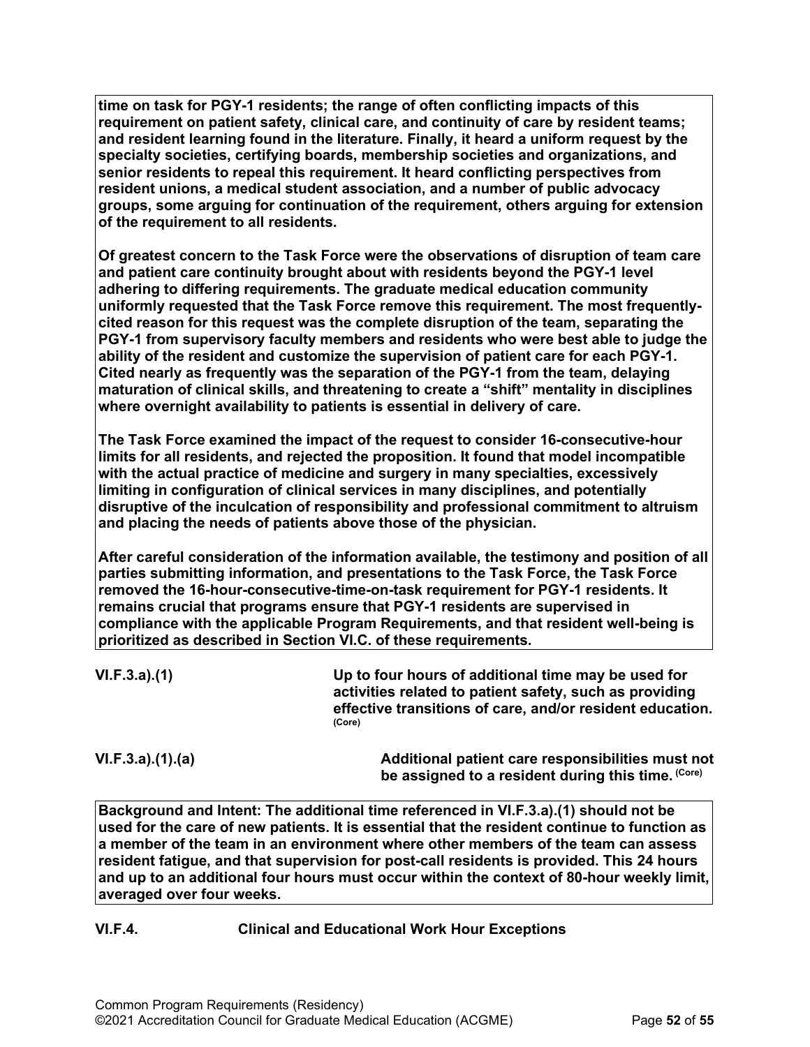**time on task for PGY-1 residents; the range of often conflicting impacts of this requirement on patient safety, clinical care, and continuity of care by resident teams; and resident learning found in the literature. Finally, it heard a uniform request by the specialty societies, certifying boards, membership societies and organizations, and senior residents to repeal this requirement. It heard conflicting perspectives from resident unions, a medical student association, and a number of public advocacy groups, some arguing for continuation of the requirement, others arguing for extension of the requirement to all residents.**

**Of greatest concern to the Task Force were the observations of disruption of team care and patient care continuity brought about with residents beyond the PGY-1 level adhering to differing requirements. The graduate medical education community uniformly requested that the Task Force remove this requirement. The most frequently-cited reason for this request was the complete disruption of the team, separating the PGY-1 from supervisory faculty members and residents who were best able to judge the ability of the resident and customize the supervision of patient care for each PGY-1. Cited nearly as frequently was the separation of the PGY-1 from the team, delaying maturation of clinical skills, and threatening to create a "shift" mentality in disciplines where overnight availability to patients is essential in delivery of care.**

**The Task Force examined the impact of the request to consider 16-consecutive-hour limits for all residents, and rejected the proposition. It found that model incompatible with the actual practice of medicine and surgery in many specialties, excessively limiting in configuration of clinical services in many disciplines, and potentially disruptive of the inculcation of responsibility and professional commitment to altruism and placing the needs of patients above those of the physician.**

**After careful consideration of the information available, the testimony and position of all parties submitting information, and presentations to the Task Force, the Task Force removed the 16-hour-consecutive-time-on-task requirement for PGY-1 residents. It remains crucial that programs ensure that PGY-1 residents are supervised in compliance with the applicable Program Requirements, and that resident well-being is prioritized as described in Section VI.C. of these requirements.**

**VI.F.3.a).(1)** **Up to four hours of additional time may be used for activities related to patient safety, such as providing effective transitions of care, and/or resident education.** (Core)

**VI.F.3.a).(1).(a)** **Additional patient care responsibilities must not be assigned to a resident during this time.** (Core)

**Background and Intent: The additional time referenced in VI.F.3.a).(1) should not be used for the care of new patients. It is essential that the resident continue to function as a member of the team in an environment where other members of the team can assess resident fatigue, and that supervision for post-call residents is provided. This 24 hours and up to an additional four hours must occur within the context of 80-hour weekly limit, averaged over four weeks.**

**VI.F.4.** **Clinical and Educational Work Hour Exceptions**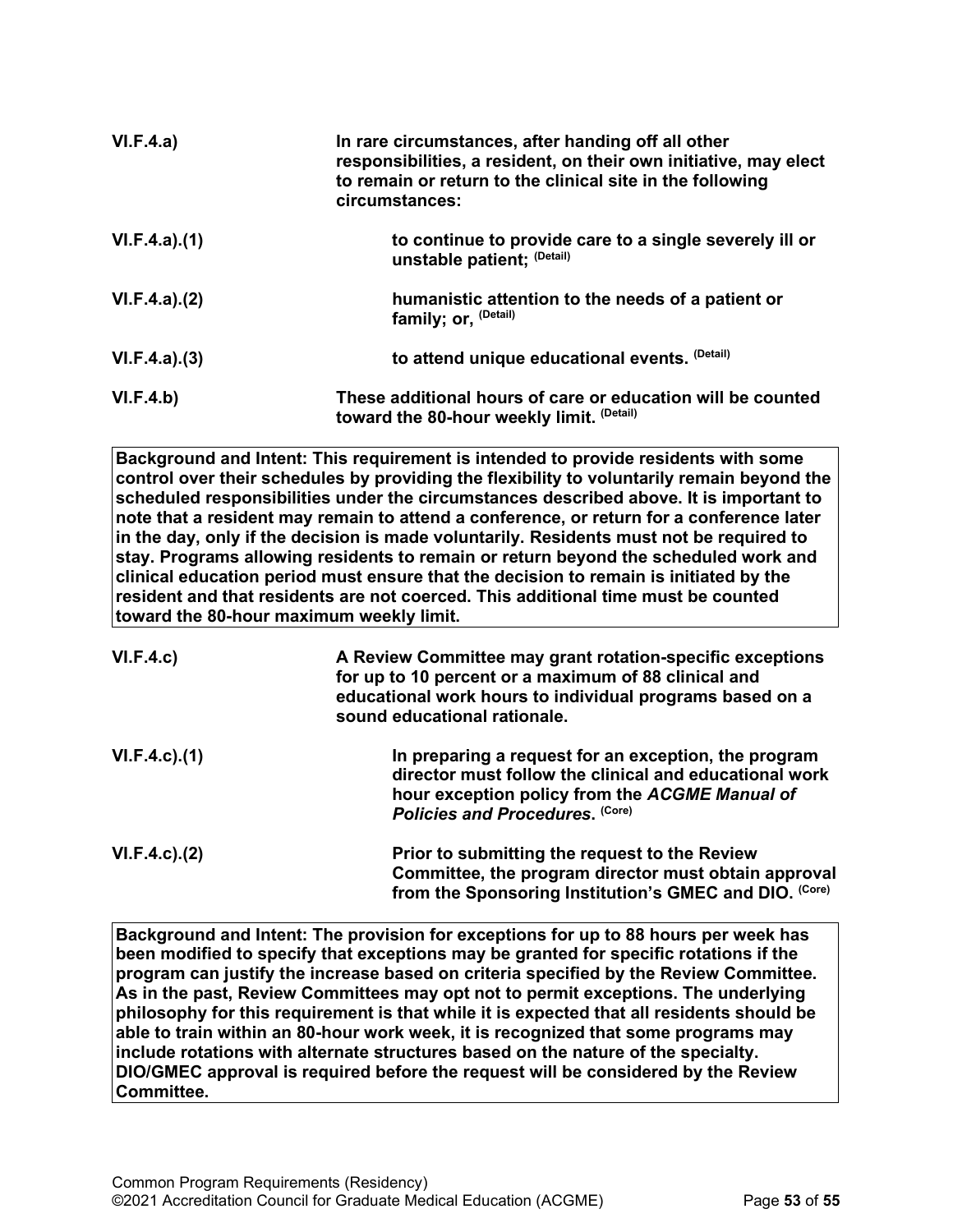| | |
|---|---|
| **VI.F.4.a)** | **In rare circumstances, after handing off all other responsibilities, a resident, on their own initiative, may elect to remain or return to the clinical site in the following circumstances:** |
| **VI.F.4.a).(1)** | **to continue to provide care to a single severely ill or unstable patient; (Detail)** |
| **VI.F.4.a).(2)** | **humanistic attention to the needs of a patient or family; or, (Detail)** |
| **VI.F.4.a).(3)** | **to attend unique educational events. (Detail)** |
| **VI.F.4.b)** | **These additional hours of care or education will be counted toward the 80-hour weekly limit. (Detail)** |

**Background and Intent: This requirement is intended to provide residents with some control over their schedules by providing the flexibility to voluntarily remain beyond the scheduled responsibilities under the circumstances described above. It is important to note that a resident may remain to attend a conference, or return for a conference later in the day, only if the decision is made voluntarily. Residents must not be required to stay. Programs allowing residents to remain or return beyond the scheduled work and clinical education period must ensure that the decision to remain is initiated by the resident and that residents are not coerced. This additional time must be counted toward the 80-hour maximum weekly limit.**

| | |
|---|---|
| **VI.F.4.c)** | **A Review Committee may grant rotation-specific exceptions for up to 10 percent or a maximum of 88 clinical and educational work hours to individual programs based on a sound educational rationale.** |
| **VI.F.4.c).(1)** | **In preparing a request for an exception, the program director must follow the clinical and educational work hour exception policy from the *ACGME Manual of Policies and Procedures*. (Core)** |
| **VI.F.4.c).(2)** | **Prior to submitting the request to the Review Committee, the program director must obtain approval from the Sponsoring Institution's GMEC and DIO. (Core)** |

**Background and Intent: The provision for exceptions for up to 88 hours per week has been modified to specify that exceptions may be granted for specific rotations if the program can justify the increase based on criteria specified by the Review Committee. As in the past, Review Committees may opt not to permit exceptions. The underlying philosophy for this requirement is that while it is expected that all residents should be able to train within an 80-hour work week, it is recognized that some programs may include rotations with alternate structures based on the nature of the specialty. DIO/GMEC approval is required before the request will be considered by the Review Committee.**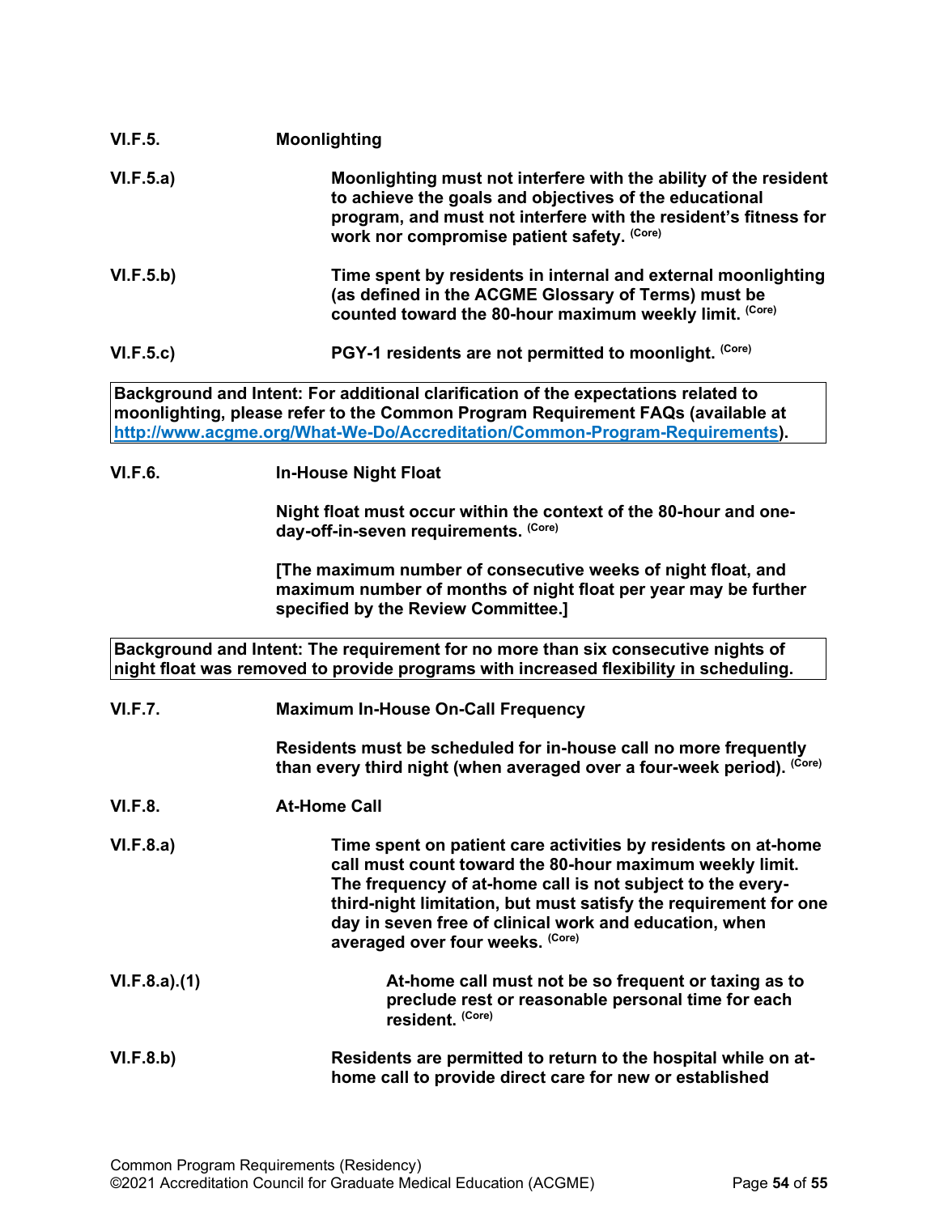**VI.F.5.** **Moonlighting**

**VI.F.5.a)** **Moonlighting must not interfere with the ability of the resident to achieve the goals and objectives of the educational program, and must not interfere with the resident's fitness for work nor compromise patient safety.** (Core)

**VI.F.5.b)** **Time spent by residents in internal and external moonlighting (as defined in the ACGME Glossary of Terms) must be counted toward the 80-hour maximum weekly limit.** (Core)

**VI.F.5.c)** **PGY-1 residents are not permitted to moonlight.** (Core)

> **Background and Intent: For additional clarification of the expectations related to moonlighting, please refer to the Common Program Requirement FAQs (available at [http://www.acgme.org/What-We-Do/Accreditation/Common-Program-Requirements](http://www.acgme.org/What-We-Do/Accreditation/Common-Program-Requirements)).**

**VI.F.6.** **In-House Night Float**

**Night float must occur within the context of the 80-hour and one-day-off-in-seven requirements.** (Core)

**[The maximum number of consecutive weeks of night float, and maximum number of months of night float per year may be further specified by the Review Committee.]**

> **Background and Intent: The requirement for no more than six consecutive nights of night float was removed to provide programs with increased flexibility in scheduling.**

**VI.F.7.** **Maximum In-House On-Call Frequency**

**Residents must be scheduled for in-house call no more frequently than every third night (when averaged over a four-week period).** (Core)

**VI.F.8.** **At-Home Call**

**VI.F.8.a)** **Time spent on patient care activities by residents on at-home call must count toward the 80-hour maximum weekly limit. The frequency of at-home call is not subject to the every-third-night limitation, but must satisfy the requirement for one day in seven free of clinical work and education, when averaged over four weeks.** (Core)

**VI.F.8.a).(1)** **At-home call must not be so frequent or taxing as to preclude rest or reasonable personal time for each resident.** (Core)

**VI.F.8.b)** **Residents are permitted to return to the hospital while on at-home call to provide direct care for new or established**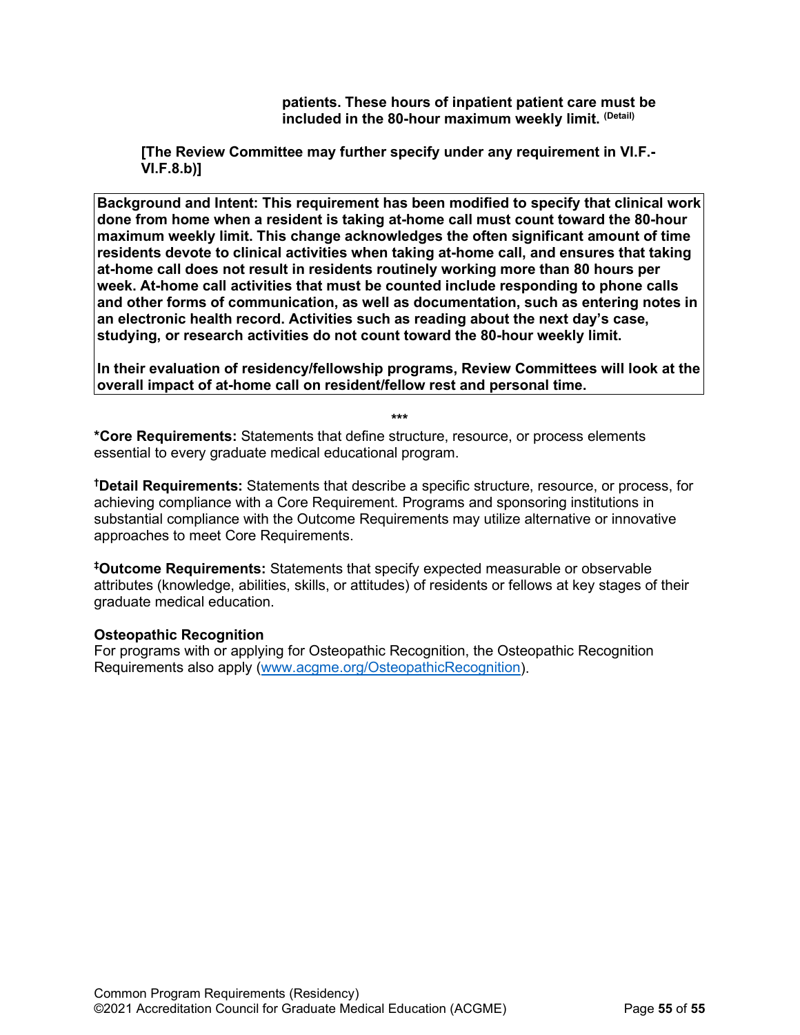**patients. These hours of inpatient patient care must be included in the 80-hour maximum weekly limit.** (Detail)

**[The Review Committee may further specify under any requirement in VI.F.-VI.F.8.b)]**

**Background and Intent: This requirement has been modified to specify that clinical work done from home when a resident is taking at-home call must count toward the 80-hour maximum weekly limit. This change acknowledges the often significant amount of time residents devote to clinical activities when taking at-home call, and ensures that taking at-home call does not result in residents routinely working more than 80 hours per week. At-home call activities that must be counted include responding to phone calls and other forms of communication, as well as documentation, such as entering notes in an electronic health record. Activities such as reading about the next day's case, studying, or research activities do not count toward the 80-hour weekly limit.**

**In their evaluation of residency/fellowship programs, Review Committees will look at the overall impact of at-home call on resident/fellow rest and personal time.**

***

***Core Requirements:** Statements that define structure, resource, or process elements essential to every graduate medical educational program.

**†Detail Requirements:** Statements that describe a specific structure, resource, or process, for achieving compliance with a Core Requirement. Programs and sponsoring institutions in substantial compliance with the Outcome Requirements may utilize alternative or innovative approaches to meet Core Requirements.

**‡Outcome Requirements:** Statements that specify expected measurable or observable attributes (knowledge, abilities, skills, or attitudes) of residents or fellows at key stages of their graduate medical education.

**Osteopathic Recognition**
For programs with or applying for Osteopathic Recognition, the Osteopathic Recognition Requirements also apply (www.acgme.org/OsteopathicRecognition).